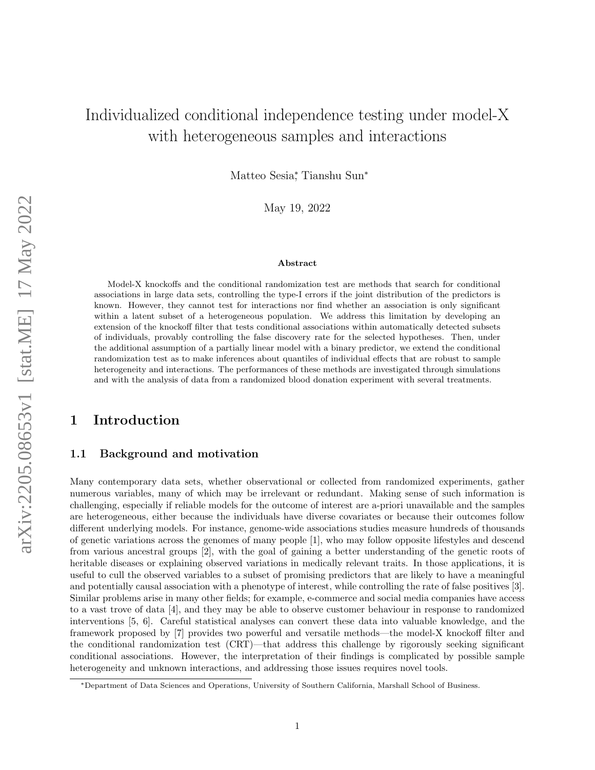# Individualized conditional independence testing under model-X with heterogeneous samples and interactions

Matteo Sesia[*], Tianshu Sun[*]

May 19, 2022

### Abstract

Model-X knockoffs and the conditional randomization test are methods that search for conditional associations in large data sets, controlling the type-I errors if the joint distribution of the predictors is known. However, they cannot test for interactions nor find whether an association is only significant within a latent subset of a heterogeneous population. We address this limitation by developing an extension of the knockoff filter that tests conditional associations within automatically detected subsets of individuals, provably controlling the false discovery rate for the selected hypotheses. Then, under the additional assumption of a partially linear model with a binary predictor, we extend the conditional randomization test as to make inferences about quantiles of individual effects that are robust to sample heterogeneity and interactions. The performances of these methods are investigated through simulations and with the analysis of data from a randomized blood donation experiment with several treatments.

## 1 Introduction

### 1.1 Background and motivation

Many contemporary data sets, whether observational or collected from randomized experiments, gather numerous variables, many of which may be irrelevant or redundant. Making sense of such information is challenging, especially if reliable models for the outcome of interest are a-priori unavailable and the samples are heterogeneous, either because the individuals have diverse covariates or because their outcomes follow different underlying models. For instance, genome-wide associations studies measure hundreds of thousands of genetic variations across the genomes of many people [1], who may follow opposite lifestyles and descend from various ancestral groups [2], with the goal of gaining a better understanding of the genetic roots of heritable diseases or explaining observed variations in medically relevant traits. In those applications, it is useful to cull the observed variables to a subset of promising predictors that are likely to have a meaningful and potentially causal association with a phenotype of interest, while controlling the rate of false positives [3]. Similar problems arise in many other fields; for example, e-commerce and social media companies have access to a vast trove of data [4], and they may be able to observe customer behaviour in response to randomized interventions [5, 6]. Careful statistical analyses can convert these data into valuable knowledge, and the framework proposed by [7] provides two powerful and versatile methods—the model-X knockoff filter and the conditional randomization test (CRT)—that address this challenge by rigorously seeking significant conditional associations. However, the interpretation of their findings is complicated by possible sample heterogeneity and unknown interactions, and addressing those issues requires novel tools.

[*]Department of Data Sciences and Operations, University of Southern California, Marshall School of Business.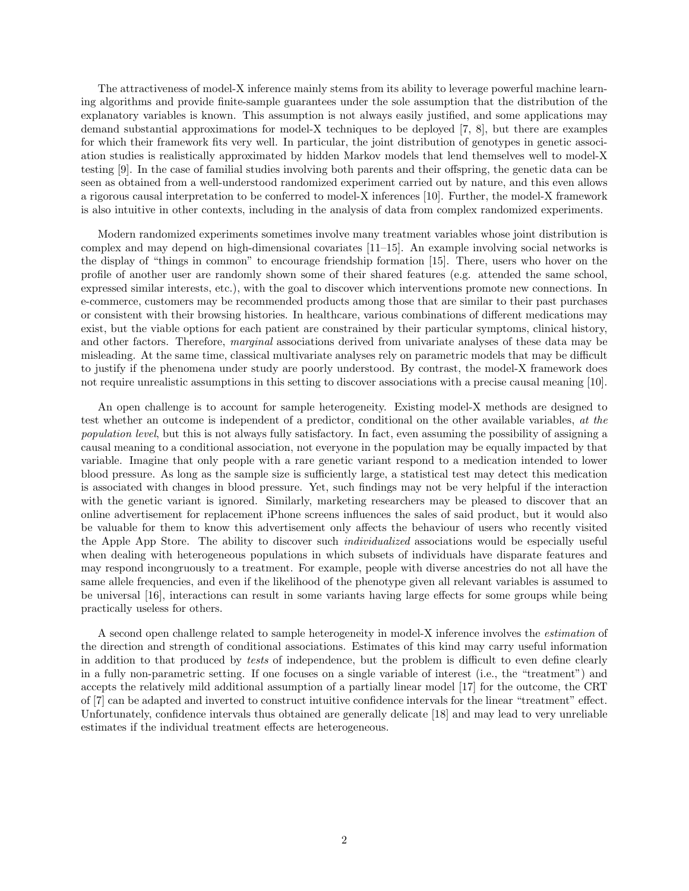The attractiveness of model-X inference mainly stems from its ability to leverage powerful machine learning algorithms and provide finite-sample guarantees under the sole assumption that the distribution of the explanatory variables is known. This assumption is not always easily justified, and some applications may demand substantial approximations for model-X techniques to be deployed [7, 8], but there are examples for which their framework fits very well. In particular, the joint distribution of genotypes in genetic association studies is realistically approximated by hidden Markov models that lend themselves well to model-X testing [9]. In the case of familial studies involving both parents and their offspring, the genetic data can be seen as obtained from a well-understood randomized experiment carried out by nature, and this even allows a rigorous causal interpretation to be conferred to model-X inferences [10]. Further, the model-X framework is also intuitive in other contexts, including in the analysis of data from complex randomized experiments.

Modern randomized experiments sometimes involve many treatment variables whose joint distribution is complex and may depend on high-dimensional covariates [11–15]. An example involving social networks is the display of "things in common" to encourage friendship formation [15]. There, users who hover on the profile of another user are randomly shown some of their shared features (e.g. attended the same school, expressed similar interests, etc.), with the goal to discover which interventions promote new connections. In e-commerce, customers may be recommended products among those that are similar to their past purchases or consistent with their browsing histories. In healthcare, various combinations of different medications may exist, but the viable options for each patient are constrained by their particular symptoms, clinical history, and other factors. Therefore, *marginal* associations derived from univariate analyses of these data may be misleading. At the same time, classical multivariate analyses rely on parametric models that may be difficult to justify if the phenomena under study are poorly understood. By contrast, the model-X framework does not require unrealistic assumptions in this setting to discover associations with a precise causal meaning [10].

An open challenge is to account for sample heterogeneity. Existing model-X methods are designed to test whether an outcome is independent of a predictor, conditional on the other available variables, *at the population level*, but this is not always fully satisfactory. In fact, even assuming the possibility of assigning a causal meaning to a conditional association, not everyone in the population may be equally impacted by that variable. Imagine that only people with a rare genetic variant respond to a medication intended to lower blood pressure. As long as the sample size is sufficiently large, a statistical test may detect this medication is associated with changes in blood pressure. Yet, such findings may not be very helpful if the interaction with the genetic variant is ignored. Similarly, marketing researchers may be pleased to discover that an online advertisement for replacement iPhone screens influences the sales of said product, but it would also be valuable for them to know this advertisement only affects the behaviour of users who recently visited the Apple App Store. The ability to discover such *individualized* associations would be especially useful when dealing with heterogeneous populations in which subsets of individuals have disparate features and may respond incongruously to a treatment. For example, people with diverse ancestries do not all have the same allele frequencies, and even if the likelihood of the phenotype given all relevant variables is assumed to be universal [16], interactions can result in some variants having large effects for some groups while being practically useless for others.

A second open challenge related to sample heterogeneity in model-X inference involves the *estimation* of the direction and strength of conditional associations. Estimates of this kind may carry useful information in addition to that produced by *tests* of independence, but the problem is difficult to even define clearly in a fully non-parametric setting. If one focuses on a single variable of interest (i.e., the "treatment") and accepts the relatively mild additional assumption of a partially linear model [17] for the outcome, the CRT of [7] can be adapted and inverted to construct intuitive confidence intervals for the linear "treatment" effect. Unfortunately, confidence intervals thus obtained are generally delicate [18] and may lead to very unreliable estimates if the individual treatment effects are heterogeneous.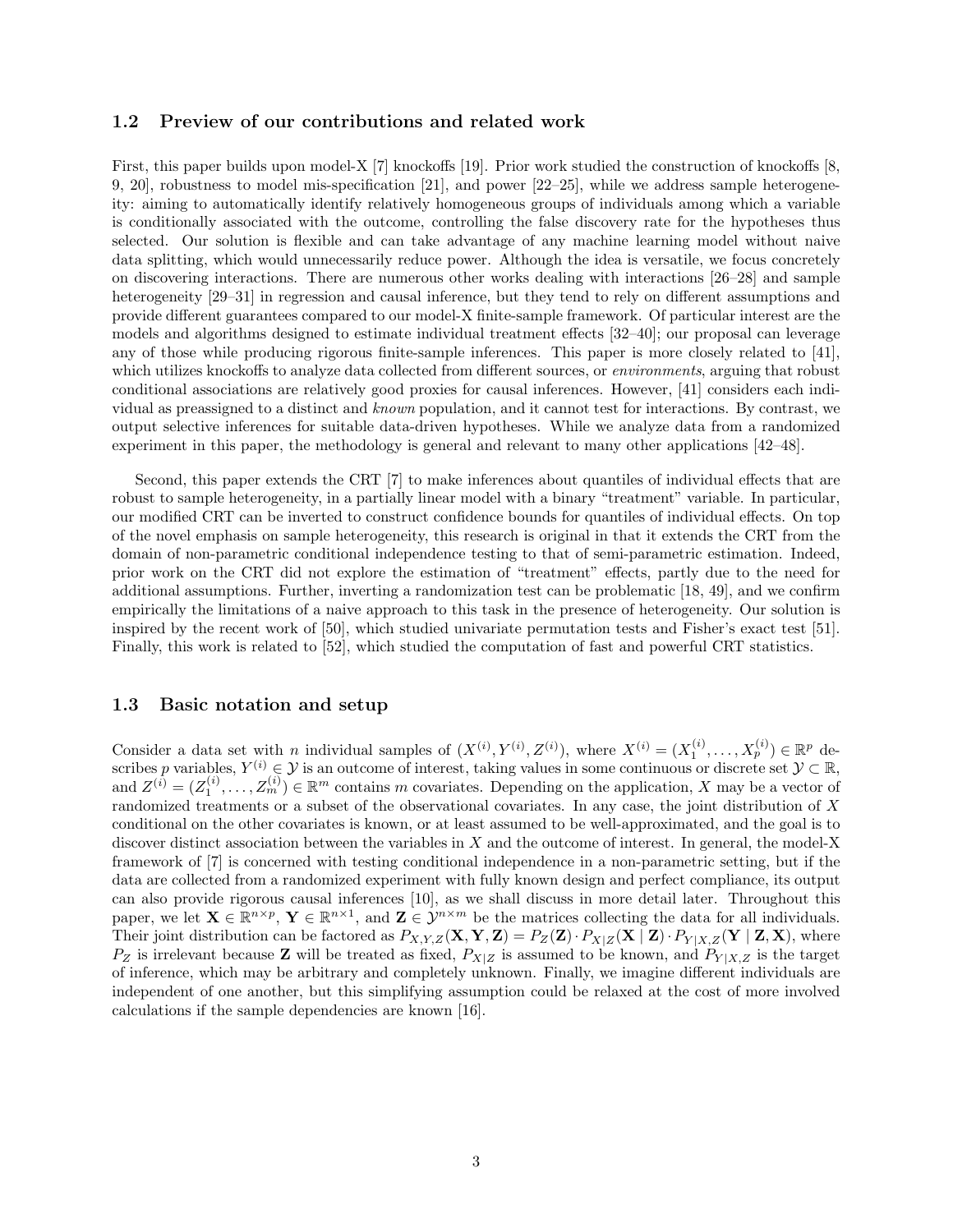### 1.2 Preview of our contributions and related work

First, this paper builds upon model-X [7] knockoffs [19]. Prior work studied the construction of knockoffs [8, 9, 20], robustness to model mis-specification [21], and power [22–25], while we address sample heterogeneity: aiming to automatically identify relatively homogeneous groups of individuals among which a variable is conditionally associated with the outcome, controlling the false discovery rate for the hypotheses thus selected. Our solution is flexible and can take advantage of any machine learning model without naive data splitting, which would unnecessarily reduce power. Although the idea is versatile, we focus concretely on discovering interactions. There are numerous other works dealing with interactions [26–28] and sample heterogeneity [29–31] in regression and causal inference, but they tend to rely on different assumptions and provide different guarantees compared to our model-X finite-sample framework. Of particular interest are the models and algorithms designed to estimate individual treatment effects [32–40]; our proposal can leverage any of those while producing rigorous finite-sample inferences. This paper is more closely related to [41], which utilizes knockoffs to analyze data collected from different sources, or *environments*, arguing that robust conditional associations are relatively good proxies for causal inferences. However, [41] considers each individual as preassigned to a distinct and *known* population, and it cannot test for interactions. By contrast, we output selective inferences for suitable data-driven hypotheses. While we analyze data from a randomized experiment in this paper, the methodology is general and relevant to many other applications [42–48].

Second, this paper extends the CRT [7] to make inferences about quantiles of individual effects that are robust to sample heterogeneity, in a partially linear model with a binary "treatment" variable. In particular, our modified CRT can be inverted to construct confidence bounds for quantiles of individual effects. On top of the novel emphasis on sample heterogeneity, this research is original in that it extends the CRT from the domain of non-parametric conditional independence testing to that of semi-parametric estimation. Indeed, prior work on the CRT did not explore the estimation of "treatment" effects, partly due to the need for additional assumptions. Further, inverting a randomization test can be problematic [18, 49], and we confirm empirically the limitations of a naive approach to this task in the presence of heterogeneity. Our solution is inspired by the recent work of [50], which studied univariate permutation tests and Fisher's exact test [51]. Finally, this work is related to [52], which studied the computation of fast and powerful CRT statistics.

### 1.3 Basic notation and setup

Consider a data set with $n$ individual samples of $(X^{(i)}, Y^{(i)}, Z^{(i)})$, where $X^{(i)} = (X_1^{(i)}, \ldots, X_p^{(i)}) \in \mathbb{R}^p$ describes $p$ variables, $Y^{(i)} \in \mathcal{Y}$ is an outcome of interest, taking values in some continuous or discrete set $\mathcal{Y} \subset \mathbb{R}$, and $Z^{(i)} = (Z_1^{(i)}, \ldots, Z_m^{(i)}) \in \mathbb{R}^m$ contains $m$ covariates. Depending on the application, $X$ may be a vector of randomized treatments or a subset of the observational covariates. In any case, the joint distribution of $X$ conditional on the other covariates is known, or at least assumed to be well-approximated, and the goal is to discover distinct association between the variables in $X$ and the outcome of interest. In general, the model-X framework of [7] is concerned with testing conditional independence in a non-parametric setting, but if the data are collected from a randomized experiment with fully known design and perfect compliance, its output can also provide rigorous causal inferences [10], as we shall discuss in more detail later. Throughout this paper, we let $\mathbf{X} \in \mathbb{R}^{n \times p}$, $\mathbf{Y} \in \mathbb{R}^{n \times 1}$, and $\mathbf{Z} \in \mathcal{Y}^{n \times m}$ be the matrices collecting the data for all individuals. Their joint distribution can be factored as $P_{X,Y,Z}(\mathbf{X}, \mathbf{Y}, \mathbf{Z}) = P_Z(\mathbf{Z}) \cdot P_{X|Z}(\mathbf{X} \mid \mathbf{Z}) \cdot P_{Y|X,Z}(\mathbf{Y} \mid \mathbf{Z}, \mathbf{X})$, where $P_Z$ is irrelevant because $\mathbf{Z}$ will be treated as fixed, $P_{X|Z}$ is assumed to be known, and $P_{Y|X,Z}$ is the target of inference, which may be arbitrary and completely unknown. Finally, we imagine different individuals are independent of one another, but this simplifying assumption could be relaxed at the cost of more involved calculations if the sample dependencies are known [16].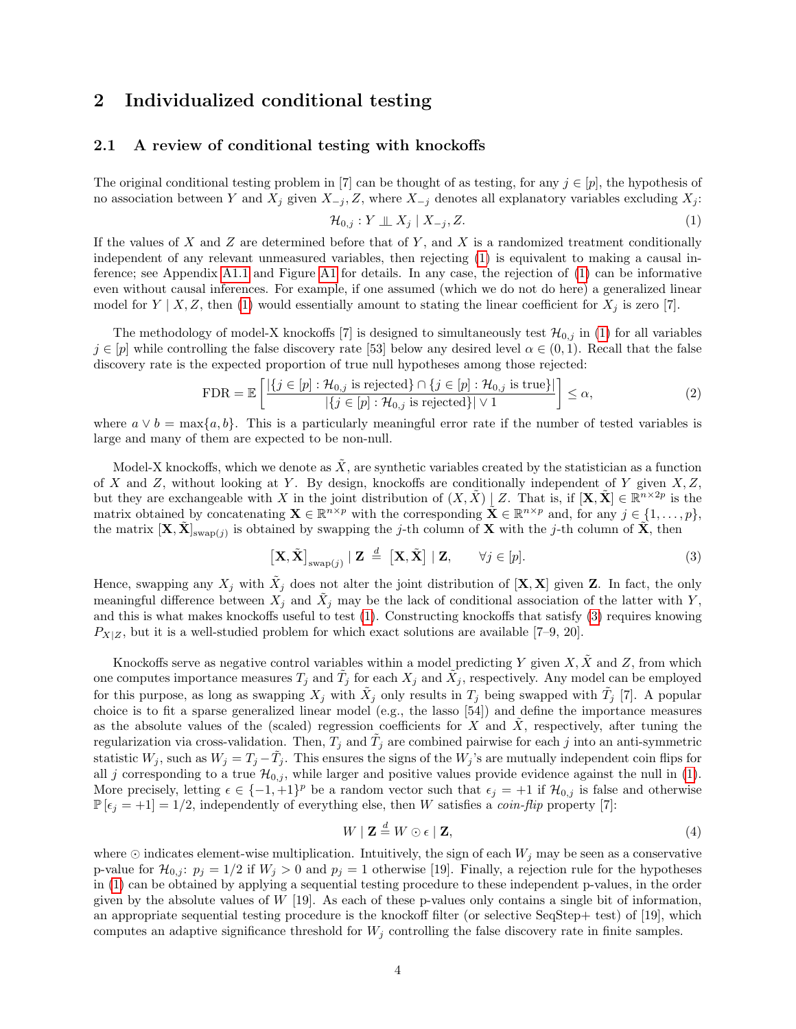## 2 Individualized conditional testing

### 2.1 A review of conditional testing with knockoffs

The original conditional testing problem in [7] can be thought of as testing, for any $j \in [p]$, the hypothesis of no association between $Y$ and $X_j$ given $X_{-j}, Z$, where $X_{-j}$ denotes all explanatory variables excluding $X_j$:

$$\mathcal{H}_{0,j} : Y \perp\!\!\!\perp X_j \mid X_{-j}, Z. \tag{1}$$

If the values of $X$ and $Z$ are determined before that of $Y$, and $X$ is a randomized treatment conditionally independent of any relevant unmeasured variables, then rejecting (1) is equivalent to making a causal inference; see Appendix A1.1 and Figure A1 for details. In any case, the rejection of (1) can be informative even without causal inferences. For example, if one assumed (which we do not do here) a generalized linear model for $Y \mid X, Z$, then (1) would essentially amount to stating the linear coefficient for $X_j$ is zero [7].

The methodology of model-X knockoffs [7] is designed to simultaneously test $\mathcal{H}_{0,j}$ in (1) for all variables $j \in [p]$ while controlling the false discovery rate [53] below any desired level $\alpha \in (0, 1)$. Recall that the false discovery rate is the expected proportion of true null hypotheses among those rejected:

$$\text{FDR} = \mathbb{E}\left[\frac{|\{j \in [p] : \mathcal{H}_{0,j} \text{ is rejected}\} \cap \{j \in [p] : \mathcal{H}_{0,j} \text{ is true}\}|}{|\{j \in [p] : \mathcal{H}_{0,j} \text{ is rejected}\}| \vee 1}\right] \leq \alpha, \tag{2}$$

where $a \vee b = \max\{a, b\}$. This is a particularly meaningful error rate if the number of tested variables is large and many of them are expected to be non-null.

Model-X knockoffs, which we denote as $\tilde{X}$, are synthetic variables created by the statistician as a function of $X$ and $Z$, without looking at $Y$. By design, knockoffs are conditionally independent of $Y$ given $X, Z$, but they are exchangeable with $X$ in the joint distribution of $(X, \tilde{X}) \mid Z$. That is, if $[\mathbf{X}, \tilde{\mathbf{X}}] \in \mathbb{R}^{n \times 2p}$ is the matrix obtained by concatenating $\mathbf{X} \in \mathbb{R}^{n \times p}$ with the corresponding $\tilde{\mathbf{X}} \in \mathbb{R}^{n \times p}$ and, for any $j \in \{1, \dots, p\}$, the matrix $[\mathbf{X}, \tilde{\mathbf{X}}]_{\text{swap}(j)}$ is obtained by swapping the $j$-th column of $\mathbf{X}$ with the $j$-th column of $\tilde{\mathbf{X}}$, then

$$\left[\mathbf{X}, \tilde{\mathbf{X}}\right]_{\text{swap}(j)} \mid \mathbf{Z} \overset{d}{=} \left[\mathbf{X}, \tilde{\mathbf{X}}\right] \mid \mathbf{Z}, \qquad \forall j \in [p]. \tag{3}$$

Hence, swapping any $X_j$ with $\tilde{X}_j$ does not alter the joint distribution of $[\mathbf{X}, \mathbf{X}]$ given $\mathbf{Z}$. In fact, the only meaningful difference between $X_j$ and $\tilde{X}_j$ may be the lack of conditional association of the latter with $Y$, and this is what makes knockoffs useful to test (1). Constructing knockoffs that satisfy (3) requires knowing $P_{X|Z}$, but it is a well-studied problem for which exact solutions are available [7–9, 20].

Knockoffs serve as negative control variables within a model predicting $Y$ given $X, \tilde{X}$ and $Z$, from which one computes importance measures $T_j$ and $\tilde{T}_j$ for each $X_j$ and $\tilde{X}_j$, respectively. Any model can be employed for this purpose, as long as swapping $X_j$ with $\tilde{X}_j$ only results in $T_j$ being swapped with $\tilde{T}_j$ [7]. A popular choice is to fit a sparse generalized linear model (e.g., the lasso [54]) and define the importance measures as the absolute values of the (scaled) regression coefficients for $X$ and $\tilde{X}$, respectively, after tuning the regularization via cross-validation. Then, $T_j$ and $\tilde{T}_j$ are combined pairwise for each $j$ into an anti-symmetric statistic $W_j$, such as $W_j = T_j - \tilde{T}_j$. This ensures the signs of the $W_j$'s are mutually independent coin flips for all $j$ corresponding to a true $\mathcal{H}_{0,j}$, while larger and positive values provide evidence against the null in (1). More precisely, letting $\epsilon \in \{-1, +1\}^p$ be a random vector such that $\epsilon_j = +1$ if $\mathcal{H}_{0,j}$ is false and otherwise $\mathbb{P}[\epsilon_j = +1] = 1/2$, independently of everything else, then $W$ satisfies a *coin-flip* property [7]:

$$W \mid \mathbf{Z} \overset{d}{=} W \odot \epsilon \mid \mathbf{Z}, \tag{4}$$

where $\odot$ indicates element-wise multiplication. Intuitively, the sign of each $W_j$ may be seen as a conservative p-value for $\mathcal{H}_{0,j}$: $p_j = 1/2$ if $W_j > 0$ and $p_j = 1$ otherwise [19]. Finally, a rejection rule for the hypotheses in (1) can be obtained by applying a sequential testing procedure to these independent p-values, in the order given by the absolute values of $W$ [19]. As each of these p-values only contains a single bit of information, an appropriate sequential testing procedure is the knockoff filter (or selective SeqStep+ test) of [19], which computes an adaptive significance threshold for $W_j$ controlling the false discovery rate in finite samples.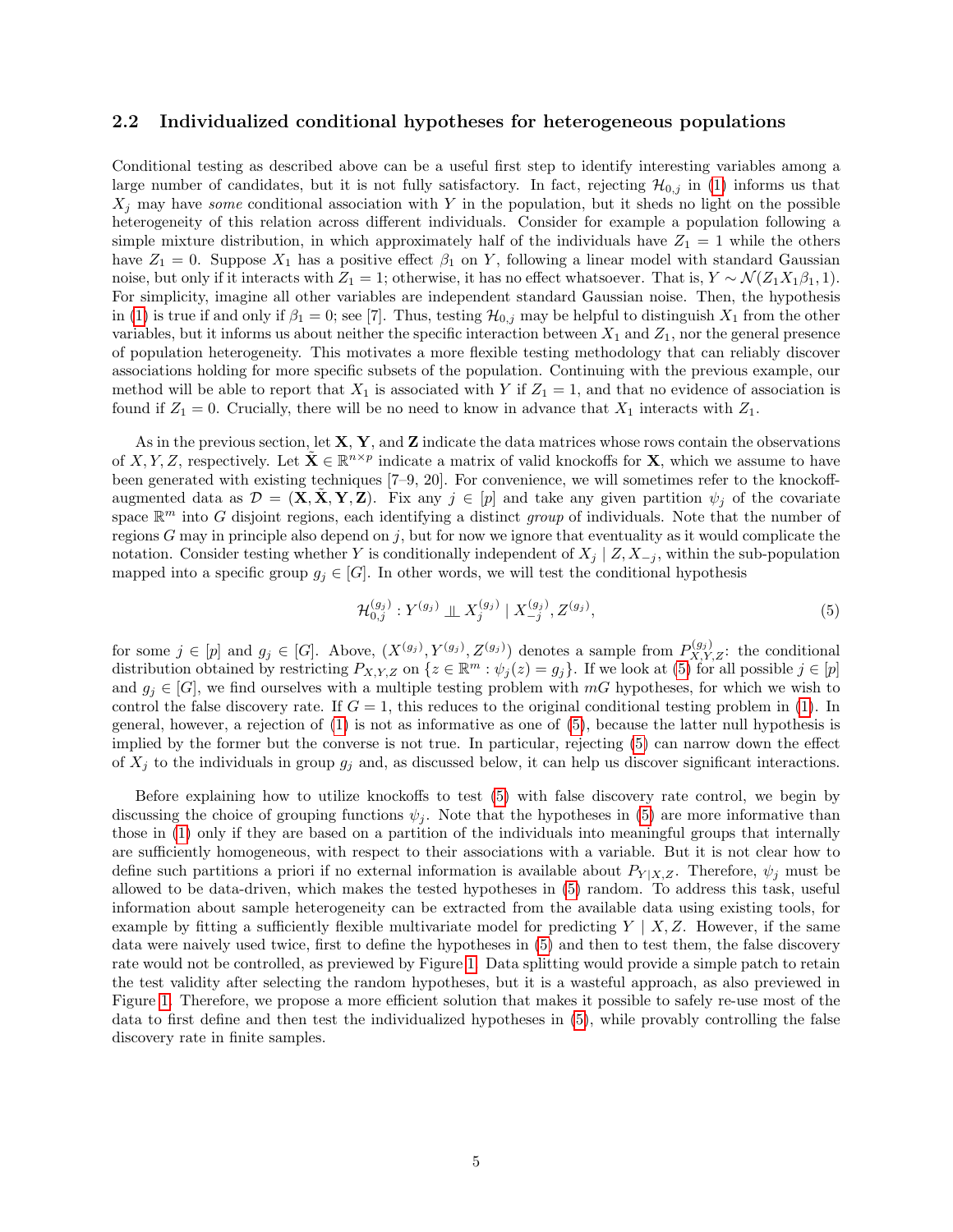### 2.2 Individualized conditional hypotheses for heterogeneous populations

Conditional testing as described above can be a useful first step to identify interesting variables among a large number of candidates, but it is not fully satisfactory. In fact, rejecting $\mathcal{H}_{0,j}$ in (1) informs us that $X_j$ may have *some* conditional association with $Y$ in the population, but it sheds no light on the possible heterogeneity of this relation across different individuals. Consider for example a population following a simple mixture distribution, in which approximately half of the individuals have $Z_1 = 1$ while the others have $Z_1 = 0$. Suppose $X_1$ has a positive effect $\beta_1$ on $Y$, following a linear model with standard Gaussian noise, but only if it interacts with $Z_1 = 1$; otherwise, it has no effect whatsoever. That is, $Y \sim \mathcal{N}(Z_1 X_1 \beta_1, 1)$. For simplicity, imagine all other variables are independent standard Gaussian noise. Then, the hypothesis in (1) is true if and only if $\beta_1 = 0$; see [7]. Thus, testing $\mathcal{H}_{0,j}$ may be helpful to distinguish $X_1$ from the other variables, but it informs us about neither the specific interaction between $X_1$ and $Z_1$, nor the general presence of population heterogeneity. This motivates a more flexible testing methodology that can reliably discover associations holding for more specific subsets of the population. Continuing with the previous example, our method will be able to report that $X_1$ is associated with $Y$ if $Z_1 = 1$, and that no evidence of association is found if $Z_1 = 0$. Crucially, there will be no need to know in advance that $X_1$ interacts with $Z_1$.

As in the previous section, let $\mathbf{X}$, $\mathbf{Y}$, and $\mathbf{Z}$ indicate the data matrices whose rows contain the observations of $X, Y, Z$, respectively. Let $\tilde{\mathbf{X}} \in \mathbb{R}^{n \times p}$ indicate a matrix of valid knockoffs for $\mathbf{X}$, which we assume to have been generated with existing techniques [7–9, 20]. For convenience, we will sometimes refer to the knockoff-augmented data as $\mathcal{D} = (\mathbf{X}, \tilde{\mathbf{X}}, \mathbf{Y}, \mathbf{Z})$. Fix any $j \in [p]$ and take any given partition $\psi_j$ of the covariate space $\mathbb{R}^m$ into $G$ disjoint regions, each identifying a distinct *group* of individuals. Note that the number of regions $G$ may in principle also depend on $j$, but for now we ignore that eventuality as it would complicate the notation. Consider testing whether $Y$ is conditionally independent of $X_j \mid Z, X_{-j}$, within the sub-population mapped into a specific group $g_j \in [G]$. In other words, we will test the conditional hypothesis

$$\mathcal{H}_{0,j}^{(g_j)} : Y^{(g_j)} \perp\!\!\!\perp X_j^{(g_j)} \mid X_{-j}^{(g_j)}, Z^{(g_j)}, \tag{5}$$

for some $j \in [p]$ and $g_j \in [G]$. Above, $(X^{(g_j)}, Y^{(g_j)}, Z^{(g_j)})$ denotes a sample from $P_{X,Y,Z}^{(g_j)}$: the conditional distribution obtained by restricting $P_{X,Y,Z}$ on $\{z \in \mathbb{R}^m : \psi_j(z) = g_j\}$. If we look at (5) for all possible $j \in [p]$ and $g_j \in [G]$, we find ourselves with a multiple testing problem with $mG$ hypotheses, for which we wish to control the false discovery rate. If $G = 1$, this reduces to the original conditional testing problem in (1). In general, however, a rejection of (1) is not as informative as one of (5), because the latter null hypothesis is implied by the former but the converse is not true. In particular, rejecting (5) can narrow down the effect of $X_j$ to the individuals in group $g_j$ and, as discussed below, it can help us discover significant interactions.

Before explaining how to utilize knockoffs to test (5) with false discovery rate control, we begin by discussing the choice of grouping functions $\psi_j$. Note that the hypotheses in (5) are more informative than those in (1) only if they are based on a partition of the individuals into meaningful groups that internally are sufficiently homogeneous, with respect to their associations with a variable. But it is not clear how to define such partitions a priori if no external information is available about $P_{Y|X,Z}$. Therefore, $\psi_j$ must be allowed to be data-driven, which makes the tested hypotheses in (5) random. To address this task, useful information about sample heterogeneity can be extracted from the available data using existing tools, for example by fitting a sufficiently flexible multivariate model for predicting $Y \mid X, Z$. However, if the same data were naively used twice, first to define the hypotheses in (5) and then to test them, the false discovery rate would not be controlled, as previewed by Figure 1. Data splitting would provide a simple patch to retain the test validity after selecting the random hypotheses, but it is a wasteful approach, as also previewed in Figure 1. Therefore, we propose a more efficient solution that makes it possible to safely re-use most of the data to first define and then test the individualized hypotheses in (5), while provably controlling the false discovery rate in finite samples.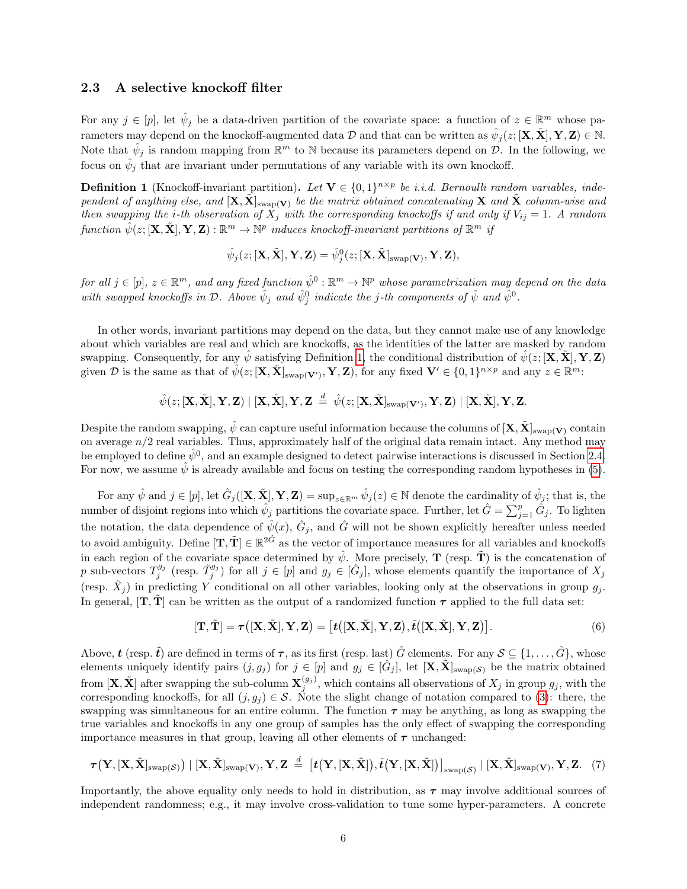### 2.3 A selective knockoff filter

For any $j \in [p]$, let $\hat{\psi}_j$ be a data-driven partition of the covariate space: a function of $z \in \mathbb{R}^m$ whose parameters may depend on the knockoff-augmented data $\mathcal{D}$ and that can be written as $\hat{\psi}_j(z; [\mathbf{X}, \tilde{\mathbf{X}}], \mathbf{Y}, \mathbf{Z}) \in \mathbb{N}$. Note that $\hat{\psi}_j$ is random mapping from $\mathbb{R}^m$ to $\mathbb{N}$ because its parameters depend on $\mathcal{D}$. In the following, we focus on $\hat{\psi}_j$ that are invariant under permutations of any variable with its own knockoff.

**Definition 1** (Knockoff-invariant partition)**.** *Let $\mathbf{V} \in \{0,1\}^{n \times p}$ be i.i.d. Bernoulli random variables, independent of anything else, and $[\mathbf{X}, \tilde{\mathbf{X}}]_{\text{swap}(\mathbf{V})}$ be the matrix obtained concatenating $\mathbf{X}$ and $\tilde{\mathbf{X}}$ column-wise and then swapping the $i$-th observation of $X_j$ with the corresponding knockoffs if and only if $V_{ij} = 1$. A random function $\hat{\psi}(z; [\mathbf{X}, \tilde{\mathbf{X}}], \mathbf{Y}, \mathbf{Z}) : \mathbb{R}^m \to \mathbb{N}^p$ induces knockoff-invariant partitions of $\mathbb{R}^m$ if*

$$\hat{\psi}_j(z; [\mathbf{X}, \tilde{\mathbf{X}}], \mathbf{Y}, \mathbf{Z}) = \hat{\psi}^0_j(z; [\mathbf{X}, \tilde{\mathbf{X}}]_{\text{swap}(\mathbf{V})}, \mathbf{Y}, \mathbf{Z}),$$

*for all $j \in [p]$, $z \in \mathbb{R}^m$, and any fixed function $\hat{\psi}^0 : \mathbb{R}^m \to \mathbb{N}^p$ whose parametrization may depend on the data with swapped knockoffs in $\mathcal{D}$. Above $\hat{\psi}_j$ and $\hat{\psi}^0_j$ indicate the $j$-th components of $\hat{\psi}$ and $\hat{\psi}^0$.*

In other words, invariant partitions may depend on the data, but they cannot make use of any knowledge about which variables are real and which are knockoffs, as the identities of the latter are masked by random swapping. Consequently, for any $\hat{\psi}$ satisfying Definition 1, the conditional distribution of $\hat{\psi}(z; [\mathbf{X}, \tilde{\mathbf{X}}], \mathbf{Y}, \mathbf{Z})$ given $\mathcal{D}$ is the same as that of $\hat{\psi}(z; [\mathbf{X}, \tilde{\mathbf{X}}]_{\text{swap}(\mathbf{V}')}, \mathbf{Y}, \mathbf{Z})$, for any fixed $\mathbf{V}' \in \{0,1\}^{n \times p}$ and any $z \in \mathbb{R}^m$:

$$\hat{\psi}(z; [\mathbf{X}, \tilde{\mathbf{X}}], \mathbf{Y}, \mathbf{Z}) \mid [\mathbf{X}, \tilde{\mathbf{X}}], \mathbf{Y}, \mathbf{Z} \overset{d}{=} \hat{\psi}(z; [\mathbf{X}, \tilde{\mathbf{X}}]_{\text{swap}(\mathbf{V}')}, \mathbf{Y}, \mathbf{Z}) \mid [\mathbf{X}, \tilde{\mathbf{X}}], \mathbf{Y}, \mathbf{Z}.$$

Despite the random swapping, $\hat{\psi}$ can capture useful information because the columns of $[\mathbf{X}, \tilde{\mathbf{X}}]_{\text{swap}(\mathbf{V})}$ contain on average $n/2$ real variables. Thus, approximately half of the original data remain intact. Any method may be employed to define $\hat{\psi}^0$, and an example designed to detect pairwise interactions is discussed in Section 2.4. For now, we assume $\hat{\psi}$ is already available and focus on testing the corresponding random hypotheses in (5).

For any $\hat{\psi}$ and $j \in [p]$, let $\hat{G}_j([\mathbf{X}, \tilde{\mathbf{X}}], \mathbf{Y}, \mathbf{Z}) = \sup_{z \in \mathbb{R}^m} \hat{\psi}_j(z) \in \mathbb{N}$ denote the cardinality of $\hat{\psi}_j$; that is, the number of disjoint regions into which $\hat{\psi}_j$ partitions the covariate space. Further, let $\hat{G} = \sum_{j=1}^p \hat{G}_j$. To lighten the notation, the data dependence of $\hat{\psi}(x)$, $\hat{G}_j$, and $\hat{G}$ will not be shown explicitly hereafter unless needed to avoid ambiguity. Define $[\mathbf{T}, \tilde{\mathbf{T}}] \in \mathbb{R}^{2\hat{G}}$ as the vector of importance measures for all variables and knockoffs in each region of the covariate space determined by $\hat{\psi}$. More precisely, $\mathbf{T}$ (resp. $\tilde{\mathbf{T}}$) is the concatenation of $p$ sub-vectors $T_j^{g_j}$ (resp. $\tilde{T}_j^{g_j}$) for all $j \in [p]$ and $g_j \in [\hat{G}_j]$, whose elements quantify the importance of $X_j$ (resp. $\tilde{X}_j$) in predicting $Y$ conditional on all other variables, looking only at the observations in group $g_j$. In general, $[\mathbf{T}, \tilde{\mathbf{T}}]$ can be written as the output of a randomized function $\boldsymbol{\tau}$ applied to the full data set:

$$[\mathbf{T}, \tilde{\mathbf{T}}] = \boldsymbol{\tau}([\mathbf{X}, \tilde{\mathbf{X}}], \mathbf{Y}, \mathbf{Z}) = \left[\boldsymbol{t}([\mathbf{X}, \tilde{\mathbf{X}}], \mathbf{Y}, \mathbf{Z}), \tilde{\boldsymbol{t}}([\mathbf{X}, \tilde{\mathbf{X}}], \mathbf{Y}, \mathbf{Z})\right]. \tag{6}$$

Above, $\boldsymbol{t}$ (resp. $\tilde{\boldsymbol{t}}$) are defined in terms of $\boldsymbol{\tau}$, as its first (resp. last) $\hat{G}$ elements. For any $\mathcal{S} \subseteq \{1, \ldots, \hat{G}\}$, whose elements uniquely identify pairs $(j, g_j)$ for $j \in [p]$ and $g_j \in [\hat{G}_j]$, let $[\mathbf{X}, \tilde{\mathbf{X}}]_{\text{swap}(\mathcal{S})}$ be the matrix obtained from $[\mathbf{X}, \tilde{\mathbf{X}}]$ after swapping the sub-column $\mathbf{X}_j^{(g_j)}$, which contains all observations of $X_j$ in group $g_j$, with the corresponding knockoffs, for all $(j, g_j) \in \mathcal{S}$. Note the slight change of notation compared to (3): there, the swapping was simultaneous for an entire column. The function $\boldsymbol{\tau}$ may be anything, as long as swapping the true variables and knockoffs in any one group of samples has the only effect of swapping the corresponding importance measures in that group, leaving all other elements of $\boldsymbol{\tau}$ unchanged:

$$\boldsymbol{\tau}\left(\mathbf{Y}, [\mathbf{X}, \tilde{\mathbf{X}}]_{\text{swap}(\mathcal{S})}\right) \mid [\mathbf{X}, \tilde{\mathbf{X}}]_{\text{swap}(\mathbf{V})}, \mathbf{Y}, \mathbf{Z} \overset{d}{=} \left[\boldsymbol{t}(\mathbf{Y}, [\mathbf{X}, \tilde{\mathbf{X}}]), \tilde{\boldsymbol{t}}(\mathbf{Y}, [\mathbf{X}, \tilde{\mathbf{X}}])\right]_{\text{swap}(\mathcal{S})} \mid [\mathbf{X}, \tilde{\mathbf{X}}]_{\text{swap}(\mathbf{V})}, \mathbf{Y}, \mathbf{Z}. \tag{7}$$

Importantly, the above equality only needs to hold in distribution, as $\boldsymbol{\tau}$ may involve additional sources of independent randomness; e.g., it may involve cross-validation to tune some hyper-parameters. A concrete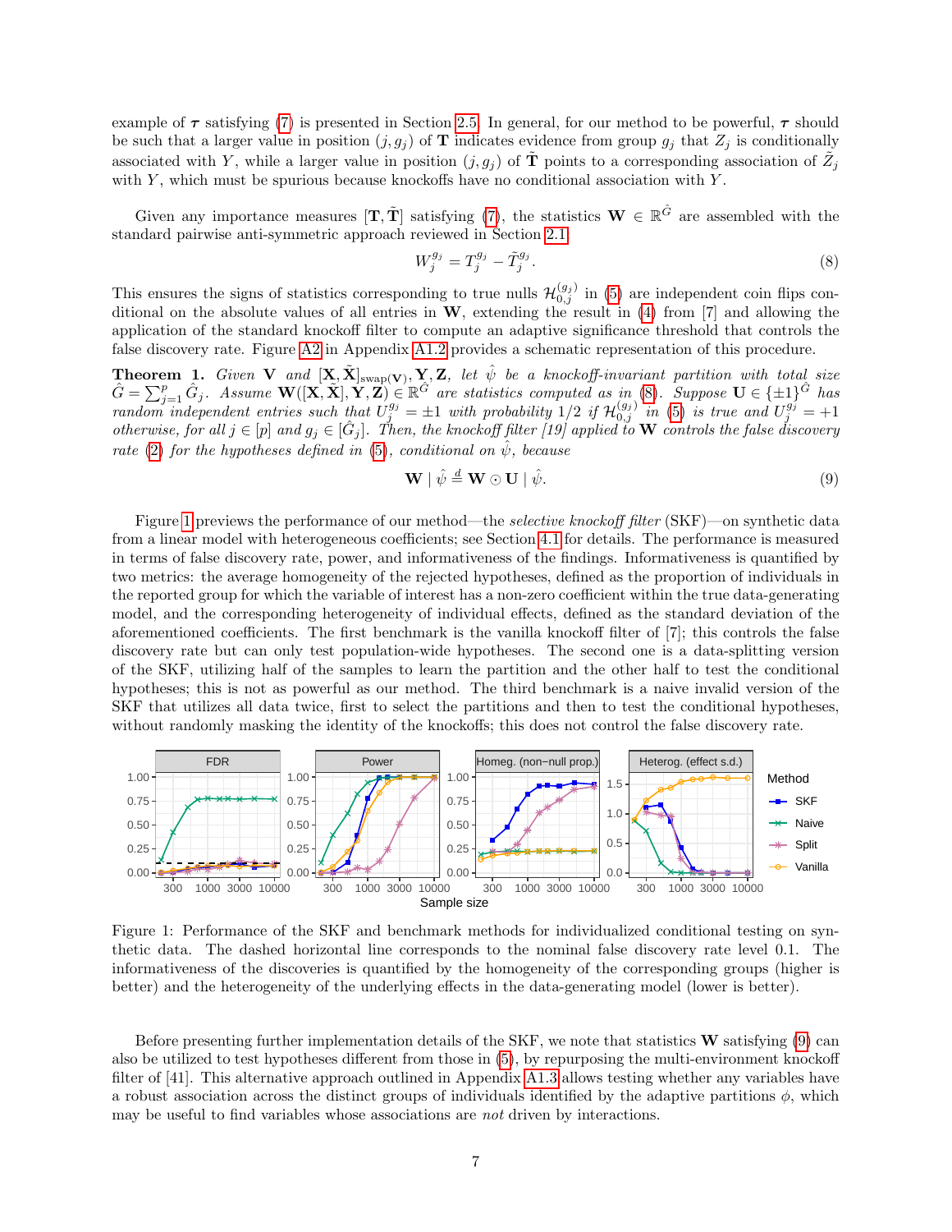example of $\boldsymbol{\tau}$ satisfying (7) is presented in Section 2.5. In general, for our method to be powerful, $\boldsymbol{\tau}$ should be such that a larger value in position $(j, g_j)$ of $\mathbf{T}$ indicates evidence from group $g_j$ that $Z_j$ is conditionally associated with $Y$, while a larger value in position $(j, g_j)$ of $\tilde{\mathbf{T}}$ points to a corresponding association of $\tilde{Z}_j$ with $Y$, which must be spurious because knockoffs have no conditional association with $Y$.

Given any importance measures $[\mathbf{T}, \tilde{\mathbf{T}}]$ satisfying (7), the statistics $\mathbf{W} \in \mathbb{R}^{\hat{G}}$ are assembled with the standard pairwise anti-symmetric approach reviewed in Section 2.1:

$$W_j^{g_j} = T_j^{g_j} - \tilde{T}_j^{g_j}. \tag{8}$$

This ensures the signs of statistics corresponding to true nulls $\mathcal{H}_{0,j}^{(g_j)}$ in (5) are independent coin flips conditional on the absolute values of all entries in $\mathbf{W}$, extending the result in (4) from [7] and allowing the application of the standard knockoff filter to compute an adaptive significance threshold that controls the false discovery rate. Figure A2 in Appendix A1.2 provides a schematic representation of this procedure.

**Theorem 1.** *Given $\mathbf{V}$ and $[\mathbf{X}, \tilde{\mathbf{X}}]_{\text{swap}(\mathbf{V})}, \mathbf{Y}, \mathbf{Z}$, let $\hat{\psi}$ be a knockoff-invariant partition with total size $\hat{G} = \sum_{j=1}^{p} \hat{G}_j$. Assume $\mathbf{W}([\mathbf{X}, \tilde{\mathbf{X}}], \mathbf{Y}, \mathbf{Z}) \in \mathbb{R}^{\hat{G}}$ are statistics computed as in (8). Suppose $\mathbf{U} \in \{\pm 1\}^{\hat{G}}$ has random independent entries such that $U_j^{g_j} = \pm 1$ with probability 1/2 if $\mathcal{H}_{0,j}^{(g_j)}$ in (5) is true and $U_j^{g_j} = +1$ otherwise, for all $j \in [p]$ and $g_j \in [\hat{G}_j]$. Then, the knockoff filter [19] applied to $\mathbf{W}$ controls the false discovery rate (2) for the hypotheses defined in (5), conditional on $\hat{\psi}$, because*

$$\mathbf{W} \mid \hat{\psi} \overset{d}{=} \mathbf{W} \odot \mathbf{U} \mid \hat{\psi}. \tag{9}$$

Figure 1 previews the performance of our method—the *selective knockoff filter* (SKF)—on synthetic data from a linear model with heterogeneous coefficients; see Section 4.1 for details. The performance is measured in terms of false discovery rate, power, and informativeness of the findings. Informativeness is quantified by two metrics: the average homogeneity of the rejected hypotheses, defined as the proportion of individuals in the reported group for which the variable of interest has a non-zero coefficient within the true data-generating model, and the corresponding heterogeneity of individual effects, defined as the standard deviation of the aforementioned coefficients. The first benchmark is the vanilla knockoff filter of [7]; this controls the false discovery rate but can only test population-wide hypotheses. The second one is a data-splitting version of the SKF, utilizing half of the samples to learn the partition and the other half to test the conditional hypotheses; this is not as powerful as our method. The third benchmark is a naive invalid version of the SKF that utilizes all data twice, first to select the partitions and then to test the conditional hypotheses, without randomly masking the identity of the knockoffs; this does not control the false discovery rate.

Figure 1: Performance of the SKF and benchmark methods for individualized conditional testing on synthetic data. The dashed horizontal line corresponds to the nominal false discovery rate level 0.1. The informativeness of the discoveries is quantified by the homogeneity of the corresponding groups (higher is better) and the heterogeneity of the underlying effects in the data-generating model (lower is better).

Before presenting further implementation details of the SKF, we note that statistics $\mathbf{W}$ satisfying (9) can also be utilized to test hypotheses different from those in (5), by repurposing the multi-environment knockoff filter of [41]. This alternative approach outlined in Appendix A1.3 allows testing whether any variables have a robust association across the distinct groups of individuals identified by the adaptive partitions $\phi$, which may be useful to find variables whose associations are *not* driven by interactions.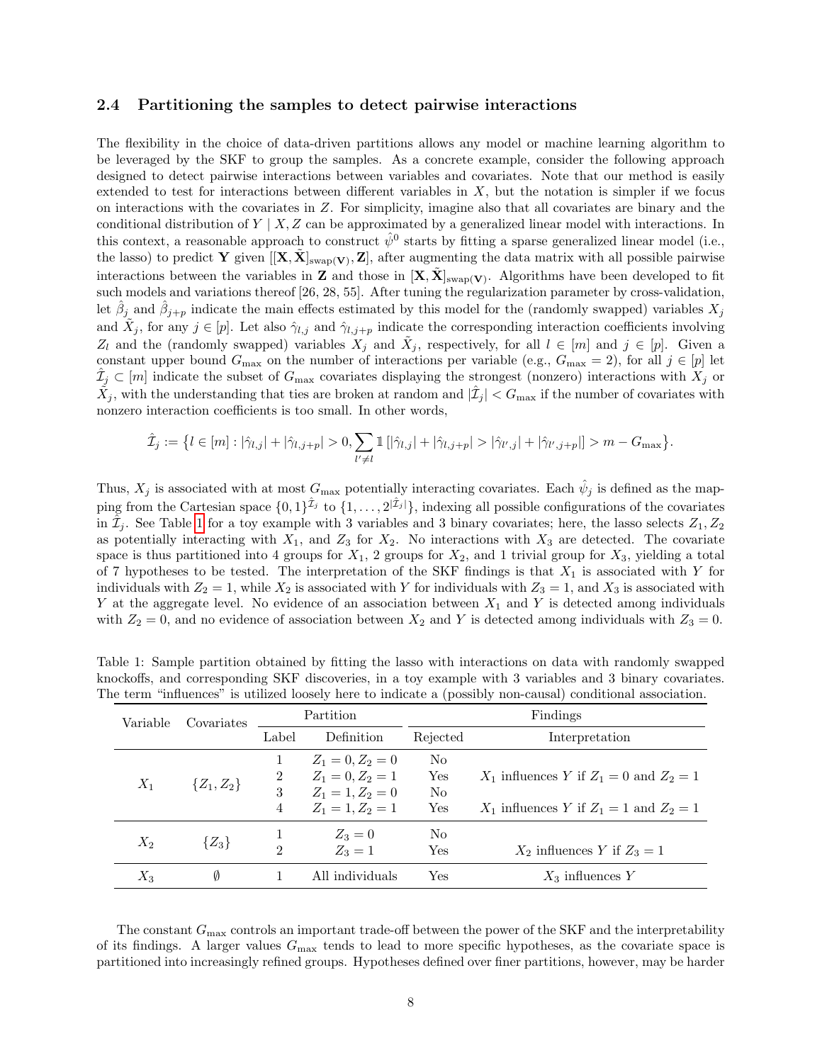### 2.4 Partitioning the samples to detect pairwise interactions

The flexibility in the choice of data-driven partitions allows any model or machine learning algorithm to be leveraged by the SKF to group the samples. As a concrete example, consider the following approach designed to detect pairwise interactions between variables and covariates. Note that our method is easily extended to test for interactions between different variables in $X$, but the notation is simpler if we focus on interactions with the covariates in $Z$. For simplicity, imagine also that all covariates are binary and the conditional distribution of $Y \mid X, Z$ can be approximated by a generalized linear model with interactions. In this context, a reasonable approach to construct $\hat{\psi}^0$ starts by fitting a sparse generalized linear model (i.e., the lasso) to predict $\mathbf{Y}$ given $[[\mathbf{X}, \tilde{\mathbf{X}}]_{\text{swap}(\mathbf{V})}, \mathbf{Z}]$, after augmenting the data matrix with all possible pairwise interactions between the variables in $\mathbf{Z}$ and those in $[\mathbf{X}, \tilde{\mathbf{X}}]_{\text{swap}(\mathbf{V})}$. Algorithms have been developed to fit such models and variations thereof [26, 28, 55]. After tuning the regularization parameter by cross-validation, let $\hat{\beta}_j$ and $\hat{\beta}_{j+p}$ indicate the main effects estimated by this model for the (randomly swapped) variables $X_j$ and $\tilde{X}_j$, for any $j \in [p]$. Let also $\hat{\gamma}_{l,j}$ and $\hat{\gamma}_{l,j+p}$ indicate the corresponding interaction coefficients involving $Z_l$ and the (randomly swapped) variables $X_j$ and $\tilde{X}_j$, respectively, for all $l \in [m]$ and $j \in [p]$. Given a constant upper bound $G_{\max}$ on the number of interactions per variable (e.g., $G_{\max} = 2$), for all $j \in [p]$ let $\hat{\mathcal{I}}_j \subset [m]$ indicate the subset of $G_{\max}$ covariates displaying the strongest (nonzero) interactions with $X_j$ or $\tilde{X}_j$, with the understanding that ties are broken at random and $|\hat{\mathcal{I}}_j| < G_{\max}$ if the number of covariates with nonzero interaction coefficients is too small. In other words,

$$\hat{\mathcal{I}}_j := \big\{ l \in [m] : |\hat{\gamma}_{l,j}| + |\hat{\gamma}_{l,j+p}| > 0, \sum_{l' \neq l} \mathbb{1}\left[ |\hat{\gamma}_{l,j}| + |\hat{\gamma}_{l,j+p}| > |\hat{\gamma}_{l',j}| + |\hat{\gamma}_{l',j+p}| \right] > m - G_{\max} \big\}.$$

Thus, $X_j$ is associated with at most $G_{\max}$ potentially interacting covariates. Each $\hat{\psi}_j$ is defined as the mapping from the Cartesian space $\{0,1\}^{\hat{\mathcal{I}}_j}$ to $\{1, \ldots, 2^{|\hat{\mathcal{I}}_j|}\}$, indexing all possible configurations of the covariates in $\hat{\mathcal{I}}_j$. See Table 1 for a toy example with 3 variables and 3 binary covariates; here, the lasso selects $Z_1, Z_2$ as potentially interacting with $X_1$, and $Z_3$ for $X_2$. No interactions with $X_3$ are detected. The covariate space is thus partitioned into 4 groups for $X_1$, 2 groups for $X_2$, and 1 trivial group for $X_3$, yielding a total of 7 hypotheses to be tested. The interpretation of the SKF findings is that $X_1$ is associated with $Y$ for individuals with $Z_2 = 1$, while $X_2$ is associated with $Y$ for individuals with $Z_3 = 1$, and $X_3$ is associated with $Y$ at the aggregate level. No evidence of an association between $X_1$ and $Y$ is detected among individuals with $Z_2 = 0$, and no evidence of association between $X_2$ and $Y$ is detected among individuals with $Z_3 = 0$.

Table 1: Sample partition obtained by fitting the lasso with interactions on data with randomly swapped knockoffs, and corresponding SKF discoveries, in a toy example with 3 variables and 3 binary covariates. The term "influences" is utilized loosely here to indicate a (possibly non-causal) conditional association.

| Variable | Covariates | Partition | | Findings | |
|---|---|---|---|---|---|
| | | Label | Definition | Rejected | Interpretation |
| $X_1$ | $\{Z_1, Z_2\}$ | 1 | $Z_1 = 0, Z_2 = 0$ | No | |
| | | 2 | $Z_1 = 0, Z_2 = 1$ | Yes | $X_1$ influences $Y$ if $Z_1 = 0$ and $Z_2 = 1$ |
| | | 3 | $Z_1 = 1, Z_2 = 0$ | No | |
| | | 4 | $Z_1 = 1, Z_2 = 1$ | Yes | $X_1$ influences $Y$ if $Z_1 = 1$ and $Z_2 = 1$ |
| $X_2$ | $\{Z_3\}$ | 1 | $Z_3 = 0$ | No | |
| | | 2 | $Z_3 = 1$ | Yes | $X_2$ influences $Y$ if $Z_3 = 1$ |
| $X_3$ | $\emptyset$ | 1 | All individuals | Yes | $X_3$ influences $Y$ |

The constant $G_{\max}$ controls an important trade-off between the power of the SKF and the interpretability of its findings. A larger values $G_{\max}$ tends to lead to more specific hypotheses, as the covariate space is partitioned into increasingly refined groups. Hypotheses defined over finer partitions, however, may be harder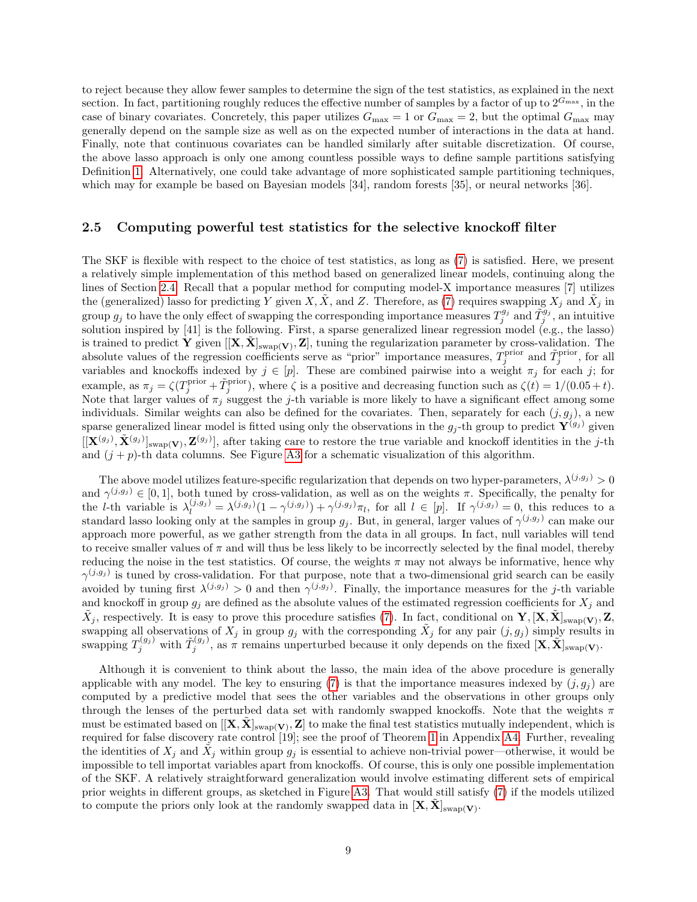to reject because they allow fewer samples to determine the sign of the test statistics, as explained in the next section. In fact, partitioning roughly reduces the effective number of samples by a factor of up to $2^{G_{\max}}$, in the case of binary covariates. Concretely, this paper utilizes $G_{\max} = 1$ or $G_{\max} = 2$, but the optimal $G_{\max}$ may generally depend on the sample size as well as on the expected number of interactions in the data at hand. Finally, note that continuous covariates can be handled similarly after suitable discretization. Of course, the above lasso approach is only one among countless possible ways to define sample partitions satisfying Definition 1. Alternatively, one could take advantage of more sophisticated sample partitioning techniques, which may for example be based on Bayesian models [34], random forests [35], or neural networks [36].

## 2.5 Computing powerful test statistics for the selective knockoff filter

The SKF is flexible with respect to the choice of test statistics, as long as (7) is satisfied. Here, we present a relatively simple implementation of this method based on generalized linear models, continuing along the lines of Section 2.4. Recall that a popular method for computing model-X importance measures [7] utilizes the (generalized) lasso for predicting $Y$ given $X, \tilde{X}$, and $Z$. Therefore, as (7) requires swapping $X_j$ and $\tilde{X}_j$ in group $g_j$ to have the only effect of swapping the corresponding importance measures $T_j^{g_j}$ and $\tilde{T}_j^{g_j}$, an intuitive solution inspired by [41] is the following. First, a sparse generalized linear regression model (e.g., the lasso) is trained to predict $\mathbf{Y}$ given $[[\mathbf{X}, \tilde{\mathbf{X}}]_{\text{swap}(\mathbf{V})}, \mathbf{Z}]$, tuning the regularization parameter by cross-validation. The absolute values of the regression coefficients serve as "prior" importance measures, $T_j^{\text{prior}}$ and $\tilde{T}_j^{\text{prior}}$, for all variables and knockoffs indexed by $j \in [p]$. These are combined pairwise into a weight $\pi_j$ for each $j$; for example, as $\pi_j = \zeta(T_j^{\text{prior}} + \tilde{T}_j^{\text{prior}})$, where $\zeta$ is a positive and decreasing function such as $\zeta(t) = 1/(0.05 + t)$. Note that larger values of $\pi_j$ suggest the $j$-th variable is more likely to have a significant effect among some individuals. Similar weights can also be defined for the covariates. Then, separately for each $(j, g_j)$, a new sparse generalized linear model is fitted using only the observations in the $g_j$-th group to predict $\mathbf{Y}^{(g_j)}$ given $[[\mathbf{X}^{(g_j)}, \tilde{\mathbf{X}}^{(g_j)}]_{\text{swap}(\mathbf{V})}, \mathbf{Z}^{(g_j)}]$, after taking care to restore the true variable and knockoff identities in the $j$-th and $(j+p)$-th data columns. See Figure A3 for a schematic visualization of this algorithm.

The above model utilizes feature-specific regularization that depends on two hyper-parameters, $\lambda^{(j,g_j)} > 0$ and $\gamma^{(j,g_j)} \in [0, 1]$, both tuned by cross-validation, as well as on the weights $\pi$. Specifically, the penalty for the $l$-th variable is $\lambda_l^{(j,g_j)} = \lambda^{(j,g_j)}(1 - \gamma^{(j,g_j)}) + \gamma^{(j,g_j)}\pi_l$, for all $l \in [p]$. If $\gamma^{(j,g_j)} = 0$, this reduces to a standard lasso looking only at the samples in group $g_j$. But, in general, larger values of $\gamma^{(j,g_j)}$ can make our approach more powerful, as we gather strength from the data in all groups. In fact, null variables will tend to receive smaller values of $\pi$ and will thus be less likely to be incorrectly selected by the final model, thereby reducing the noise in the test statistics. Of course, the weights $\pi$ may not always be informative, hence why $\gamma^{(j,g_j)}$ is tuned by cross-validation. For that purpose, note that a two-dimensional grid search can be easily avoided by tuning first $\lambda^{(j,g_j)} > 0$ and then $\gamma^{(j,g_j)}$. Finally, the importance measures for the $j$-th variable and knockoff in group $g_j$ are defined as the absolute values of the estimated regression coefficients for $X_j$ and $\tilde{X}_j$, respectively. It is easy to prove this procedure satisfies (7). In fact, conditional on $\mathbf{Y}, [\mathbf{X}, \tilde{\mathbf{X}}]_{\text{swap}(\mathbf{V})}, \mathbf{Z}$, swapping all observations of $X_j$ in group $g_j$ with the corresponding $\tilde{X}_j$ for any pair $(j, g_j)$ simply results in swapping $T_j^{(g_j)}$ with $\tilde{T}_j^{(g_j)}$, as $\pi$ remains unperturbed because it only depends on the fixed $[\mathbf{X}, \tilde{\mathbf{X}}]_{\text{swap}(\mathbf{V})}$.

Although it is convenient to think about the lasso, the main idea of the above procedure is generally applicable with any model. The key to ensuring (7) is that the importance measures indexed by $(j, g_j)$ are computed by a predictive model that sees the other variables and the observations in other groups only through the lenses of the perturbed data set with randomly swapped knockoffs. Note that the weights $\pi$ must be estimated based on $[[\mathbf{X}, \tilde{\mathbf{X}}]_{\text{swap}(\mathbf{V})}, \mathbf{Z}]$ to make the final test statistics mutually independent, which is required for false discovery rate control [19]; see the proof of Theorem 1 in Appendix A4. Further, revealing the identities of $X_j$ and $\tilde{X}_j$ within group $g_j$ is essential to achieve non-trivial power—otherwise, it would be impossible to tell importat variables apart from knockoffs. Of course, this is only one possible implementation of the SKF. A relatively straightforward generalization would involve estimating different sets of empirical prior weights in different groups, as sketched in Figure A3. That would still satisfy (7) if the models utilized to compute the priors only look at the randomly swapped data in $[\mathbf{X}, \tilde{\mathbf{X}}]_{\text{swap}(\mathbf{V})}$.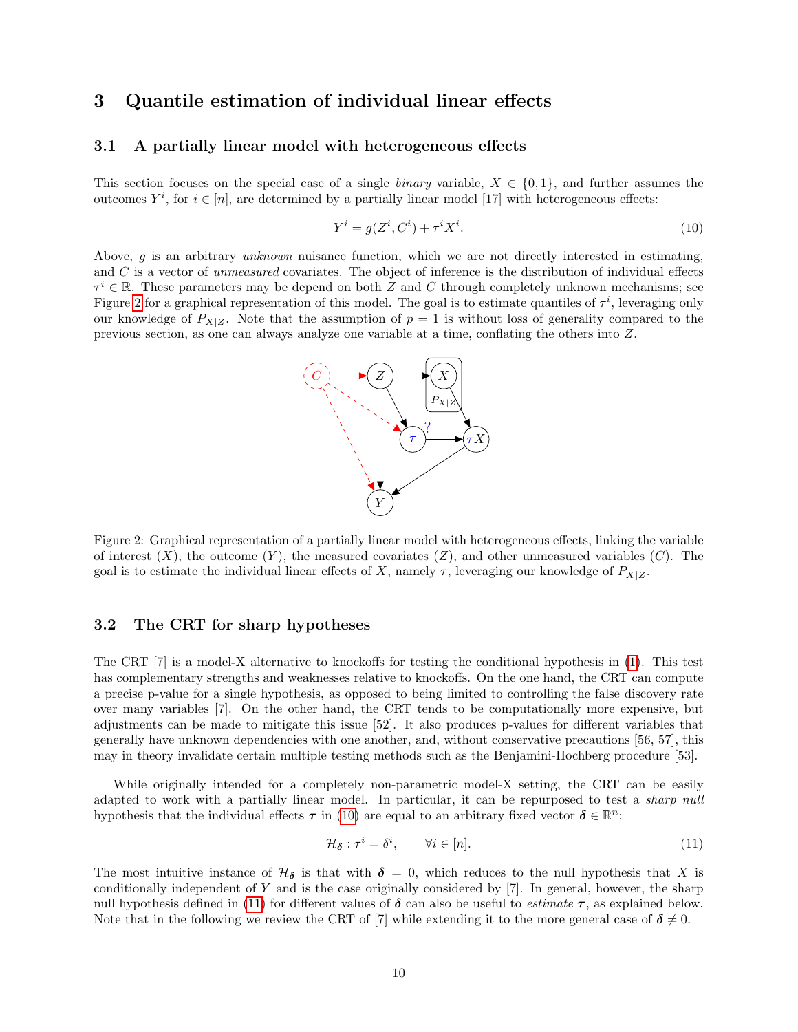## 3 Quantile estimation of individual linear effects

### 3.1 A partially linear model with heterogeneous effects

This section focuses on the special case of a single *binary* variable, $X \in \{0, 1\}$, and further assumes the outcomes $Y^i$, for $i \in [n]$, are determined by a partially linear model [17] with heterogeneous effects:

$$Y^i = g(Z^i, C^i) + \tau^i X^i. \tag{10}$$

Above, $g$ is an arbitrary *unknown* nuisance function, which we are not directly interested in estimating, and $C$ is a vector of *unmeasured* covariates. The object of inference is the distribution of individual effects $\tau^i \in \mathbb{R}$. These parameters may be depend on both $Z$ and $C$ through completely unknown mechanisms; see Figure 2 for a graphical representation of this model. The goal is to estimate quantiles of $\tau^i$, leveraging only our knowledge of $P_{X|Z}$. Note that the assumption of $p = 1$ is without loss of generality compared to the previous section, as one can always analyze one variable at a time, conflating the others into $Z$.

Figure 2: Graphical representation of a partially linear model with heterogeneous effects, linking the variable of interest ($X$), the outcome ($Y$), the measured covariates ($Z$), and other unmeasured variables ($C$). The goal is to estimate the individual linear effects of $X$, namely $\tau$, leveraging our knowledge of $P_{X|Z}$.

### 3.2 The CRT for sharp hypotheses

The CRT [7] is a model-X alternative to knockoffs for testing the conditional hypothesis in (1). This test has complementary strengths and weaknesses relative to knockoffs. On the one hand, the CRT can compute a precise p-value for a single hypothesis, as opposed to being limited to controlling the false discovery rate over many variables [7]. On the other hand, the CRT tends to be computationally more expensive, but adjustments can be made to mitigate this issue [52]. It also produces p-values for different variables that generally have unknown dependencies with one another, and, without conservative precautions [56, 57], this may in theory invalidate certain multiple testing methods such as the Benjamini-Hochberg procedure [53].

While originally intended for a completely non-parametric model-X setting, the CRT can be easily adapted to work with a partially linear model. In particular, it can be repurposed to test a *sharp null* hypothesis that the individual effects $\boldsymbol{\tau}$ in (10) are equal to an arbitrary fixed vector $\boldsymbol{\delta} \in \mathbb{R}^n$:

$$\mathcal{H}_{\boldsymbol{\delta}} : \tau^i = \delta^i, \qquad \forall i \in [n]. \tag{11}$$

The most intuitive instance of $\mathcal{H}_{\boldsymbol{\delta}}$ is that with $\boldsymbol{\delta} = 0$, which reduces to the null hypothesis that $X$ is conditionally independent of $Y$ and is the case originally considered by [7]. In general, however, the sharp null hypothesis defined in (11) for different values of $\boldsymbol{\delta}$ can also be useful to *estimate* $\boldsymbol{\tau}$, as explained below. Note that in the following we review the CRT of [7] while extending it to the more general case of $\boldsymbol{\delta} \neq 0$.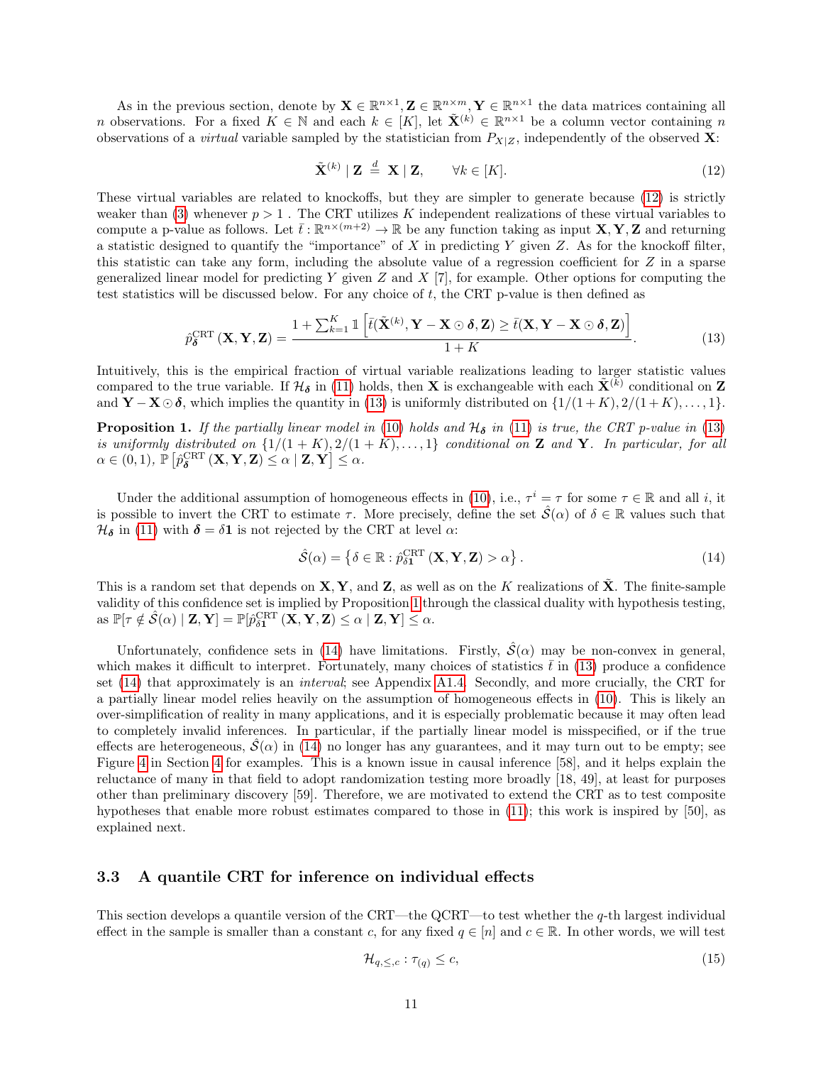As in the previous section, denote by $\mathbf{X} \in \mathbb{R}^{n \times 1}, \mathbf{Z} \in \mathbb{R}^{n \times m}, \mathbf{Y} \in \mathbb{R}^{n \times 1}$ the data matrices containing all $n$ observations. For a fixed $K \in \mathbb{N}$ and each $k \in [K]$, let $\tilde{\mathbf{X}}^{(k)} \in \mathbb{R}^{n \times 1}$ be a column vector containing $n$ observations of a *virtual* variable sampled by the statistician from $P_{X|Z}$, independently of the observed $\mathbf{X}$:

$$\tilde{\mathbf{X}}^{(k)} \mid \mathbf{Z} \overset{d}{=} \mathbf{X} \mid \mathbf{Z}, \qquad \forall k \in [K]. \tag{12}$$

These virtual variables are related to knockoffs, but they are simpler to generate because (12) is strictly weaker than (3) whenever $p > 1$ . The CRT utilizes $K$ independent realizations of these virtual variables to compute a p-value as follows. Let $\bar{t} : \mathbb{R}^{n \times (m+2)} \to \mathbb{R}$ be any function taking as input $\mathbf{X}, \mathbf{Y}, \mathbf{Z}$ and returning a statistic designed to quantify the "importance" of $X$ in predicting $Y$ given $Z$. As for the knockoff filter, this statistic can take any form, including the absolute value of a regression coefficient for $Z$ in a sparse generalized linear model for predicting $Y$ given $Z$ and $X$ [7], for example. Other options for computing the test statistics will be discussed below. For any choice of $t$, the CRT p-value is then defined as

$$\hat{p}_{\boldsymbol{\delta}}^{\mathrm{CRT}}(\mathbf{X}, \mathbf{Y}, \mathbf{Z}) = \frac{1 + \sum_{k=1}^{K} \mathbb{1}\left[\bar{t}(\tilde{\mathbf{X}}^{(k)}, \mathbf{Y} - \mathbf{X} \odot \boldsymbol{\delta}, \mathbf{Z}) \geq \bar{t}(\mathbf{X}, \mathbf{Y} - \mathbf{X} \odot \boldsymbol{\delta}, \mathbf{Z})\right]}{1 + K}. \tag{13}$$

Intuitively, this is the empirical fraction of virtual variable realizations leading to larger statistic values compared to the true variable. If $\mathcal{H}_{\boldsymbol{\delta}}$ in (11) holds, then $\mathbf{X}$ is exchangeable with each $\tilde{\mathbf{X}}^{(k)}$ conditional on $\mathbf{Z}$ and $\mathbf{Y} - \mathbf{X} \odot \boldsymbol{\delta}$, which implies the quantity in (13) is uniformly distributed on $\{1/(1+K), 2/(1+K), \ldots, 1\}$.

**Proposition 1.** *If the partially linear model in (10) holds and $\mathcal{H}_{\boldsymbol{\delta}}$ in (11) is true, the CRT p-value in (13) is uniformly distributed on $\{1/(1+K), 2/(1+K), \ldots, 1\}$ conditional on $\mathbf{Z}$ and $\mathbf{Y}$. In particular, for all $\alpha \in (0,1)$, $\mathbb{P}\left[\hat{p}_{\boldsymbol{\delta}}^{\mathrm{CRT}}(\mathbf{X}, \mathbf{Y}, \mathbf{Z}) \leq \alpha \mid \mathbf{Z}, \mathbf{Y}\right] \leq \alpha$.*

Under the additional assumption of homogeneous effects in (10), i.e., $\tau^i = \tau$ for some $\tau \in \mathbb{R}$ and all $i$, it is possible to invert the CRT to estimate $\tau$. More precisely, define the set $\hat{\mathcal{S}}(\alpha)$ of $\delta \in \mathbb{R}$ values such that $\mathcal{H}_{\boldsymbol{\delta}}$ in (11) with $\boldsymbol{\delta} = \delta \mathbf{1}$ is not rejected by the CRT at level $\alpha$:

$$\hat{\mathcal{S}}(\alpha) = \left\{ \delta \in \mathbb{R} : \hat{p}_{\delta \mathbf{1}}^{\mathrm{CRT}}(\mathbf{X}, \mathbf{Y}, \mathbf{Z}) > \alpha \right\}. \tag{14}$$

This is a random set that depends on $\mathbf{X}, \mathbf{Y}$, and $\mathbf{Z}$, as well as on the $K$ realizations of $\tilde{\mathbf{X}}$. The finite-sample validity of this confidence set is implied by Proposition 1 through the classical duality with hypothesis testing, as $\mathbb{P}[\tau \notin \hat{\mathcal{S}}(\alpha) \mid \mathbf{Z}, \mathbf{Y}] = \mathbb{P}[\hat{p}_{\delta \mathbf{1}}^{\mathrm{CRT}}(\mathbf{X}, \mathbf{Y}, \mathbf{Z}) \leq \alpha \mid \mathbf{Z}, \mathbf{Y}] \leq \alpha$.

Unfortunately, confidence sets in (14) have limitations. Firstly, $\hat{\mathcal{S}}(\alpha)$ may be non-convex in general, which makes it difficult to interpret. Fortunately, many choices of statistics $\bar{t}$ in (13) produce a confidence set (14) that approximately is an *interval*; see Appendix A1.4. Secondly, and more crucially, the CRT for a partially linear model relies heavily on the assumption of homogeneous effects in (10). This is likely an over-simplification of reality in many applications, and it is especially problematic because it may often lead to completely invalid inferences. In particular, if the partially linear model is misspecified, or if the true effects are heterogeneous, $\hat{\mathcal{S}}(\alpha)$ in (14) no longer has any guarantees, and it may turn out to be empty; see Figure 4 in Section 4 for examples. This is a known issue in causal inference [58], and it helps explain the reluctance of many in that field to adopt randomization testing more broadly [18, 49], at least for purposes other than preliminary discovery [59]. Therefore, we are motivated to extend the CRT as to test composite hypotheses that enable more robust estimates compared to those in (11); this work is inspired by [50], as explained next.

### 3.3 A quantile CRT for inference on individual effects

This section develops a quantile version of the CRT—the QCRT—to test whether the $q$-th largest individual effect in the sample is smaller than a constant $c$, for any fixed $q \in [n]$ and $c \in \mathbb{R}$. In other words, we will test

$$\mathcal{H}_{q,\leq,c} : \tau_{(q)} \leq c, \tag{15}$$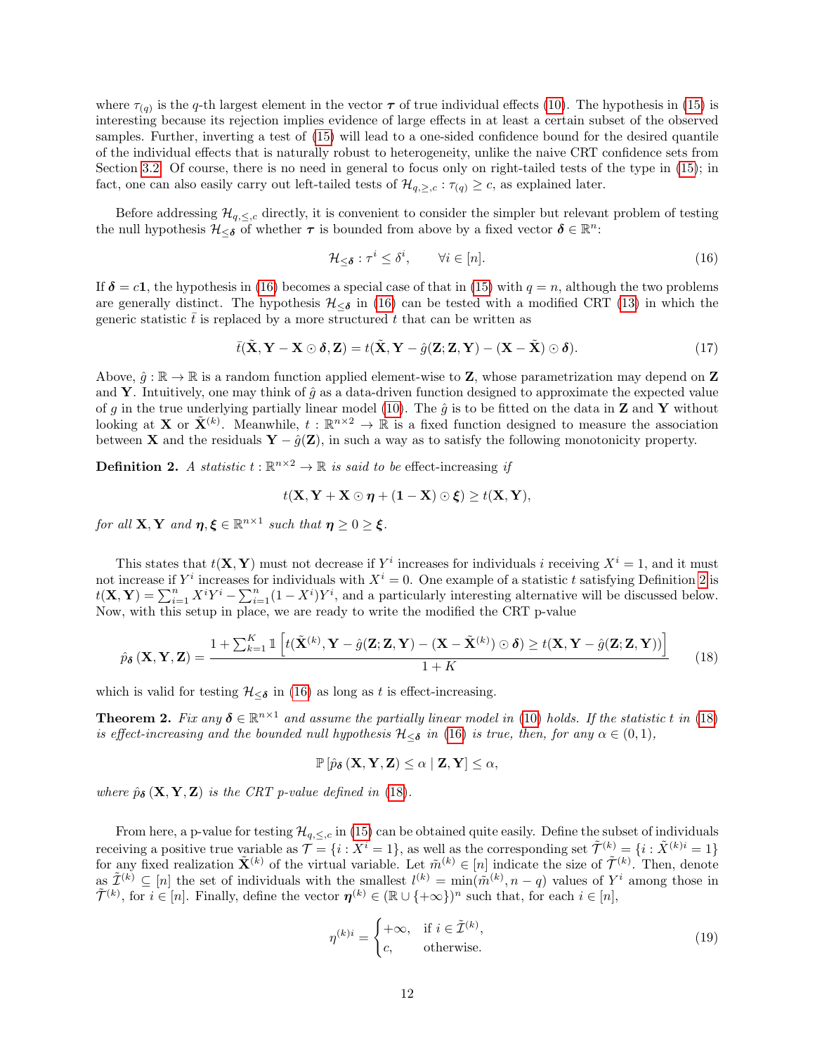where $\tau_{(q)}$ is the $q$-th largest element in the vector $\boldsymbol{\tau}$ of true individual effects (10). The hypothesis in (15) is interesting because its rejection implies evidence of large effects in at least a certain subset of the observed samples. Further, inverting a test of (15) will lead to a one-sided confidence bound for the desired quantile of the individual effects that is naturally robust to heterogeneity, unlike the naive CRT confidence sets from Section 3.2. Of course, there is no need in general to focus only on right-tailed tests of the type in (15); in fact, one can also easily carry out left-tailed tests of $\mathcal{H}_{q,\geq,c} : \tau_{(q)} \geq c$, as explained later.

Before addressing $\mathcal{H}_{q,\leq,c}$ directly, it is convenient to consider the simpler but relevant problem of testing the null hypothesis $\mathcal{H}_{\leq \boldsymbol{\delta}}$ of whether $\boldsymbol{\tau}$ is bounded from above by a fixed vector $\boldsymbol{\delta} \in \mathbb{R}^n$:

$$
\mathcal{H}_{\leq \boldsymbol{\delta}} : \tau^i \leq \delta^i, \qquad \forall i \in [n]. \tag{16}
$$

If $\boldsymbol{\delta} = c\mathbf{1}$, the hypothesis in (16) becomes a special case of that in (15) with $q = n$, although the two problems are generally distinct. The hypothesis $\mathcal{H}_{\leq \boldsymbol{\delta}}$ in (16) can be tested with a modified CRT (13) in which the generic statistic $\bar{t}$ is replaced by a more structured $t$ that can be written as

$$
\bar{t}(\tilde{\mathbf{X}}, \mathbf{Y} - \mathbf{X} \odot \boldsymbol{\delta}, \mathbf{Z}) = t(\tilde{\mathbf{X}}, \mathbf{Y} - \hat{g}(\mathbf{Z}; \mathbf{Z}, \mathbf{Y}) - (\mathbf{X} - \tilde{\mathbf{X}}) \odot \boldsymbol{\delta}). \tag{17}
$$

Above, $\hat{g} : \mathbb{R} \to \mathbb{R}$ is a random function applied element-wise to $\mathbf{Z}$, whose parametrization may depend on $\mathbf{Z}$ and $\mathbf{Y}$. Intuitively, one may think of $\hat{g}$ as a data-driven function designed to approximate the expected value of $g$ in the true underlying partially linear model (10). The $\hat{g}$ is to be fitted on the data in $\mathbf{Z}$ and $\mathbf{Y}$ without looking at $\mathbf{X}$ or $\tilde{\mathbf{X}}^{(k)}$. Meanwhile, $t : \mathbb{R}^{n \times 2} \to \mathbb{R}$ is a fixed function designed to measure the association between $\mathbf{X}$ and the residuals $\mathbf{Y} - \hat{g}(\mathbf{Z})$, in such a way as to satisfy the following monotonicity property.

**Definition 2.** *A statistic $t : \mathbb{R}^{n \times 2} \to \mathbb{R}$ is said to be* effect-increasing *if*

$$
t(\mathbf{X}, \mathbf{Y} + \mathbf{X} \odot \boldsymbol{\eta} + (\mathbf{1} - \mathbf{X}) \odot \boldsymbol{\xi}) \geq t(\mathbf{X}, \mathbf{Y}),
$$

*for all $\mathbf{X}, \mathbf{Y}$ and $\boldsymbol{\eta}, \boldsymbol{\xi} \in \mathbb{R}^{n \times 1}$ such that $\boldsymbol{\eta} \geq 0 \geq \boldsymbol{\xi}$.*

This states that $t(\mathbf{X}, \mathbf{Y})$ must not decrease if $Y^i$ increases for individuals $i$ receiving $X^i = 1$, and it must not increase if $Y^i$ increases for individuals with $X^i = 0$. One example of a statistic $t$ satisfying Definition 2 is $t(\mathbf{X}, \mathbf{Y}) = \sum_{i=1}^n X^i Y^i - \sum_{i=1}^n (1 - X^i) Y^i$, and a particularly interesting alternative will be discussed below. Now, with this setup in place, we are ready to write the modified CRT p-value

$$
\hat{p}_{\boldsymbol{\delta}}(\mathbf{X}, \mathbf{Y}, \mathbf{Z}) = \frac{1 + \sum_{k=1}^K \mathbb{1}\left[ t(\tilde{\mathbf{X}}^{(k)}, \mathbf{Y} - \hat{g}(\mathbf{Z}; \mathbf{Z}, \mathbf{Y}) - (\mathbf{X} - \tilde{\mathbf{X}}^{(k)}) \odot \boldsymbol{\delta}) \geq t(\mathbf{X}, \mathbf{Y} - \hat{g}(\mathbf{Z}; \mathbf{Z}, \mathbf{Y})) \right]}{1 + K} \tag{18}
$$

which is valid for testing $\mathcal{H}_{\leq \boldsymbol{\delta}}$ in (16) as long as $t$ is effect-increasing.

**Theorem 2.** *Fix any $\boldsymbol{\delta} \in \mathbb{R}^{n \times 1}$ and assume the partially linear model in (10) holds. If the statistic $t$ in (18) is effect-increasing and the bounded null hypothesis $\mathcal{H}_{\leq \boldsymbol{\delta}}$ in (16) is true, then, for any $\alpha \in (0, 1)$,*

$$
\mathbb{P}\left[ \hat{p}_{\boldsymbol{\delta}}(\mathbf{X}, \mathbf{Y}, \mathbf{Z}) \leq \alpha \mid \mathbf{Z}, \mathbf{Y} \right] \leq \alpha,
$$

*where $\hat{p}_{\boldsymbol{\delta}}(\mathbf{X}, \mathbf{Y}, \mathbf{Z})$ is the CRT p-value defined in (18).*

From here, a p-value for testing $\mathcal{H}_{q,\leq,c}$ in (15) can be obtained quite easily. Define the subset of individuals receiving a positive true variable as $\mathcal{T} = \{i : X^i = 1\}$, as well as the corresponding set $\tilde{\mathcal{T}}^{(k)} = \{i : \tilde{X}^{(k)i} = 1\}$ for any fixed realization $\tilde{\mathbf{X}}^{(k)}$ of the virtual variable. Let $\tilde{m}^{(k)} \in [n]$ indicate the size of $\tilde{\mathcal{T}}^{(k)}$. Then, denote as $\tilde{\mathcal{I}}^{(k)} \subseteq [n]$ the set of individuals with the smallest $l^{(k)} = \min(\tilde{m}^{(k)}, n - q)$ values of $Y^i$ among those in $\tilde{\mathcal{T}}^{(k)}$, for $i \in [n]$. Finally, define the vector $\boldsymbol{\eta}^{(k)} \in (\mathbb{R} \cup \{+\infty\})^n$ such that, for each $i \in [n]$,

$$
\eta^{(k)i} = \begin{cases} +\infty, & \text{if } i \in \tilde{\mathcal{I}}^{(k)}, \\ c, & \text{otherwise.} \end{cases} \tag{19}
$$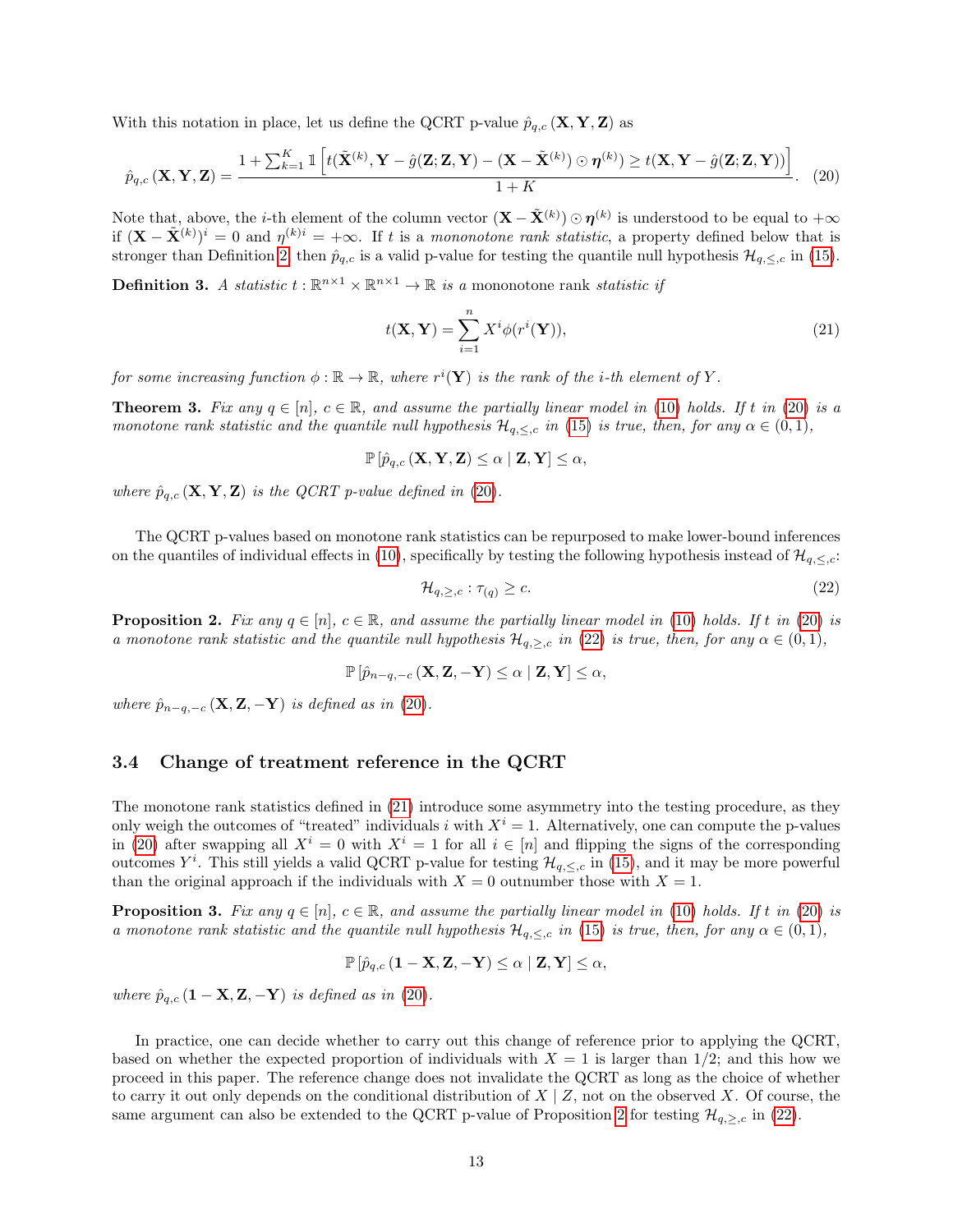With this notation in place, let us define the QCRT p-value $\hat{p}_{q,c}(\mathbf{X}, \mathbf{Y}, \mathbf{Z})$ as

$$\hat{p}_{q,c}(\mathbf{X}, \mathbf{Y}, \mathbf{Z}) = \frac{1 + \sum_{k=1}^{K} \mathbb{1}\left[t(\tilde{\mathbf{X}}^{(k)}, \mathbf{Y} - \hat{g}(\mathbf{Z}; \mathbf{Z}, \mathbf{Y}) - (\mathbf{X} - \tilde{\mathbf{X}}^{(k)}) \odot \boldsymbol{\eta}^{(k)}) \geq t(\mathbf{X}, \mathbf{Y} - \hat{g}(\mathbf{Z}; \mathbf{Z}, \mathbf{Y}))\right]}{1 + K}. \quad (20)$$

Note that, above, the $i$-th element of the column vector $(\mathbf{X} - \tilde{\mathbf{X}}^{(k)}) \odot \boldsymbol{\eta}^{(k)}$ is understood to be equal to $+\infty$ if $(\mathbf{X} - \tilde{\mathbf{X}}^{(k)})^i = 0$ and $\eta^{(k)i} = +\infty$. If $t$ is a *mononotone rank statistic*, a property defined below that is stronger than Definition 2, then $\hat{p}_{q,c}$ is a valid p-value for testing the quantile null hypothesis $\mathcal{H}_{q,\leq,c}$ in (15).

**Definition 3.** *A statistic $t : \mathbb{R}^{n\times 1} \times \mathbb{R}^{n\times 1} \to \mathbb{R}$ is a* mononotone rank *statistic if*

$$t(\mathbf{X}, \mathbf{Y}) = \sum_{i=1}^{n} X^i \phi(r^i(\mathbf{Y})), \quad (21)$$

*for some increasing function $\phi : \mathbb{R} \to \mathbb{R}$, where $r^i(\mathbf{Y})$ is the rank of the $i$-th element of $Y$.*

**Theorem 3.** *Fix any $q \in [n]$, $c \in \mathbb{R}$, and assume the partially linear model in (10) holds. If $t$ in (20) is a monotone rank statistic and the quantile null hypothesis $\mathcal{H}_{q,\leq,c}$ in (15) is true, then, for any $\alpha \in (0, 1)$,*

$$\mathbb{P}\left[\hat{p}_{q,c}(\mathbf{X}, \mathbf{Y}, \mathbf{Z}) \leq \alpha \mid \mathbf{Z}, \mathbf{Y}\right] \leq \alpha,$$

*where $\hat{p}_{q,c}(\mathbf{X}, \mathbf{Y}, \mathbf{Z})$ is the QCRT p-value defined in (20).*

The QCRT p-values based on monotone rank statistics can be repurposed to make lower-bound inferences on the quantiles of individual effects in (10), specifically by testing the following hypothesis instead of $\mathcal{H}_{q,\leq,c}$:

$$\mathcal{H}_{q,\geq,c} : \tau_{(q)} \geq c. \quad (22)$$

**Proposition 2.** *Fix any $q \in [n]$, $c \in \mathbb{R}$, and assume the partially linear model in (10) holds. If $t$ in (20) is a monotone rank statistic and the quantile null hypothesis $\mathcal{H}_{q,\geq,c}$ in (22) is true, then, for any $\alpha \in (0, 1)$,*

$$\mathbb{P}\left[\hat{p}_{n-q,-c}(\mathbf{X}, \mathbf{Z}, -\mathbf{Y}) \leq \alpha \mid \mathbf{Z}, \mathbf{Y}\right] \leq \alpha,$$

*where $\hat{p}_{n-q,-c}(\mathbf{X}, \mathbf{Z}, -\mathbf{Y})$ is defined as in (20).*

### 3.4 Change of treatment reference in the QCRT

The monotone rank statistics defined in (21) introduce some asymmetry into the testing procedure, as they only weigh the outcomes of "treated" individuals $i$ with $X^i = 1$. Alternatively, one can compute the p-values in (20) after swapping all $X^i = 0$ with $X^i = 1$ for all $i \in [n]$ and flipping the signs of the corresponding outcomes $Y^i$. This still yields a valid QCRT p-value for testing $\mathcal{H}_{q,\leq,c}$ in (15), and it may be more powerful than the original approach if the individuals with $X = 0$ outnumber those with $X = 1$.

**Proposition 3.** *Fix any $q \in [n]$, $c \in \mathbb{R}$, and assume the partially linear model in (10) holds. If $t$ in (20) is a monotone rank statistic and the quantile null hypothesis $\mathcal{H}_{q,\leq,c}$ in (15) is true, then, for any $\alpha \in (0, 1)$,*

$$\mathbb{P}\left[\hat{p}_{q,c}(\mathbf{1} - \mathbf{X}, \mathbf{Z}, -\mathbf{Y}) \leq \alpha \mid \mathbf{Z}, \mathbf{Y}\right] \leq \alpha,$$

*where $\hat{p}_{q,c}(\mathbf{1} - \mathbf{X}, \mathbf{Z}, -\mathbf{Y})$ is defined as in (20).*

In practice, one can decide whether to carry out this change of reference prior to applying the QCRT, based on whether the expected proportion of individuals with $X = 1$ is larger than 1/2; and this how we proceed in this paper. The reference change does not invalidate the QCRT as long as the choice of whether to carry it out only depends on the conditional distribution of $X \mid Z$, not on the observed $X$. Of course, the same argument can also be extended to the QCRT p-value of Proposition 2 for testing $\mathcal{H}_{q,\geq,c}$ in (22).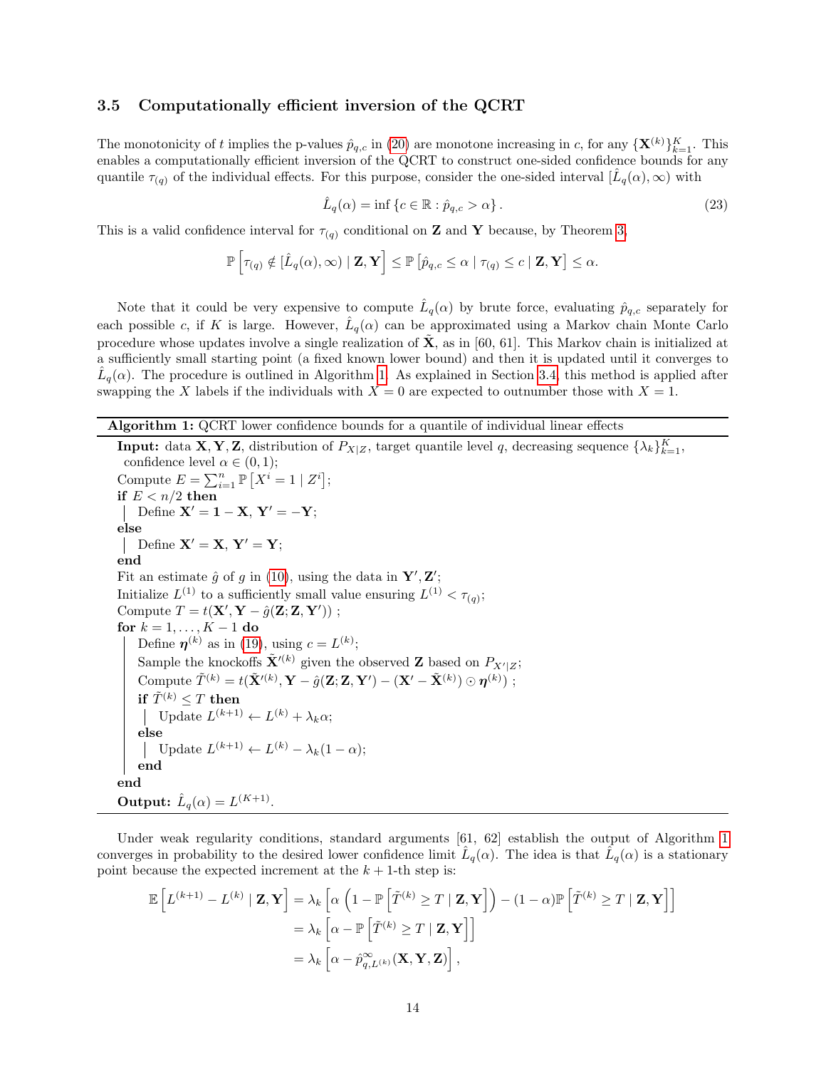### 3.5 Computationally efficient inversion of the QCRT

The monotonicity of $t$ implies the p-values $\hat{p}_{q,c}$ in (20) are monotone increasing in $c$, for any $\{\mathbf{X}^{(k)}\}_{k=1}^{K}$. This enables a computationally efficient inversion of the QCRT to construct one-sided confidence bounds for any quantile $\tau_{(q)}$ of the individual effects. For this purpose, consider the one-sided interval $[\hat{L}_q(\alpha), \infty)$ with

$$\hat{L}_q(\alpha) = \inf \{c \in \mathbb{R} : \hat{p}_{q,c} > \alpha\}. \tag{23}$$

This is a valid confidence interval for $\tau_{(q)}$ conditional on $\mathbf{Z}$ and $\mathbf{Y}$ because, by Theorem 3,

$$\mathbb{P}\left[\tau_{(q)} \notin [\hat{L}_q(\alpha), \infty) \mid \mathbf{Z}, \mathbf{Y}\right] \leq \mathbb{P}\left[\hat{p}_{q,c} \leq \alpha \mid \tau_{(q)} \leq c \mid \mathbf{Z}, \mathbf{Y}\right] \leq \alpha.$$

Note that it could be very expensive to compute $\hat{L}_q(\alpha)$ by brute force, evaluating $\hat{p}_{q,c}$ separately for each possible $c$, if $K$ is large. However, $\hat{L}_q(\alpha)$ can be approximated using a Markov chain Monte Carlo procedure whose updates involve a single realization of $\tilde{\mathbf{X}}$, as in [60, 61]. This Markov chain is initialized at a sufficiently small starting point (a fixed known lower bound) and then it is updated until it converges to $\hat{L}_q(\alpha)$. The procedure is outlined in Algorithm 1. As explained in Section 3.4, this method is applied after swapping the $X$ labels if the individuals with $X = 0$ are expected to outnumber those with $X = 1$.

**Algorithm 1:** QCRT lower confidence bounds for a quantile of individual linear effects

```
Input: data X, Y, Z, distribution of P_{X|Z}, target quantile level q, decreasing sequence {λ_k}_{k=1}^K,
       confidence level α ∈ (0,1);
Compute E = Σ_{i=1}^n P[X^i = 1 | Z^i];
if E < n/2 then
    Define X' = 1 − X, Y' = −Y;
else
    Define X' = X, Y' = Y;
end
Fit an estimate ĝ of g in (10), using the data in Y', Z';
Initialize L^(1) to a sufficiently small value ensuring L^(1) < τ_(q);
Compute T = t(X', Y − ĝ(Z; Z, Y')) ;
for k = 1, ..., K − 1 do
    Define η^(k) as in (19), using c = L^(k);
    Sample the knockoffs X̃'^(k) given the observed Z based on P_{X'|Z};
    Compute T̃^(k) = t(X̃'^(k), Y − ĝ(Z; Z, Y') − (X' − X̃^(k)) ⊙ η^(k)) ;
    if T̃^(k) ≤ T then
        Update L^(k+1) ← L^(k) + λ_k α;
    else
        Update L^(k+1) ← L^(k) − λ_k (1 − α);
    end
end
Output: L̂_q(α) = L^(K+1).
```

Under weak regularity conditions, standard arguments [61, 62] establish the output of Algorithm 1 converges in probability to the desired lower confidence limit $\hat{L}_q(\alpha)$. The idea is that $\hat{L}_q(\alpha)$ is a stationary point because the expected increment at the $k+1$-th step is:

$$\begin{aligned}
\mathbb{E}\left[L^{(k+1)} - L^{(k)} \mid \mathbf{Z}, \mathbf{Y}\right] &= \lambda_k \left[\alpha \left(1 - \mathbb{P}\left[\tilde{T}^{(k)} \geq T \mid \mathbf{Z}, \mathbf{Y}\right]\right) - (1-\alpha)\mathbb{P}\left[\tilde{T}^{(k)} \geq T \mid \mathbf{Z}, \mathbf{Y}\right]\right] \\
&= \lambda_k \left[\alpha - \mathbb{P}\left[\tilde{T}^{(k)} \geq T \mid \mathbf{Z}, \mathbf{Y}\right]\right] \\
&= \lambda_k \left[\alpha - \hat{p}^{\infty}_{q,L^{(k)}}(\mathbf{X}, \mathbf{Y}, \mathbf{Z})\right],
\end{aligned}$$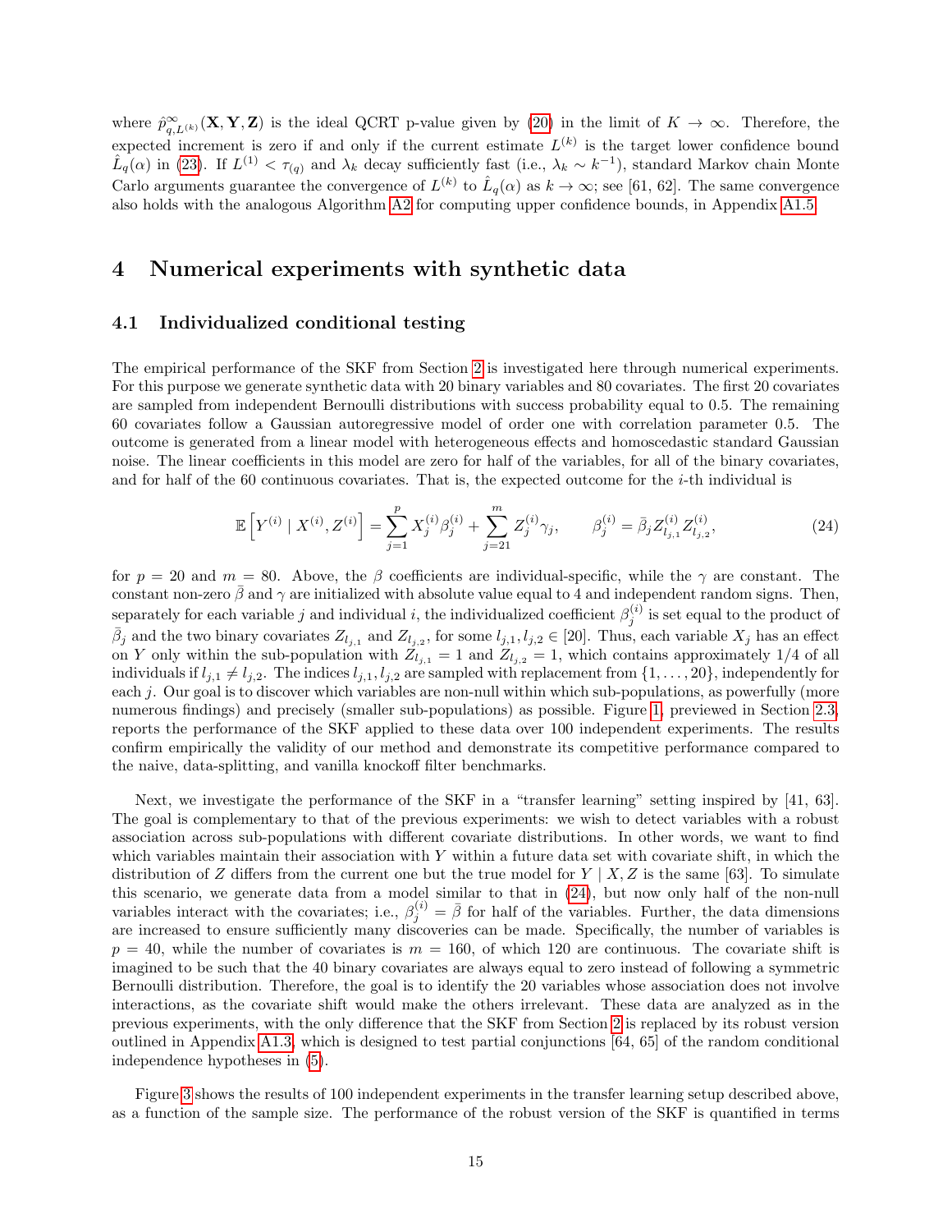where $\hat{p}^{\infty}_{q,L^{(k)}}(\mathbf{X}, \mathbf{Y}, \mathbf{Z})$ is the ideal QCRT p-value given by (20) in the limit of $K \to \infty$. Therefore, the expected increment is zero if and only if the current estimate $L^{(k)}$ is the target lower confidence bound $\hat{L}_q(\alpha)$ in (23). If $L^{(1)} < \tau_{(q)}$ and $\lambda_k$ decay sufficiently fast (i.e., $\lambda_k \sim k^{-1}$), standard Markov chain Monte Carlo arguments guarantee the convergence of $L^{(k)}$ to $\hat{L}_q(\alpha)$ as $k \to \infty$; see [61, 62]. The same convergence also holds with the analogous Algorithm A2 for computing upper confidence bounds, in Appendix A1.5.

# 4 Numerical experiments with synthetic data

## 4.1 Individualized conditional testing

The empirical performance of the SKF from Section 2 is investigated here through numerical experiments. For this purpose we generate synthetic data with 20 binary variables and 80 covariates. The first 20 covariates are sampled from independent Bernoulli distributions with success probability equal to 0.5. The remaining 60 covariates follow a Gaussian autoregressive model of order one with correlation parameter 0.5. The outcome is generated from a linear model with heterogeneous effects and homoscedastic standard Gaussian noise. The linear coefficients in this model are zero for half of the variables, for all of the binary covariates, and for half of the 60 continuous covariates. That is, the expected outcome for the $i$-th individual is

$$\mathbb{E}\left[Y^{(i)} \mid X^{(i)}, Z^{(i)}\right] = \sum_{j=1}^{p} X_j^{(i)} \beta_j^{(i)} + \sum_{j=21}^{m} Z_j^{(i)} \gamma_j, \qquad \beta_j^{(i)} = \bar{\beta}_j Z_{l_{j,1}}^{(i)} Z_{l_{j,2}}^{(i)}, \tag{24}$$

for $p = 20$ and $m = 80$. Above, the $\beta$ coefficients are individual-specific, while the $\gamma$ are constant. The constant non-zero $\bar{\beta}$ and $\gamma$ are initialized with absolute value equal to 4 and independent random signs. Then, separately for each variable $j$ and individual $i$, the individualized coefficient $\beta_j^{(i)}$ is set equal to the product of $\bar{\beta}_j$ and the two binary covariates $Z_{l_{j,1}}$ and $Z_{l_{j,2}}$, for some $l_{j,1}, l_{j,2} \in [20]$. Thus, each variable $X_j$ has an effect on $Y$ only within the sub-population with $Z_{l_{j,1}} = 1$ and $Z_{l_{j,2}} = 1$, which contains approximately 1/4 of all individuals if $l_{j,1} \neq l_{j,2}$. The indices $l_{j,1}, l_{j,2}$ are sampled with replacement from $\{1, \ldots, 20\}$, independently for each $j$. Our goal is to discover which variables are non-null within which sub-populations, as powerfully (more numerous findings) and precisely (smaller sub-populations) as possible. Figure 1, previewed in Section 2.3, reports the performance of the SKF applied to these data over 100 independent experiments. The results confirm empirically the validity of our method and demonstrate its competitive performance compared to the naive, data-splitting, and vanilla knockoff filter benchmarks.

Next, we investigate the performance of the SKF in a "transfer learning" setting inspired by [41, 63]. The goal is complementary to that of the previous experiments: we wish to detect variables with a robust association across sub-populations with different covariate distributions. In other words, we want to find which variables maintain their association with $Y$ within a future data set with covariate shift, in which the distribution of $Z$ differs from the current one but the true model for $Y \mid X, Z$ is the same [63]. To simulate this scenario, we generate data from a model similar to that in (24), but now only half of the non-null variables interact with the covariates; i.e., $\beta_j^{(i)} = \bar{\beta}$ for half of the variables. Further, the data dimensions are increased to ensure sufficiently many discoveries can be made. Specifically, the number of variables is $p = 40$, while the number of covariates is $m = 160$, of which 120 are continuous. The covariate shift is imagined to be such that the 40 binary covariates are always equal to zero instead of following a symmetric Bernoulli distribution. Therefore, the goal is to identify the 20 variables whose association does not involve interactions, as the covariate shift would make the others irrelevant. These data are analyzed as in the previous experiments, with the only difference that the SKF from Section 2 is replaced by its robust version outlined in Appendix A1.3, which is designed to test partial conjunctions [64, 65] of the random conditional independence hypotheses in (5).

Figure 3 shows the results of 100 independent experiments in the transfer learning setup described above, as a function of the sample size. The performance of the robust version of the SKF is quantified in terms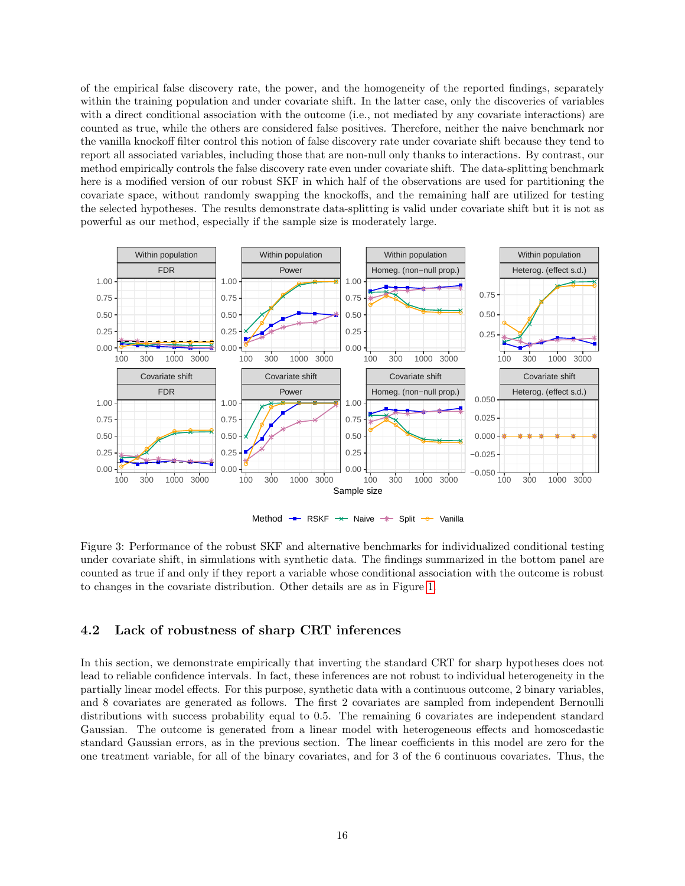of the empirical false discovery rate, the power, and the homogeneity of the reported findings, separately within the training population and under covariate shift. In the latter case, only the discoveries of variables with a direct conditional association with the outcome (i.e., not mediated by any covariate interactions) are counted as true, while the others are considered false positives. Therefore, neither the naive benchmark nor the vanilla knockoff filter control this notion of false discovery rate under covariate shift because they tend to report all associated variables, including those that are non-null only thanks to interactions. By contrast, our method empirically controls the false discovery rate even under covariate shift. The data-splitting benchmark here is a modified version of our robust SKF in which half of the observations are used for partitioning the covariate space, without randomly swapping the knockoffs, and the remaining half are utilized for testing the selected hypotheses. The results demonstrate data-splitting is valid under covariate shift but it is not as powerful as our method, especially if the sample size is moderately large.

Figure 3: Performance of the robust SKF and alternative benchmarks for individualized conditional testing under covariate shift, in simulations with synthetic data. The findings summarized in the bottom panel are counted as true if and only if they report a variable whose conditional association with the outcome is robust to changes in the covariate distribution. Other details are as in Figure 1.

## 4.2 Lack of robustness of sharp CRT inferences

In this section, we demonstrate empirically that inverting the standard CRT for sharp hypotheses does not lead to reliable confidence intervals. In fact, these inferences are not robust to individual heterogeneity in the partially linear model effects. For this purpose, synthetic data with a continuous outcome, 2 binary variables, and 8 covariates are generated as follows. The first 2 covariates are sampled from independent Bernoulli distributions with success probability equal to 0.5. The remaining 6 covariates are independent standard Gaussian. The outcome is generated from a linear model with heterogeneous effects and homoscedastic standard Gaussian errors, as in the previous section. The linear coefficients in this model are zero for the one treatment variable, for all of the binary covariates, and for 3 of the 6 continuous covariates. Thus, the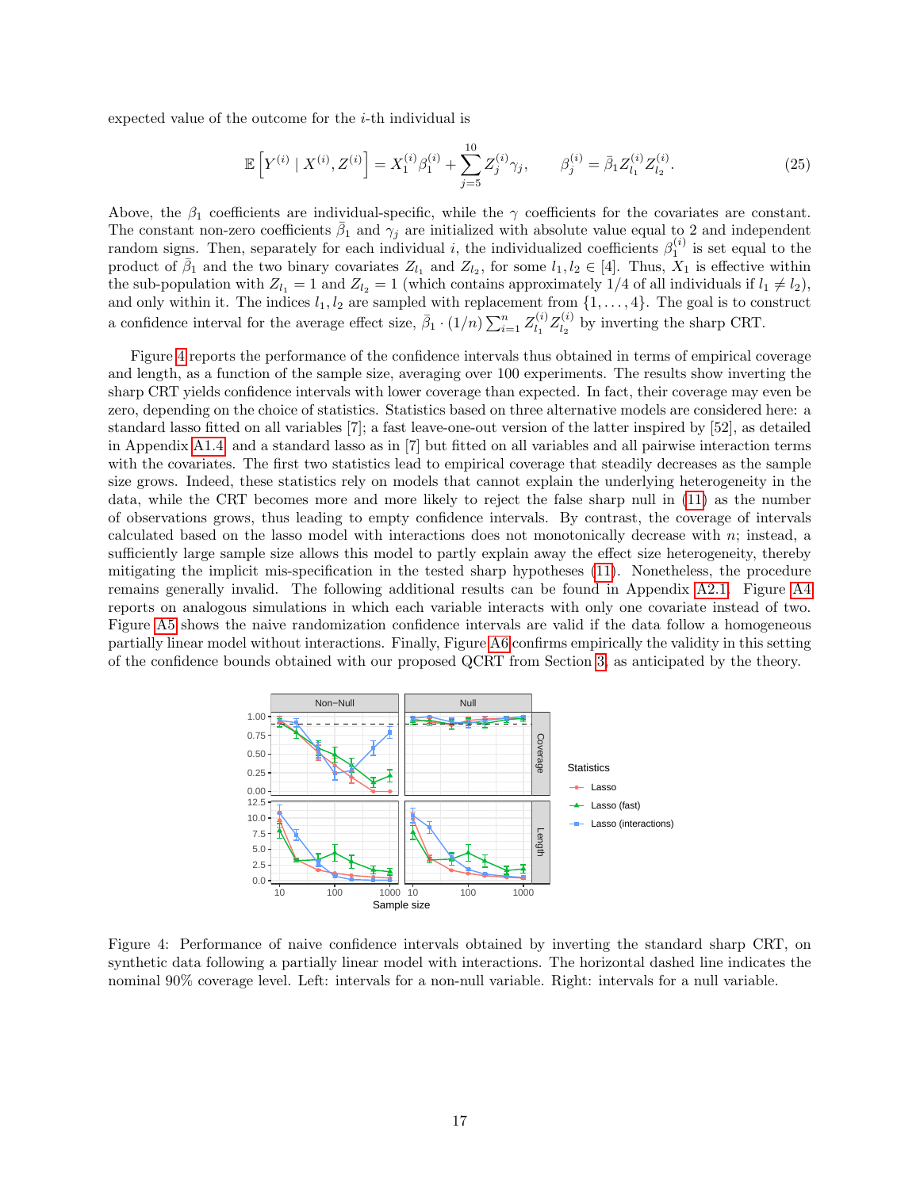expected value of the outcome for the $i$-th individual is

$$\mathbb{E}\left[Y^{(i)} \mid X^{(i)}, Z^{(i)}\right] = X_1^{(i)}\beta_1^{(i)} + \sum_{j=5}^{10} Z_j^{(i)}\gamma_j, \qquad \beta_j^{(i)} = \bar{\beta}_1 Z_{l_1}^{(i)} Z_{l_2}^{(i)}. \tag{25}$$

Above, the $\beta_1$ coefficients are individual-specific, while the $\gamma$ coefficients for the covariates are constant. The constant non-zero coefficients $\bar{\beta}_1$ and $\gamma_j$ are initialized with absolute value equal to 2 and independent random signs. Then, separately for each individual $i$, the individualized coefficients $\beta_1^{(i)}$ is set equal to the product of $\bar{\beta}_1$ and the two binary covariates $Z_{l_1}$ and $Z_{l_2}$, for some $l_1, l_2 \in [4]$. Thus, $X_1$ is effective within the sub-population with $Z_{l_1} = 1$ and $Z_{l_2} = 1$ (which contains approximately 1/4 of all individuals if $l_1 \neq l_2$), and only within it. The indices $l_1, l_2$ are sampled with replacement from $\{1, \ldots, 4\}$. The goal is to construct a confidence interval for the average effect size, $\bar{\beta}_1 \cdot (1/n) \sum_{i=1}^n Z_{l_1}^{(i)} Z_{l_2}^{(i)}$ by inverting the sharp CRT.

Figure 4 reports the performance of the confidence intervals thus obtained in terms of empirical coverage and length, as a function of the sample size, averaging over 100 experiments. The results show inverting the sharp CRT yields confidence intervals with lower coverage than expected. In fact, their coverage may even be zero, depending on the choice of statistics. Statistics based on three alternative models are considered here: a standard lasso fitted on all variables [7]; a fast leave-one-out version of the latter inspired by [52], as detailed in Appendix A1.4; and a standard lasso as in [7] but fitted on all variables and all pairwise interaction terms with the covariates. The first two statistics lead to empirical coverage that steadily decreases as the sample size grows. Indeed, these statistics rely on models that cannot explain the underlying heterogeneity in the data, while the CRT becomes more and more likely to reject the false sharp null in (11) as the number of observations grows, thus leading to empty confidence intervals. By contrast, the coverage of intervals calculated based on the lasso model with interactions does not monotonically decrease with $n$; instead, a sufficiently large sample size allows this model to partly explain away the effect size heterogeneity, thereby mitigating the implicit mis-specification in the tested sharp hypotheses (11). Nonetheless, the procedure remains generally invalid. The following additional results can be found in Appendix A2.1. Figure A4 reports on analogous simulations in which each variable interacts with only one covariate instead of two. Figure A5 shows the naive randomization confidence intervals are valid if the data follow a homogeneous partially linear model without interactions. Finally, Figure A6 confirms empirically the validity in this setting of the confidence bounds obtained with our proposed QCRT from Section 3, as anticipated by the theory.

Figure 4: Performance of naive confidence intervals obtained by inverting the standard sharp CRT, on synthetic data following a partially linear model with interactions. The horizontal dashed line indicates the nominal 90% coverage level. Left: intervals for a non-null variable. Right: intervals for a null variable.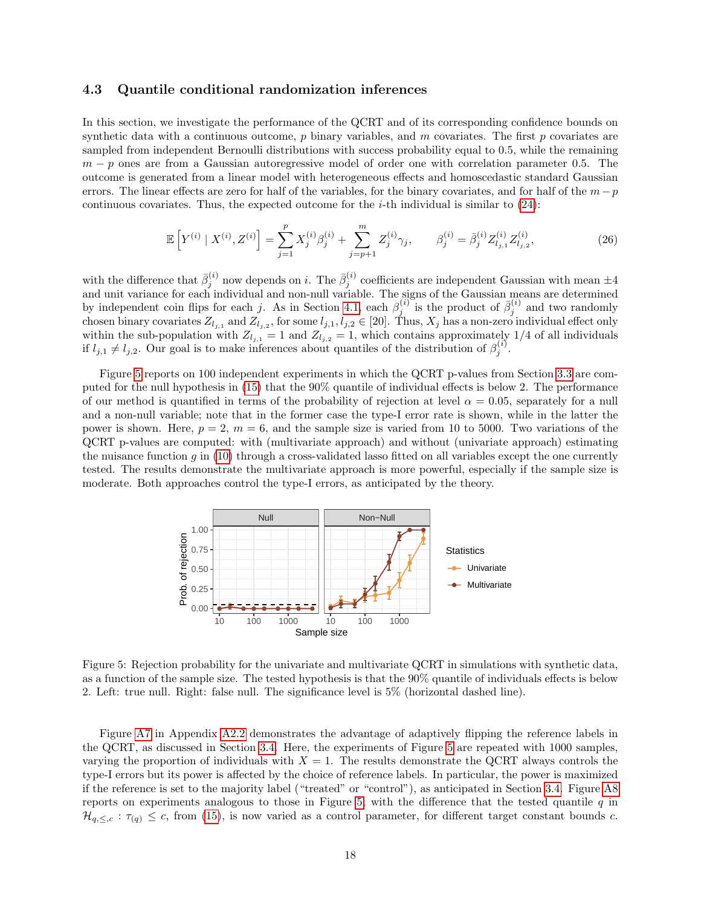### 4.3 Quantile conditional randomization inferences

In this section, we investigate the performance of the QCRT and of its corresponding confidence bounds on synthetic data with a continuous outcome, $p$ binary variables, and $m$ covariates. The first $p$ covariates are sampled from independent Bernoulli distributions with success probability equal to 0.5, while the remaining $m-p$ ones are from a Gaussian autoregressive model of order one with correlation parameter 0.5. The outcome is generated from a linear model with heterogeneous effects and homoscedastic standard Gaussian errors. The linear effects are zero for half of the variables, for the binary covariates, and for half of the $m-p$ continuous covariates. Thus, the expected outcome for the $i$-th individual is similar to (24):

$$\mathbb{E}\left[Y^{(i)} \mid X^{(i)}, Z^{(i)}\right] = \sum_{j=1}^{p} X_j^{(i)} \beta_j^{(i)} + \sum_{j=p+1}^{m} Z_j^{(i)} \gamma_j, \qquad \beta_j^{(i)} = \bar{\beta}_j^{(i)} Z_{l_{j,1}}^{(i)} Z_{l_{j,2}}^{(i)}, \tag{26}$$

with the difference that $\bar{\beta}_j^{(i)}$ now depends on $i$. The $\bar{\beta}_j^{(i)}$ coefficients are independent Gaussian with mean $\pm 4$ and unit variance for each individual and non-null variable. The signs of the Gaussian means are determined by independent coin flips for each $j$. As in Section 4.1, each $\beta_j^{(i)}$ is the product of $\bar{\beta}_j^{(i)}$ and two randomly chosen binary covariates $Z_{l_{j,1}}$ and $Z_{l_{j,2}}$, for some $l_{j,1}, l_{j,2} \in [20]$. Thus, $X_j$ has a non-zero individual effect only within the sub-population with $Z_{l_{j,1}} = 1$ and $Z_{l_{j,2}} = 1$, which contains approximately $1/4$ of all individuals if $l_{j,1} \neq l_{j,2}$. Our goal is to make inferences about quantiles of the distribution of $\beta_j^{(i)}$.

Figure 5 reports on 100 independent experiments in which the QCRT p-values from Section 3.3 are computed for the null hypothesis in (15) that the 90% quantile of individual effects is below 2. The performance of our method is quantified in terms of the probability of rejection at level $\alpha = 0.05$, separately for a null and a non-null variable; note that in the former case the type-I error rate is shown, while in the latter the power is shown. Here, $p = 2$, $m = 6$, and the sample size is varied from 10 to 5000. Two variations of the QCRT p-values are computed: with (multivariate approach) and without (univariate approach) estimating the nuisance function $g$ in (10) through a cross-validated lasso fitted on all variables except the one currently tested. The results demonstrate the multivariate approach is more powerful, especially if the sample size is moderate. Both approaches control the type-I errors, as anticipated by the theory.

Figure 5: Rejection probability for the univariate and multivariate QCRT in simulations with synthetic data, as a function of the sample size. The tested hypothesis is that the 90% quantile of individuals effects is below 2. Left: true null. Right: false null. The significance level is 5% (horizontal dashed line).

Figure A7 in Appendix A2.2 demonstrates the advantage of adaptively flipping the reference labels in the QCRT, as discussed in Section 3.4. Here, the experiments of Figure 5 are repeated with 1000 samples, varying the proportion of individuals with $X = 1$. The results demonstrate the QCRT always controls the type-I errors but its power is affected by the choice of reference labels. In particular, the power is maximized if the reference is set to the majority label ("treated" or "control"), as anticipated in Section 3.4. Figure A8 reports on experiments analogous to those in Figure 5, with the difference that the tested quantile $q$ in $\mathcal{H}_{q,\leq,c} : \tau_{(q)} \leq c$, from (15), is now varied as a control parameter, for different target constant bounds $c$.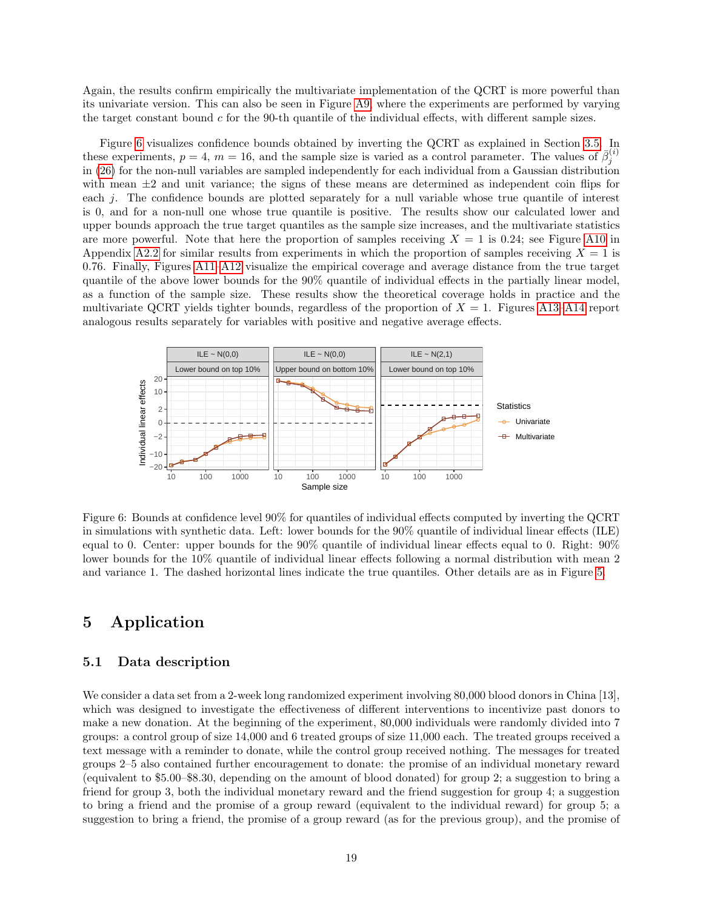Again, the results confirm empirically the multivariate implementation of the QCRT is more powerful than its univariate version. This can also be seen in Figure A9, where the experiments are performed by varying the target constant bound $c$ for the 90-th quantile of the individual effects, with different sample sizes.

Figure 6 visualizes confidence bounds obtained by inverting the QCRT as explained in Section 3.5. In these experiments, $p = 4$, $m = 16$, and the sample size is varied as a control parameter. The values of $\bar{\beta}_j^{(i)}$ in (26) for the non-null variables are sampled independently for each individual from a Gaussian distribution with mean $\pm 2$ and unit variance; the signs of these means are determined as independent coin flips for each $j$. The confidence bounds are plotted separately for a null variable whose true quantile of interest is 0, and for a non-null one whose true quantile is positive. The results show our calculated lower and upper bounds approach the true target quantiles as the sample size increases, and the multivariate statistics are more powerful. Note that here the proportion of samples receiving $X = 1$ is 0.24; see Figure A10 in Appendix A2.2 for similar results from experiments in which the proportion of samples receiving $X = 1$ is 0.76. Finally, Figures A11–A12 visualize the empirical coverage and average distance from the true target quantile of the above lower bounds for the 90% quantile of individual effects in the partially linear model, as a function of the sample size. These results show the theoretical coverage holds in practice and the multivariate QCRT yields tighter bounds, regardless of the proportion of $X = 1$. Figures A13–A14 report analogous results separately for variables with positive and negative average effects.

Figure 6: Bounds at confidence level 90% for quantiles of individual effects computed by inverting the QCRT in simulations with synthetic data. Left: lower bounds for the 90% quantile of individual linear effects (ILE) equal to 0. Center: upper bounds for the 90% quantile of individual linear effects equal to 0. Right: 90% lower bounds for the 10% quantile of individual linear effects following a normal distribution with mean 2 and variance 1. The dashed horizontal lines indicate the true quantiles. Other details are as in Figure 5.

# 5 Application

## 5.1 Data description

We consider a data set from a 2-week long randomized experiment involving 80,000 blood donors in China [13], which was designed to investigate the effectiveness of different interventions to incentivize past donors to make a new donation. At the beginning of the experiment, 80,000 individuals were randomly divided into 7 groups: a control group of size 14,000 and 6 treated groups of size 11,000 each. The treated groups received a text message with a reminder to donate, while the control group received nothing. The messages for treated groups 2–5 also contained further encouragement to donate: the promise of an individual monetary reward (equivalent to \$5.00–\$8.30, depending on the amount of blood donated) for group 2; a suggestion to bring a friend for group 3, both the individual monetary reward and the friend suggestion for group 4; a suggestion to bring a friend and the promise of a group reward (equivalent to the individual reward) for group 5; a suggestion to bring a friend, the promise of a group reward (as for the previous group), and the promise of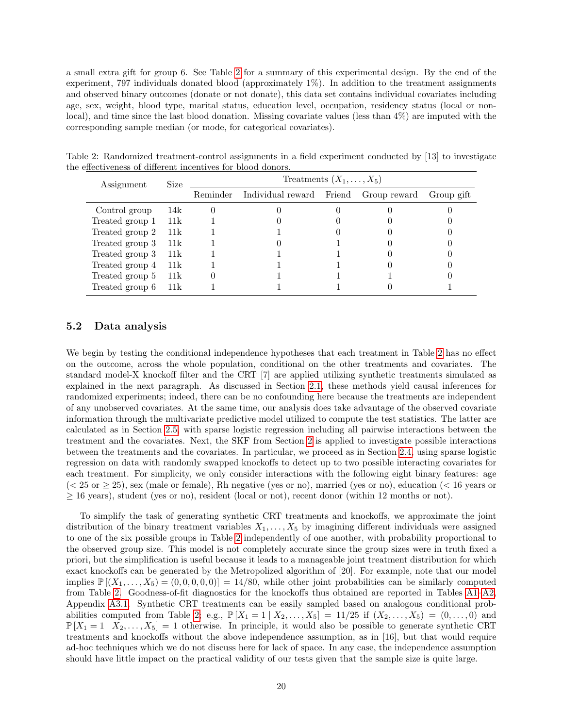a small extra gift for group 6. See Table 2 for a summary of this experimental design. By the end of the experiment, 797 individuals donated blood (approximately 1%). In addition to the treatment assignments and observed binary outcomes (donate or not donate), this data set contains individual covariates including age, sex, weight, blood type, marital status, education level, occupation, residency status (local or non-local), and time since the last blood donation. Missing covariate values (less than 4%) are imputed with the corresponding sample median (or mode, for categorical covariates).

Table 2: Randomized treatment-control assignments in a field experiment conducted by [13] to investigate the effectiveness of different incentives for blood donors.

| Assignment | Size | Treatments ($X_1, \ldots, X_5$) | | | | |
|---|---|---|---|---|---|---|
| | | Reminder | Individual reward | Friend | Group reward | Group gift |
| Control group | 14k | 0 | 0 | 0 | 0 | 0 |
| Treated group 1 | 11k | 1 | 0 | 0 | 0 | 0 |
| Treated group 2 | 11k | 1 | 1 | 0 | 0 | 0 |
| Treated group 3 | 11k | 1 | 0 | 1 | 0 | 0 |
| Treated group 3 | 11k | 1 | 1 | 1 | 0 | 0 |
| Treated group 4 | 11k | 1 | 1 | 1 | 0 | 0 |
| Treated group 5 | 11k | 0 | 1 | 1 | 1 | 0 |
| Treated group 6 | 11k | 1 | 1 | 1 | 0 | 1 |

### 5.2 Data analysis

We begin by testing the conditional independence hypotheses that each treatment in Table 2 has no effect on the outcome, across the whole population, conditional on the other treatments and covariates. The standard model-X knockoff filter and the CRT [7] are applied utilizing synthetic treatments simulated as explained in the next paragraph. As discussed in Section 2.1, these methods yield causal inferences for randomized experiments; indeed, there can be no confounding here because the treatments are independent of any unobserved covariates. At the same time, our analysis does take advantage of the observed covariate information through the multivariate predictive model utilized to compute the test statistics. The latter are calculated as in Section 2.5, with sparse logistic regression including all pairwise interactions between the treatment and the covariates. Next, the SKF from Section 2 is applied to investigate possible interactions between the treatments and the covariates. In particular, we proceed as in Section 2.4, using sparse logistic regression on data with randomly swapped knockoffs to detect up to two possible interacting covariates for each treatment. For simplicity, we only consider interactions with the following eight binary features: age ($< 25$ or $\geq 25$), sex (male or female), Rh negative (yes or no), married (yes or no), education ($< 16$ years or $\geq 16$ years), student (yes or no), resident (local or not), recent donor (within 12 months or not).

To simplify the task of generating synthetic CRT treatments and knockoffs, we approximate the joint distribution of the binary treatment variables $X_1, \ldots, X_5$ by imagining different individuals were assigned to one of the six possible groups in Table 2 independently of one another, with probability proportional to the observed group size. This model is not completely accurate since the group sizes were in truth fixed a priori, but the simplification is useful because it leads to a manageable joint treatment distribution for which exact knockoffs can be generated by the Metropolized algorithm of [20]. For example, note that our model implies $\mathbb{P}[(X_1, \ldots, X_5) = (0, 0, 0, 0, 0)] = 14/80$, while other joint probabilities can be similarly computed from Table 2. Goodness-of-fit diagnostics for the knockoffs thus obtained are reported in Tables A1–A2, Appendix A3.1. Synthetic CRT treatments can be easily sampled based on analogous conditional probabilities computed from Table 2: e.g., $\mathbb{P}[X_1 = 1 \mid X_2, \ldots, X_5] = 11/25$ if $(X_2, \ldots, X_5) = (0, \ldots, 0)$ and $\mathbb{P}[X_1 = 1 \mid X_2, \ldots, X_5] = 1$ otherwise. In principle, it would also be possible to generate synthetic CRT treatments and knockoffs without the above independence assumption, as in [16], but that would require ad-hoc techniques which we do not discuss here for lack of space. In any case, the independence assumption should have little impact on the practical validity of our tests given that the sample size is quite large.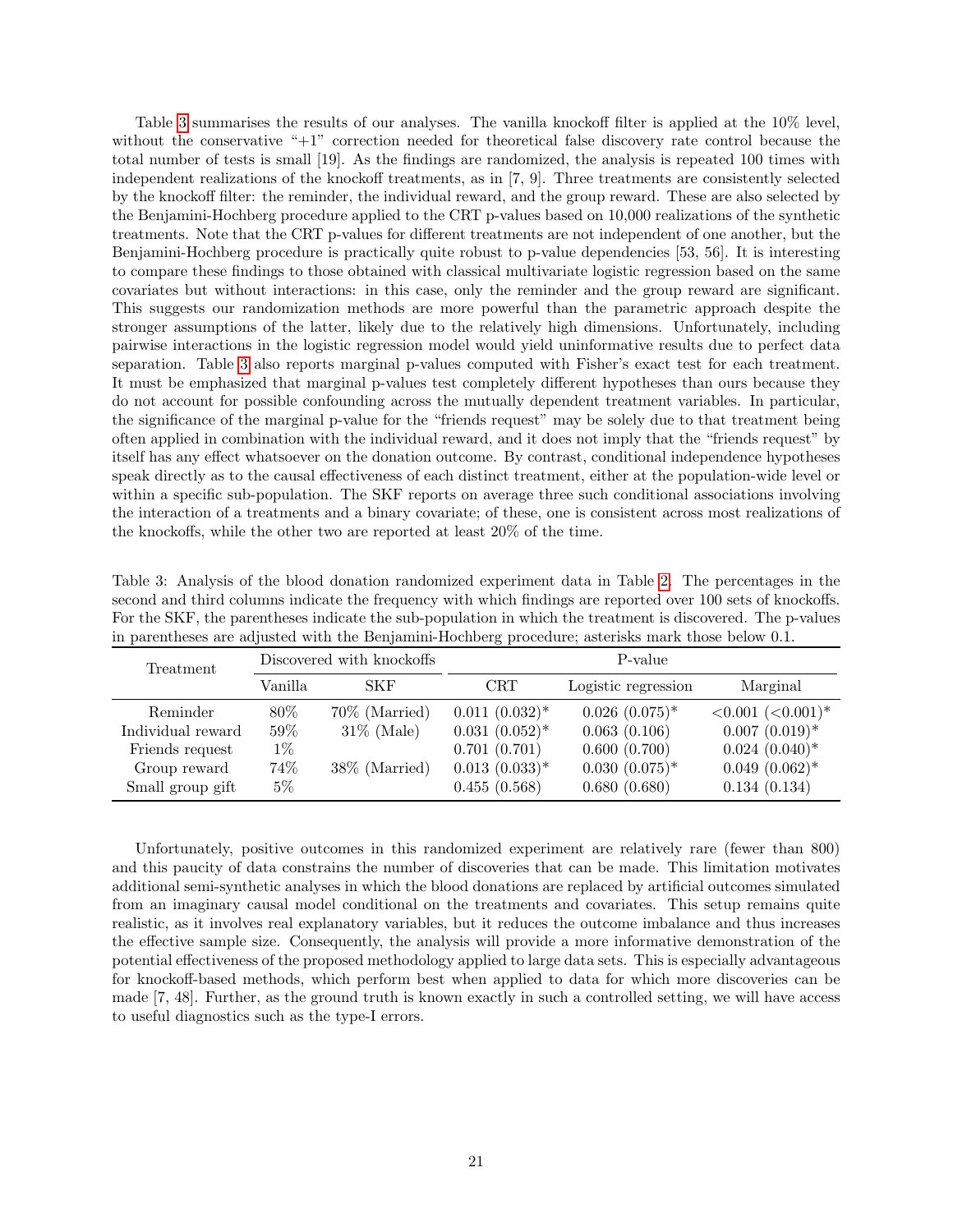Table 3 summarises the results of our analyses. The vanilla knockoff filter is applied at the 10% level, without the conservative "+1" correction needed for theoretical false discovery rate control because the total number of tests is small [19]. As the findings are randomized, the analysis is repeated 100 times with independent realizations of the knockoff treatments, as in [7, 9]. Three treatments are consistently selected by the knockoff filter: the reminder, the individual reward, and the group reward. These are also selected by the Benjamini-Hochberg procedure applied to the CRT p-values based on 10,000 realizations of the synthetic treatments. Note that the CRT p-values for different treatments are not independent of one another, but the Benjamini-Hochberg procedure is practically quite robust to p-value dependencies [53, 56]. It is interesting to compare these findings to those obtained with classical multivariate logistic regression based on the same covariates but without interactions: in this case, only the reminder and the group reward are significant. This suggests our randomization methods are more powerful than the parametric approach despite the stronger assumptions of the latter, likely due to the relatively high dimensions. Unfortunately, including pairwise interactions in the logistic regression model would yield uninformative results due to perfect data separation. Table 3 also reports marginal p-values computed with Fisher's exact test for each treatment. It must be emphasized that marginal p-values test completely different hypotheses than ours because they do not account for possible confounding across the mutually dependent treatment variables. In particular, the significance of the marginal p-value for the "friends request" may be solely due to that treatment being often applied in combination with the individual reward, and it does not imply that the "friends request" by itself has any effect whatsoever on the donation outcome. By contrast, conditional independence hypotheses speak directly as to the causal effectiveness of each distinct treatment, either at the population-wide level or within a specific sub-population. The SKF reports on average three such conditional associations involving the interaction of a treatments and a binary covariate; of these, one is consistent across most realizations of the knockoffs, while the other two are reported at least 20% of the time.

Table 3: Analysis of the blood donation randomized experiment data in Table 2. The percentages in the second and third columns indicate the frequency with which findings are reported over 100 sets of knockoffs. For the SKF, the parentheses indicate the sub-population in which the treatment is discovered. The p-values in parentheses are adjusted with the Benjamini-Hochberg procedure; asterisks mark those below 0.1.

| Treatment | Discovered with knockoffs | | P-value | | |
|---|---|---|---|---|---|
| | Vanilla | SKF | CRT | Logistic regression | Marginal |
| Reminder | 80% | 70% (Married) | 0.011 (0.032)* | 0.026 (0.075)* | <0.001 (<0.001)* |
| Individual reward | 59% | 31% (Male) | 0.031 (0.052)* | 0.063 (0.106) | 0.007 (0.019)* |
| Friends request | 1% | | 0.701 (0.701) | 0.600 (0.700) | 0.024 (0.040)* |
| Group reward | 74% | 38% (Married) | 0.013 (0.033)* | 0.030 (0.075)* | 0.049 (0.062)* |
| Small group gift | 5% | | 0.455 (0.568) | 0.680 (0.680) | 0.134 (0.134) |

Unfortunately, positive outcomes in this randomized experiment are relatively rare (fewer than 800) and this paucity of data constrains the number of discoveries that can be made. This limitation motivates additional semi-synthetic analyses in which the blood donations are replaced by artificial outcomes simulated from an imaginary causal model conditional on the treatments and covariates. This setup remains quite realistic, as it involves real explanatory variables, but it reduces the outcome imbalance and thus increases the effective sample size. Consequently, the analysis will provide a more informative demonstration of the potential effectiveness of the proposed methodology applied to large data sets. This is especially advantageous for knockoff-based methods, which perform best when applied to data for which more discoveries can be made [7, 48]. Further, as the ground truth is known exactly in such a controlled setting, we will have access to useful diagnostics such as the type-I errors.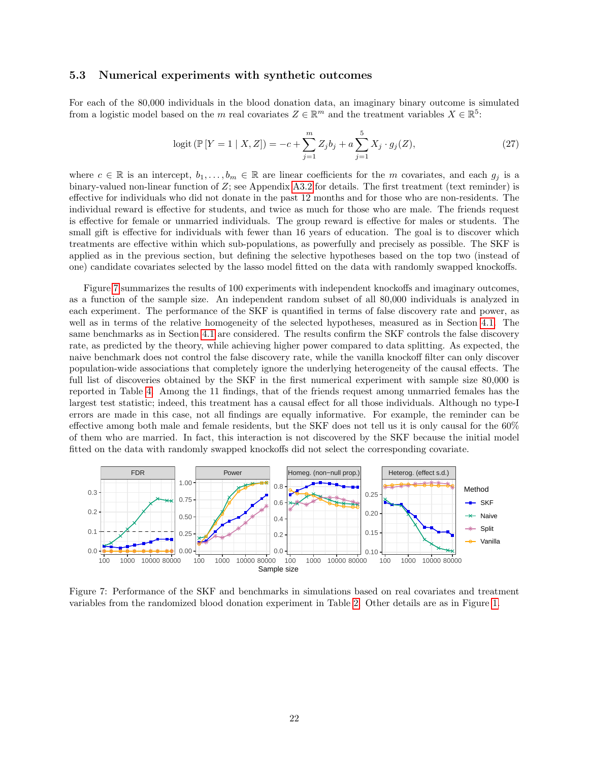### 5.3 Numerical experiments with synthetic outcomes

For each of the 80,000 individuals in the blood donation data, an imaginary binary outcome is simulated from a logistic model based on the $m$ real covariates $Z \in \mathbb{R}^m$ and the treatment variables $X \in \mathbb{R}^5$:

$$\text{logit}\left(\mathbb{P}\left[Y = 1 \mid X, Z\right]\right) = -c + \sum_{j=1}^{m} Z_j b_j + a \sum_{j=1}^{5} X_j \cdot g_j(Z), \tag{27}$$

where $c \in \mathbb{R}$ is an intercept, $b_1, \ldots, b_m \in \mathbb{R}$ are linear coefficients for the $m$ covariates, and each $g_j$ is a binary-valued non-linear function of $Z$; see Appendix A3.2 for details. The first treatment (text reminder) is effective for individuals who did not donate in the past 12 months and for those who are non-residents. The individual reward is effective for students, and twice as much for those who are male. The friends request is effective for female or unmarried individuals. The group reward is effective for males or students. The small gift is effective for individuals with fewer than 16 years of education. The goal is to discover which treatments are effective within which sub-populations, as powerfully and precisely as possible. The SKF is applied as in the previous section, but defining the selective hypotheses based on the top two (instead of one) candidate covariates selected by the lasso model fitted on the data with randomly swapped knockoffs.

Figure 7 summarizes the results of 100 experiments with independent knockoffs and imaginary outcomes, as a function of the sample size. An independent random subset of all 80,000 individuals is analyzed in each experiment. The performance of the SKF is quantified in terms of false discovery rate and power, as well as in terms of the relative homogeneity of the selected hypotheses, measured as in Section 4.1. The same benchmarks as in Section 4.1 are considered. The results confirm the SKF controls the false discovery rate, as predicted by the theory, while achieving higher power compared to data splitting. As expected, the naive benchmark does not control the false discovery rate, while the vanilla knockoff filter can only discover population-wide associations that completely ignore the underlying heterogeneity of the causal effects. The full list of discoveries obtained by the SKF in the first numerical experiment with sample size 80,000 is reported in Table 4. Among the 11 findings, that of the friends request among unmarried females has the largest test statistic; indeed, this treatment has a causal effect for all those individuals. Although no type-I errors are made in this case, not all findings are equally informative. For example, the reminder can be effective among both male and female residents, but the SKF does not tell us it is only causal for the 60% of them who are married. In fact, this interaction is not discovered by the SKF because the initial model fitted on the data with randomly swapped knockoffs did not select the corresponding covariate.

Figure 7: Performance of the SKF and benchmarks in simulations based on real covariates and treatment variables from the randomized blood donation experiment in Table 2. Other details are as in Figure 1.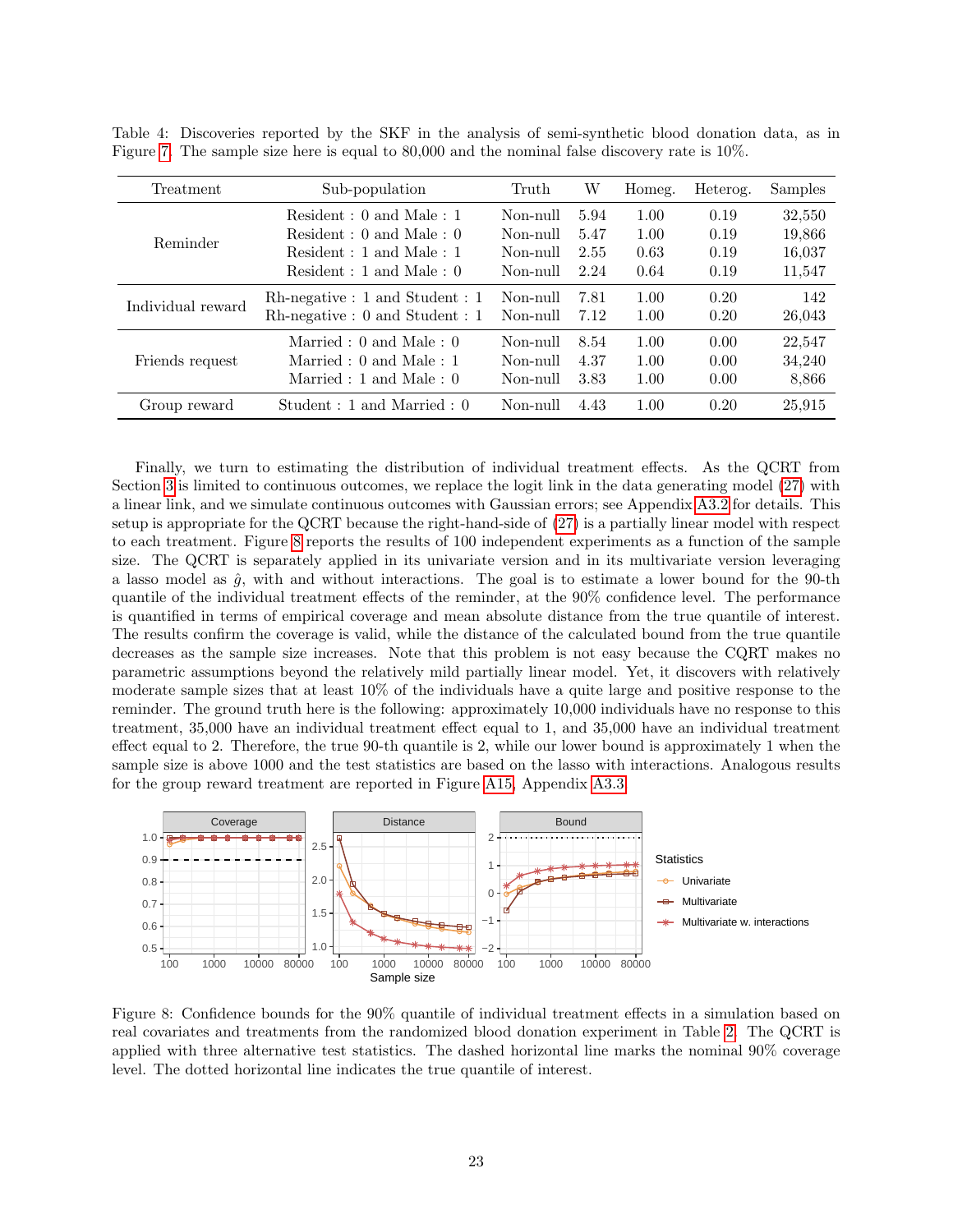Table 4: Discoveries reported by the SKF in the analysis of semi-synthetic blood donation data, as in Figure 7. The sample size here is equal to 80,000 and the nominal false discovery rate is 10%.

| Treatment | Sub-population | Truth | W | Homeg. | Heterog. | Samples |
|---|---|---|---|---|---|---|
| Reminder | Resident : 0 and Male : 1 | Non-null | 5.94 | 1.00 | 0.19 | 32,550 |
| | Resident : 0 and Male : 0 | Non-null | 5.47 | 1.00 | 0.19 | 19,866 |
| | Resident : 1 and Male : 1 | Non-null | 2.55 | 0.63 | 0.19 | 16,037 |
| | Resident : 1 and Male : 0 | Non-null | 2.24 | 0.64 | 0.19 | 11,547 |
| Individual reward | Rh-negative : 1 and Student : 1 | Non-null | 7.81 | 1.00 | 0.20 | 142 |
| | Rh-negative : 0 and Student : 1 | Non-null | 7.12 | 1.00 | 0.20 | 26,043 |
| Friends request | Married : 0 and Male : 0 | Non-null | 8.54 | 1.00 | 0.00 | 22,547 |
| | Married : 0 and Male : 1 | Non-null | 4.37 | 1.00 | 0.00 | 34,240 |
| | Married : 1 and Male : 0 | Non-null | 3.83 | 1.00 | 0.00 | 8,866 |
| Group reward | Student : 1 and Married : 0 | Non-null | 4.43 | 1.00 | 0.20 | 25,915 |

Finally, we turn to estimating the distribution of individual treatment effects. As the QCRT from Section 3 is limited to continuous outcomes, we replace the logit link in the data generating model (27) with a linear link, and we simulate continuous outcomes with Gaussian errors; see Appendix A3.2 for details. This setup is appropriate for the QCRT because the right-hand-side of (27) is a partially linear model with respect to each treatment. Figure 8 reports the results of 100 independent experiments as a function of the sample size. The QCRT is separately applied in its univariate version and in its multivariate version leveraging a lasso model as $\hat{g}$, with and without interactions. The goal is to estimate a lower bound for the 90-th quantile of the individual treatment effects of the reminder, at the 90% confidence level. The performance is quantified in terms of empirical coverage and mean absolute distance from the true quantile of interest. The results confirm the coverage is valid, while the distance of the calculated bound from the true quantile decreases as the sample size increases. Note that this problem is not easy because the CQRT makes no parametric assumptions beyond the relatively mild partially linear model. Yet, it discovers with relatively moderate sample sizes that at least 10% of the individuals have a quite large and positive response to the reminder. The ground truth here is the following: approximately 10,000 individuals have no response to this treatment, 35,000 have an individual treatment effect equal to 1, and 35,000 have an individual treatment effect equal to 2. Therefore, the true 90-th quantile is 2, while our lower bound is approximately 1 when the sample size is above 1000 and the test statistics are based on the lasso with interactions. Analogous results for the group reward treatment are reported in Figure A15, Appendix A3.3.

Figure 8: Confidence bounds for the 90% quantile of individual treatment effects in a simulation based on real covariates and treatments from the randomized blood donation experiment in Table 2. The QCRT is applied with three alternative test statistics. The dashed horizontal line marks the nominal 90% coverage level. The dotted horizontal line indicates the true quantile of interest.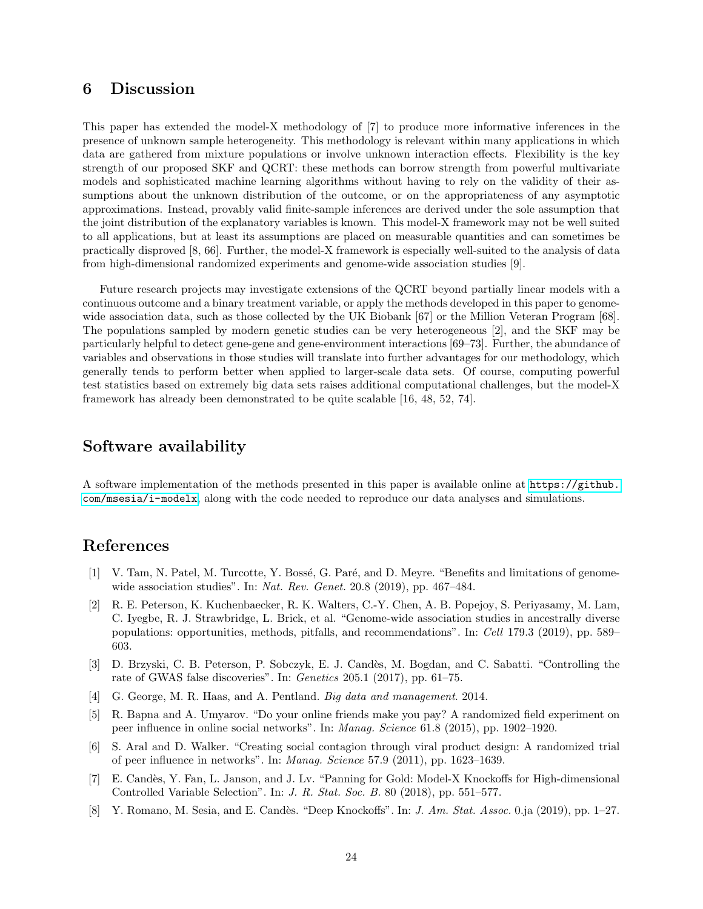# 6 Discussion

This paper has extended the model-X methodology of [7] to produce more informative inferences in the presence of unknown sample heterogeneity. This methodology is relevant within many applications in which data are gathered from mixture populations or involve unknown interaction effects. Flexibility is the key strength of our proposed SKF and QCRT: these methods can borrow strength from powerful multivariate models and sophisticated machine learning algorithms without having to rely on the validity of their assumptions about the unknown distribution of the outcome, or on the appropriateness of any asymptotic approximations. Instead, provably valid finite-sample inferences are derived under the sole assumption that the joint distribution of the explanatory variables is known. This model-X framework may not be well suited to all applications, but at least its assumptions are placed on measurable quantities and can sometimes be practically disproved [8, 66]. Further, the model-X framework is especially well-suited to the analysis of data from high-dimensional randomized experiments and genome-wide association studies [9].

Future research projects may investigate extensions of the QCRT beyond partially linear models with a continuous outcome and a binary treatment variable, or apply the methods developed in this paper to genome-wide association data, such as those collected by the UK Biobank [67] or the Million Veteran Program [68]. The populations sampled by modern genetic studies can be very heterogeneous [2], and the SKF may be particularly helpful to detect gene-gene and gene-environment interactions [69–73]. Further, the abundance of variables and observations in those studies will translate into further advantages for our methodology, which generally tends to perform better when applied to larger-scale data sets. Of course, computing powerful test statistics based on extremely big data sets raises additional computational challenges, but the model-X framework has already been demonstrated to be quite scalable [16, 48, 52, 74].

## Software availability

A software implementation of the methods presented in this paper is available online at https://github.com/msesia/i-modelx, along with the code needed to reproduce our data analyses and simulations.

## References

[1] V. Tam, N. Patel, M. Turcotte, Y. Bossé, G. Paré, and D. Meyre. "Benefits and limitations of genome-wide association studies". In: *Nat. Rev. Genet.* 20.8 (2019), pp. 467–484.

[2] R. E. Peterson, K. Kuchenbaecker, R. K. Walters, C.-Y. Chen, A. B. Popejoy, S. Periyasamy, M. Lam, C. Iyegbe, R. J. Strawbridge, L. Brick, et al. "Genome-wide association studies in ancestrally diverse populations: opportunities, methods, pitfalls, and recommendations". In: *Cell* 179.3 (2019), pp. 589–603.

[3] D. Brzyski, C. B. Peterson, P. Sobczyk, E. J. Candès, M. Bogdan, and C. Sabatti. "Controlling the rate of GWAS false discoveries". In: *Genetics* 205.1 (2017), pp. 61–75.

[4] G. George, M. R. Haas, and A. Pentland. *Big data and management*. 2014.

[5] R. Bapna and A. Umyarov. "Do your online friends make you pay? A randomized field experiment on peer influence in online social networks". In: *Manag. Science* 61.8 (2015), pp. 1902–1920.

[6] S. Aral and D. Walker. "Creating social contagion through viral product design: A randomized trial of peer influence in networks". In: *Manag. Science* 57.9 (2011), pp. 1623–1639.

[7] E. Candès, Y. Fan, L. Janson, and J. Lv. "Panning for Gold: Model-X Knockoffs for High-dimensional Controlled Variable Selection". In: *J. R. Stat. Soc. B.* 80 (2018), pp. 551–577.

[8] Y. Romano, M. Sesia, and E. Candès. "Deep Knockoffs". In: *J. Am. Stat. Assoc.* 0.ja (2019), pp. 1–27.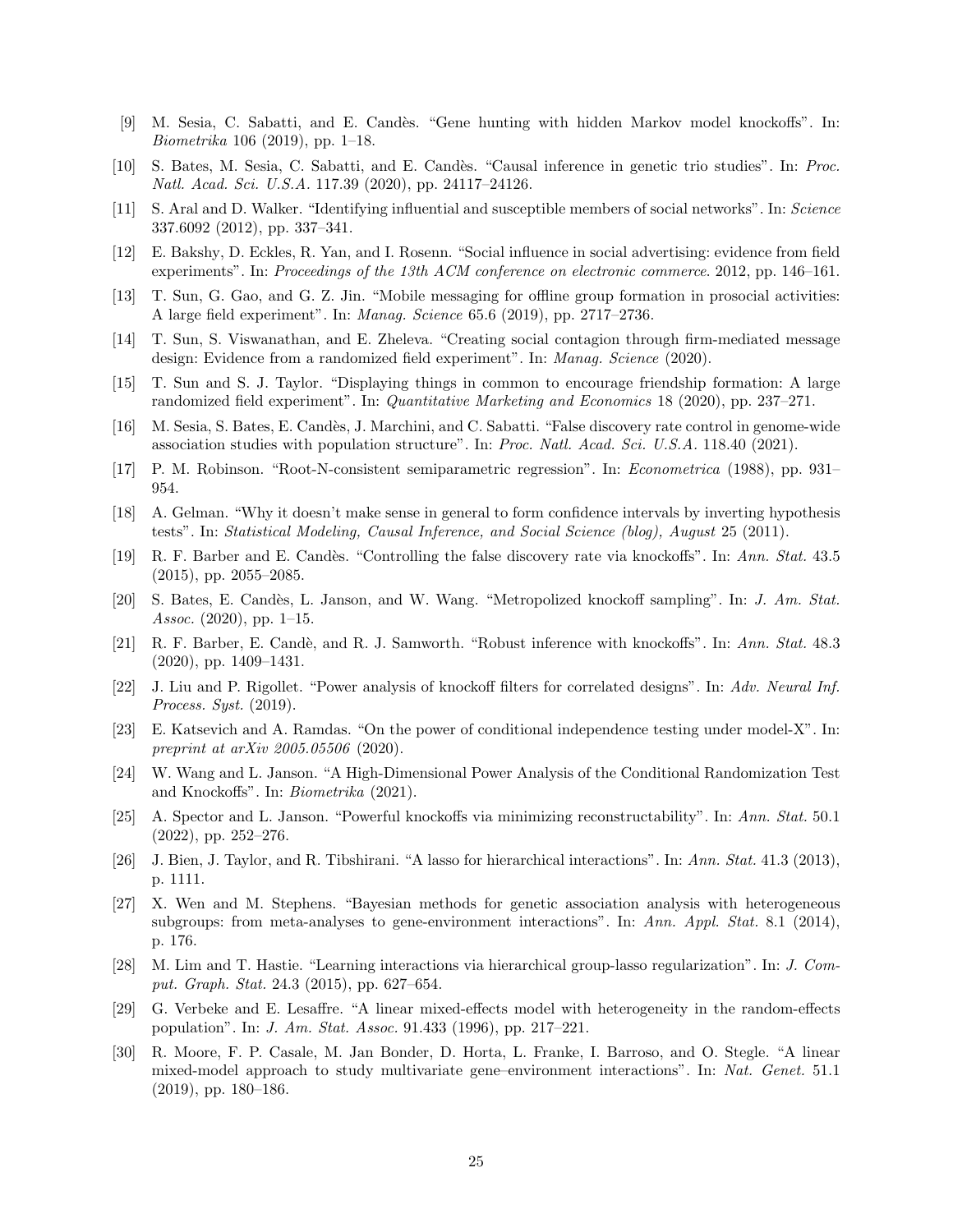[9] M. Sesia, C. Sabatti, and E. Candès. "Gene hunting with hidden Markov model knockoffs". In: *Biometrika* 106 (2019), pp. 1–18.

[10] S. Bates, M. Sesia, C. Sabatti, and E. Candès. "Causal inference in genetic trio studies". In: *Proc. Natl. Acad. Sci. U.S.A.* 117.39 (2020), pp. 24117–24126.

[11] S. Aral and D. Walker. "Identifying influential and susceptible members of social networks". In: *Science* 337.6092 (2012), pp. 337–341.

[12] E. Bakshy, D. Eckles, R. Yan, and I. Rosenn. "Social influence in social advertising: evidence from field experiments". In: *Proceedings of the 13th ACM conference on electronic commerce*. 2012, pp. 146–161.

[13] T. Sun, G. Gao, and G. Z. Jin. "Mobile messaging for offline group formation in prosocial activities: A large field experiment". In: *Manag. Science* 65.6 (2019), pp. 2717–2736.

[14] T. Sun, S. Viswanathan, and E. Zheleva. "Creating social contagion through firm-mediated message design: Evidence from a randomized field experiment". In: *Manag. Science* (2020).

[15] T. Sun and S. J. Taylor. "Displaying things in common to encourage friendship formation: A large randomized field experiment". In: *Quantitative Marketing and Economics* 18 (2020), pp. 237–271.

[16] M. Sesia, S. Bates, E. Candès, J. Marchini, and C. Sabatti. "False discovery rate control in genome-wide association studies with population structure". In: *Proc. Natl. Acad. Sci. U.S.A.* 118.40 (2021).

[17] P. M. Robinson. "Root-N-consistent semiparametric regression". In: *Econometrica* (1988), pp. 931–954.

[18] A. Gelman. "Why it doesn't make sense in general to form confidence intervals by inverting hypothesis tests". In: *Statistical Modeling, Causal Inference, and Social Science (blog), August* 25 (2011).

[19] R. F. Barber and E. Candès. "Controlling the false discovery rate via knockoffs". In: *Ann. Stat.* 43.5 (2015), pp. 2055–2085.

[20] S. Bates, E. Candès, L. Janson, and W. Wang. "Metropolized knockoff sampling". In: *J. Am. Stat. Assoc.* (2020), pp. 1–15.

[21] R. F. Barber, E. Candè, and R. J. Samworth. "Robust inference with knockoffs". In: *Ann. Stat.* 48.3 (2020), pp. 1409–1431.

[22] J. Liu and P. Rigollet. "Power analysis of knockoff filters for correlated designs". In: *Adv. Neural Inf. Process. Syst.* (2019).

[23] E. Katsevich and A. Ramdas. "On the power of conditional independence testing under model-X". In: *preprint at arXiv 2005.05506* (2020).

[24] W. Wang and L. Janson. "A High-Dimensional Power Analysis of the Conditional Randomization Test and Knockoffs". In: *Biometrika* (2021).

[25] A. Spector and L. Janson. "Powerful knockoffs via minimizing reconstructability". In: *Ann. Stat.* 50.1 (2022), pp. 252–276.

[26] J. Bien, J. Taylor, and R. Tibshirani. "A lasso for hierarchical interactions". In: *Ann. Stat.* 41.3 (2013), p. 1111.

[27] X. Wen and M. Stephens. "Bayesian methods for genetic association analysis with heterogeneous subgroups: from meta-analyses to gene-environment interactions". In: *Ann. Appl. Stat.* 8.1 (2014), p. 176.

[28] M. Lim and T. Hastie. "Learning interactions via hierarchical group-lasso regularization". In: *J. Comput. Graph. Stat.* 24.3 (2015), pp. 627–654.

[29] G. Verbeke and E. Lesaffre. "A linear mixed-effects model with heterogeneity in the random-effects population". In: *J. Am. Stat. Assoc.* 91.433 (1996), pp. 217–221.

[30] R. Moore, F. P. Casale, M. Jan Bonder, D. Horta, L. Franke, I. Barroso, and O. Stegle. "A linear mixed-model approach to study multivariate gene–environment interactions". In: *Nat. Genet.* 51.1 (2019), pp. 180–186.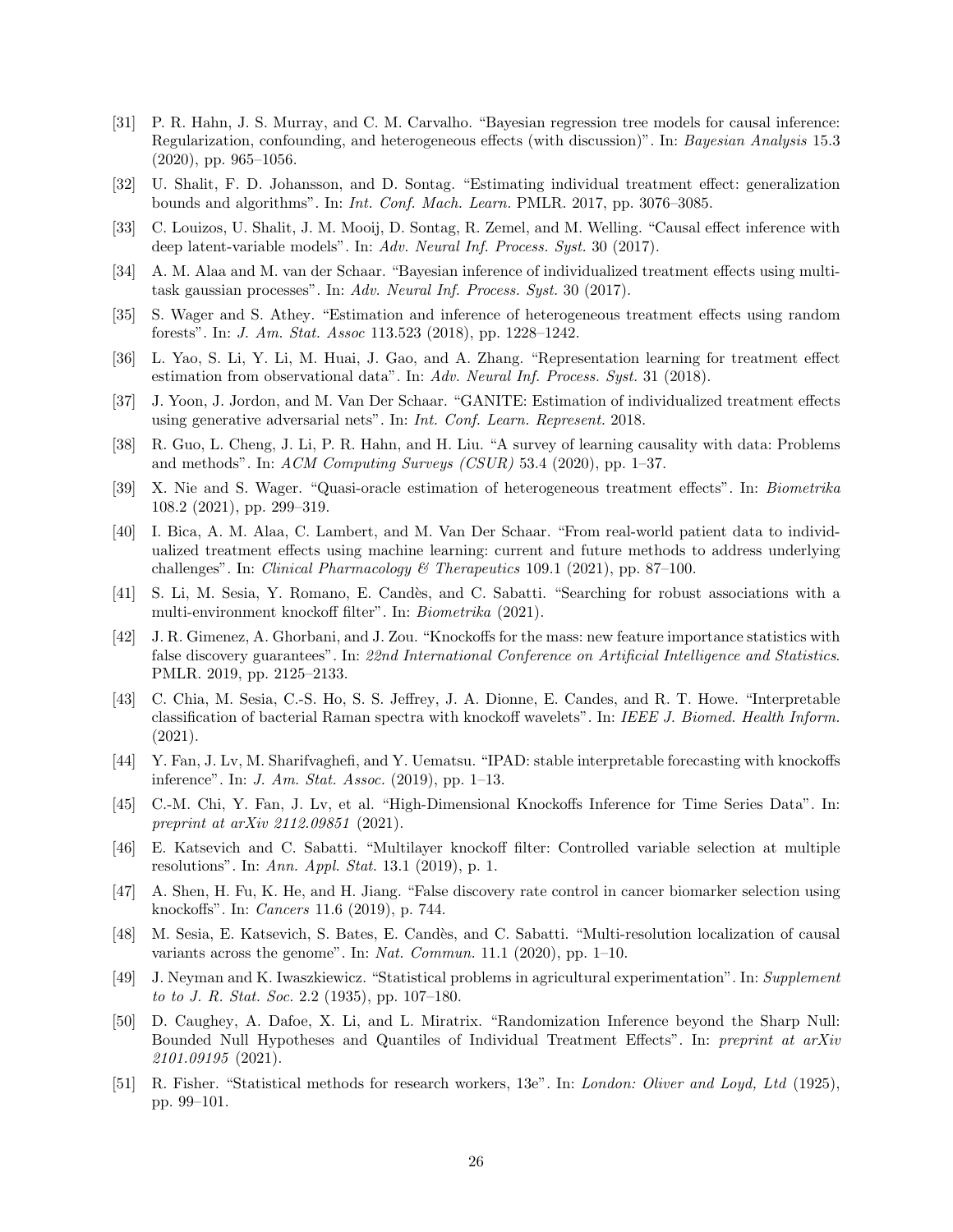[31] P. R. Hahn, J. S. Murray, and C. M. Carvalho. "Bayesian regression tree models for causal inference: Regularization, confounding, and heterogeneous effects (with discussion)". In: *Bayesian Analysis* 15.3 (2020), pp. 965–1056.

[32] U. Shalit, F. D. Johansson, and D. Sontag. "Estimating individual treatment effect: generalization bounds and algorithms". In: *Int. Conf. Mach. Learn.* PMLR. 2017, pp. 3076–3085.

[33] C. Louizos, U. Shalit, J. M. Mooij, D. Sontag, R. Zemel, and M. Welling. "Causal effect inference with deep latent-variable models". In: *Adv. Neural Inf. Process. Syst.* 30 (2017).

[34] A. M. Alaa and M. van der Schaar. "Bayesian inference of individualized treatment effects using multi-task gaussian processes". In: *Adv. Neural Inf. Process. Syst.* 30 (2017).

[35] S. Wager and S. Athey. "Estimation and inference of heterogeneous treatment effects using random forests". In: *J. Am. Stat. Assoc* 113.523 (2018), pp. 1228–1242.

[36] L. Yao, S. Li, Y. Li, M. Huai, J. Gao, and A. Zhang. "Representation learning for treatment effect estimation from observational data". In: *Adv. Neural Inf. Process. Syst.* 31 (2018).

[37] J. Yoon, J. Jordon, and M. Van Der Schaar. "GANITE: Estimation of individualized treatment effects using generative adversarial nets". In: *Int. Conf. Learn. Represent.* 2018.

[38] R. Guo, L. Cheng, J. Li, P. R. Hahn, and H. Liu. "A survey of learning causality with data: Problems and methods". In: *ACM Computing Surveys (CSUR)* 53.4 (2020), pp. 1–37.

[39] X. Nie and S. Wager. "Quasi-oracle estimation of heterogeneous treatment effects". In: *Biometrika* 108.2 (2021), pp. 299–319.

[40] I. Bica, A. M. Alaa, C. Lambert, and M. Van Der Schaar. "From real-world patient data to individualized treatment effects using machine learning: current and future methods to address underlying challenges". In: *Clinical Pharmacology & Therapeutics* 109.1 (2021), pp. 87–100.

[41] S. Li, M. Sesia, Y. Romano, E. Candès, and C. Sabatti. "Searching for robust associations with a multi-environment knockoff filter". In: *Biometrika* (2021).

[42] J. R. Gimenez, A. Ghorbani, and J. Zou. "Knockoffs for the mass: new feature importance statistics with false discovery guarantees". In: *22nd International Conference on Artificial Intelligence and Statistics*. PMLR. 2019, pp. 2125–2133.

[43] C. Chia, M. Sesia, C.-S. Ho, S. S. Jeffrey, J. A. Dionne, E. Candes, and R. T. Howe. "Interpretable classification of bacterial Raman spectra with knockoff wavelets". In: *IEEE J. Biomed. Health Inform.* (2021).

[44] Y. Fan, J. Lv, M. Sharifvaghefi, and Y. Uematsu. "IPAD: stable interpretable forecasting with knockoffs inference". In: *J. Am. Stat. Assoc.* (2019), pp. 1–13.

[45] C.-M. Chi, Y. Fan, J. Lv, et al. "High-Dimensional Knockoffs Inference for Time Series Data". In: *preprint at arXiv 2112.09851* (2021).

[46] E. Katsevich and C. Sabatti. "Multilayer knockoff filter: Controlled variable selection at multiple resolutions". In: *Ann. Appl. Stat.* 13.1 (2019), p. 1.

[47] A. Shen, H. Fu, K. He, and H. Jiang. "False discovery rate control in cancer biomarker selection using knockoffs". In: *Cancers* 11.6 (2019), p. 744.

[48] M. Sesia, E. Katsevich, S. Bates, E. Candès, and C. Sabatti. "Multi-resolution localization of causal variants across the genome". In: *Nat. Commun.* 11.1 (2020), pp. 1–10.

[49] J. Neyman and K. Iwaszkiewicz. "Statistical problems in agricultural experimentation". In: *Supplement to to J. R. Stat. Soc.* 2.2 (1935), pp. 107–180.

[50] D. Caughey, A. Dafoe, X. Li, and L. Miratrix. "Randomization Inference beyond the Sharp Null: Bounded Null Hypotheses and Quantiles of Individual Treatment Effects". In: *preprint at arXiv 2101.09195* (2021).

[51] R. Fisher. "Statistical methods for research workers, 13e". In: *London: Oliver and Loyd, Ltd* (1925), pp. 99–101.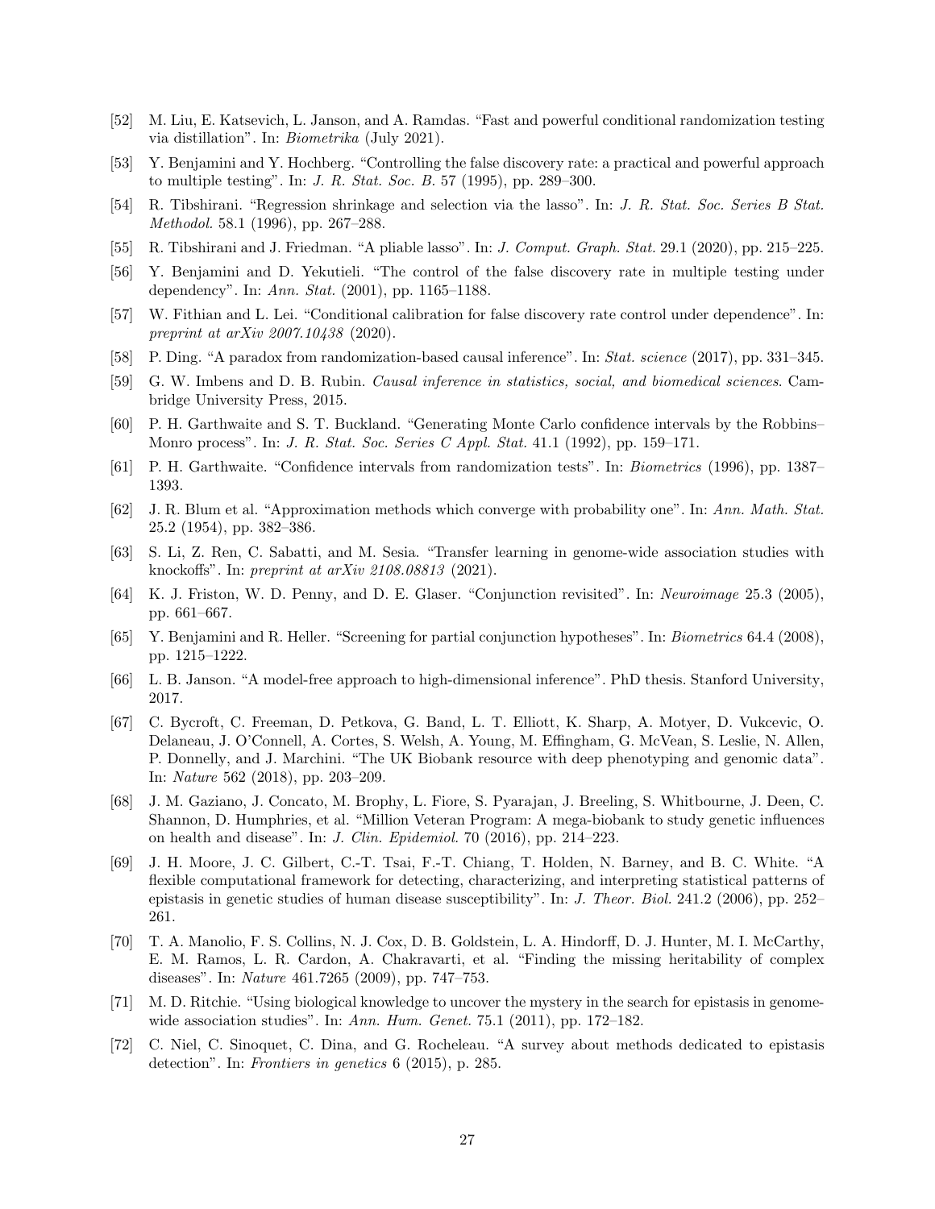[52] M. Liu, E. Katsevich, L. Janson, and A. Ramdas. "Fast and powerful conditional randomization testing via distillation". In: *Biometrika* (July 2021).

[53] Y. Benjamini and Y. Hochberg. "Controlling the false discovery rate: a practical and powerful approach to multiple testing". In: *J. R. Stat. Soc. B.* 57 (1995), pp. 289–300.

[54] R. Tibshirani. "Regression shrinkage and selection via the lasso". In: *J. R. Stat. Soc. Series B Stat. Methodol.* 58.1 (1996), pp. 267–288.

[55] R. Tibshirani and J. Friedman. "A pliable lasso". In: *J. Comput. Graph. Stat.* 29.1 (2020), pp. 215–225.

[56] Y. Benjamini and D. Yekutieli. "The control of the false discovery rate in multiple testing under dependency". In: *Ann. Stat.* (2001), pp. 1165–1188.

[57] W. Fithian and L. Lei. "Conditional calibration for false discovery rate control under dependence". In: *preprint at arXiv 2007.10438* (2020).

[58] P. Ding. "A paradox from randomization-based causal inference". In: *Stat. science* (2017), pp. 331–345.

[59] G. W. Imbens and D. B. Rubin. *Causal inference in statistics, social, and biomedical sciences*. Cambridge University Press, 2015.

[60] P. H. Garthwaite and S. T. Buckland. "Generating Monte Carlo confidence intervals by the Robbins–Monro process". In: *J. R. Stat. Soc. Series C Appl. Stat.* 41.1 (1992), pp. 159–171.

[61] P. H. Garthwaite. "Confidence intervals from randomization tests". In: *Biometrics* (1996), pp. 1387–1393.

[62] J. R. Blum et al. "Approximation methods which converge with probability one". In: *Ann. Math. Stat.* 25.2 (1954), pp. 382–386.

[63] S. Li, Z. Ren, C. Sabatti, and M. Sesia. "Transfer learning in genome-wide association studies with knockoffs". In: *preprint at arXiv 2108.08813* (2021).

[64] K. J. Friston, W. D. Penny, and D. E. Glaser. "Conjunction revisited". In: *Neuroimage* 25.3 (2005), pp. 661–667.

[65] Y. Benjamini and R. Heller. "Screening for partial conjunction hypotheses". In: *Biometrics* 64.4 (2008), pp. 1215–1222.

[66] L. B. Janson. "A model-free approach to high-dimensional inference". PhD thesis. Stanford University, 2017.

[67] C. Bycroft, C. Freeman, D. Petkova, G. Band, L. T. Elliott, K. Sharp, A. Motyer, D. Vukcevic, O. Delaneau, J. O'Connell, A. Cortes, S. Welsh, A. Young, M. Effingham, G. McVean, S. Leslie, N. Allen, P. Donnelly, and J. Marchini. "The UK Biobank resource with deep phenotyping and genomic data". In: *Nature* 562 (2018), pp. 203–209.

[68] J. M. Gaziano, J. Concato, M. Brophy, L. Fiore, S. Pyarajan, J. Breeling, S. Whitbourne, J. Deen, C. Shannon, D. Humphries, et al. "Million Veteran Program: A mega-biobank to study genetic influences on health and disease". In: *J. Clin. Epidemiol.* 70 (2016), pp. 214–223.

[69] J. H. Moore, J. C. Gilbert, C.-T. Tsai, F.-T. Chiang, T. Holden, N. Barney, and B. C. White. "A flexible computational framework for detecting, characterizing, and interpreting statistical patterns of epistasis in genetic studies of human disease susceptibility". In: *J. Theor. Biol.* 241.2 (2006), pp. 252–261.

[70] T. A. Manolio, F. S. Collins, N. J. Cox, D. B. Goldstein, L. A. Hindorff, D. J. Hunter, M. I. McCarthy, E. M. Ramos, L. R. Cardon, A. Chakravarti, et al. "Finding the missing heritability of complex diseases". In: *Nature* 461.7265 (2009), pp. 747–753.

[71] M. D. Ritchie. "Using biological knowledge to uncover the mystery in the search for epistasis in genome-wide association studies". In: *Ann. Hum. Genet.* 75.1 (2011), pp. 172–182.

[72] C. Niel, C. Sinoquet, C. Dina, and G. Rocheleau. "A survey about methods dedicated to epistasis detection". In: *Frontiers in genetics* 6 (2015), p. 285.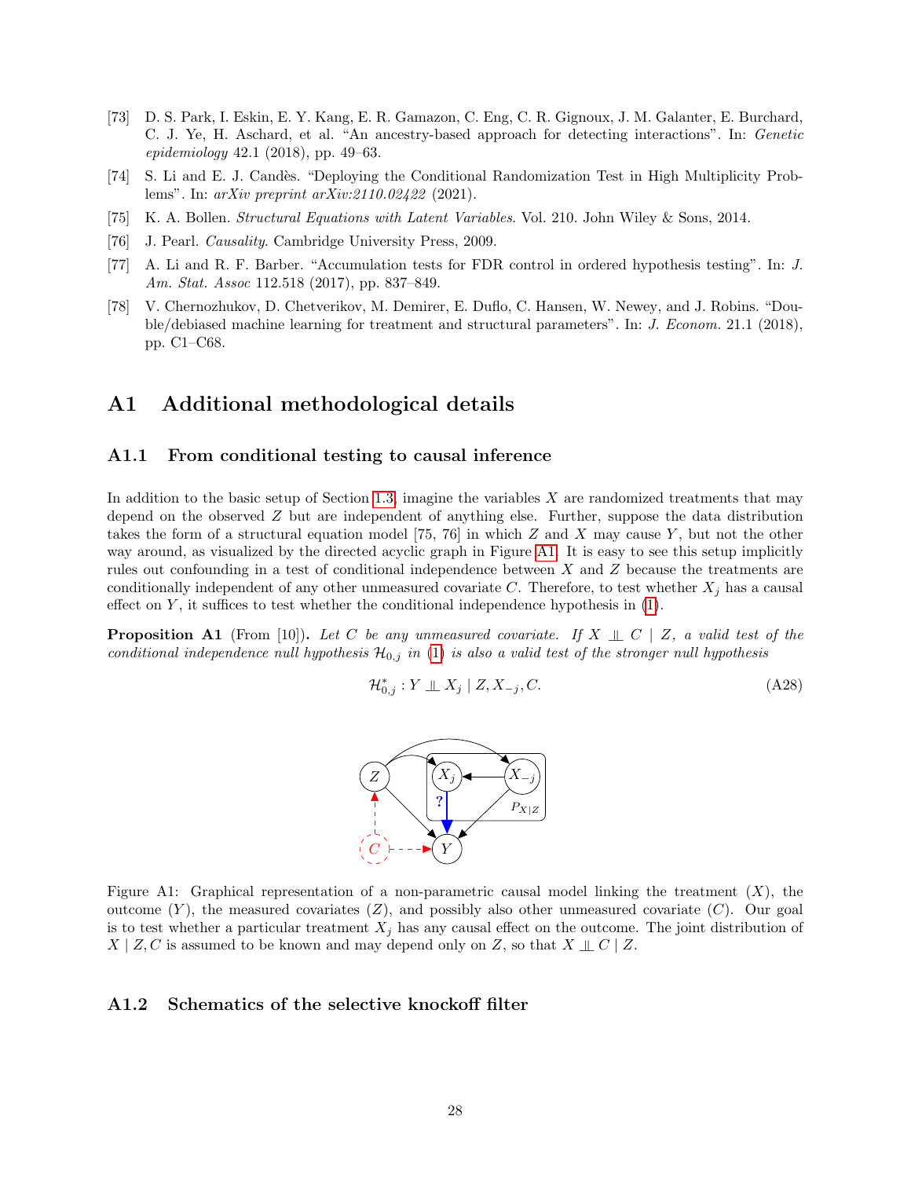[73] D. S. Park, I. Eskin, E. Y. Kang, E. R. Gamazon, C. Eng, C. R. Gignoux, J. M. Galanter, E. Burchard, C. J. Ye, H. Aschard, et al. "An ancestry-based approach for detecting interactions". In: *Genetic epidemiology* 42.1 (2018), pp. 49–63.

[74] S. Li and E. J. Candès. "Deploying the Conditional Randomization Test in High Multiplicity Problems". In: *arXiv preprint arXiv:2110.02422* (2021).

[75] K. A. Bollen. *Structural Equations with Latent Variables*. Vol. 210. John Wiley & Sons, 2014.

[76] J. Pearl. *Causality*. Cambridge University Press, 2009.

[77] A. Li and R. F. Barber. "Accumulation tests for FDR control in ordered hypothesis testing". In: *J. Am. Stat. Assoc* 112.518 (2017), pp. 837–849.

[78] V. Chernozhukov, D. Chetverikov, M. Demirer, E. Duflo, C. Hansen, W. Newey, and J. Robins. "Double/debiased machine learning for treatment and structural parameters". In: *J. Econom.* 21.1 (2018), pp. C1–C68.

# A1 Additional methodological details

## A1.1 From conditional testing to causal inference

In addition to the basic setup of Section 1.3, imagine the variables $X$ are randomized treatments that may depend on the observed $Z$ but are independent of anything else. Further, suppose the data distribution takes the form of a structural equation model [75, 76] in which $Z$ and $X$ may cause $Y$, but not the other way around, as visualized by the directed acyclic graph in Figure A1. It is easy to see this setup implicitly rules out confounding in a test of conditional independence between $X$ and $Z$ because the treatments are conditionally independent of any other unmeasured covariate $C$. Therefore, to test whether $X_j$ has a causal effect on $Y$, it suffices to test whether the conditional independence hypothesis in (1).

**Proposition A1** (From [10])**.** *Let $C$ be any unmeasured covariate. If $X \perp\!\!\!\perp C \mid Z$, a valid test of the conditional independence null hypothesis $\mathcal{H}_{0,j}$ in (1) is also a valid test of the stronger null hypothesis*

$$\mathcal{H}^*_{0,j} : Y \perp\!\!\!\perp X_j \mid Z, X_{-j}, C. \tag{A28}$$

Figure A1: Graphical representation of a non-parametric causal model linking the treatment ($X$), the outcome ($Y$), the measured covariates ($Z$), and possibly also other unmeasured covariate ($C$). Our goal is to test whether a particular treatment $X_j$ has any causal effect on the outcome. The joint distribution of $X \mid Z, C$ is assumed to be known and may depend only on $Z$, so that $X \perp\!\!\!\perp C \mid Z$.

## A1.2 Schematics of the selective knockoff filter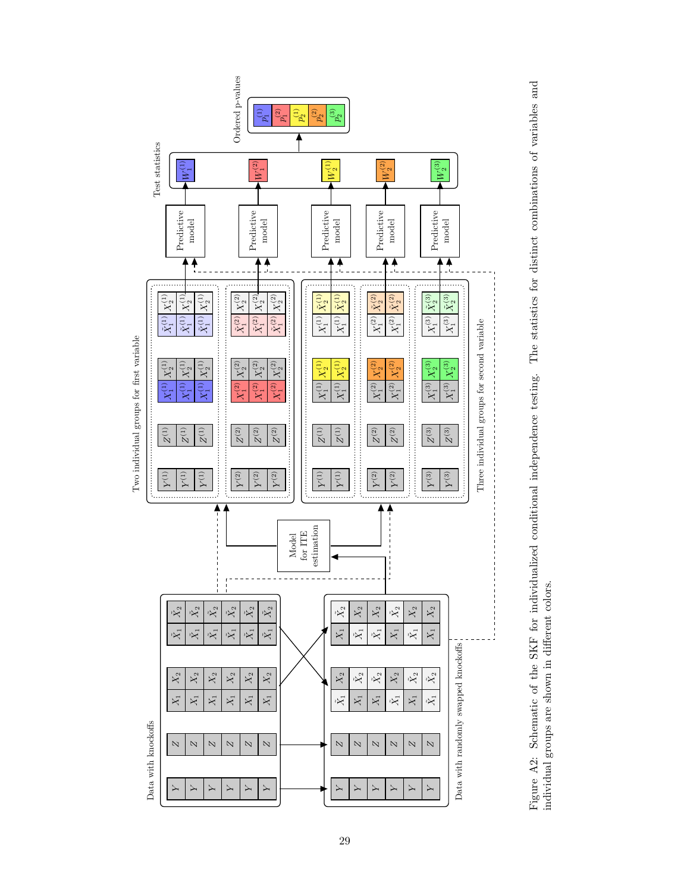Figure A2: Schematic of the SKF for individualized conditional independence testing. The statistics for distinct combinations of variables and individual groups are shown in different colors.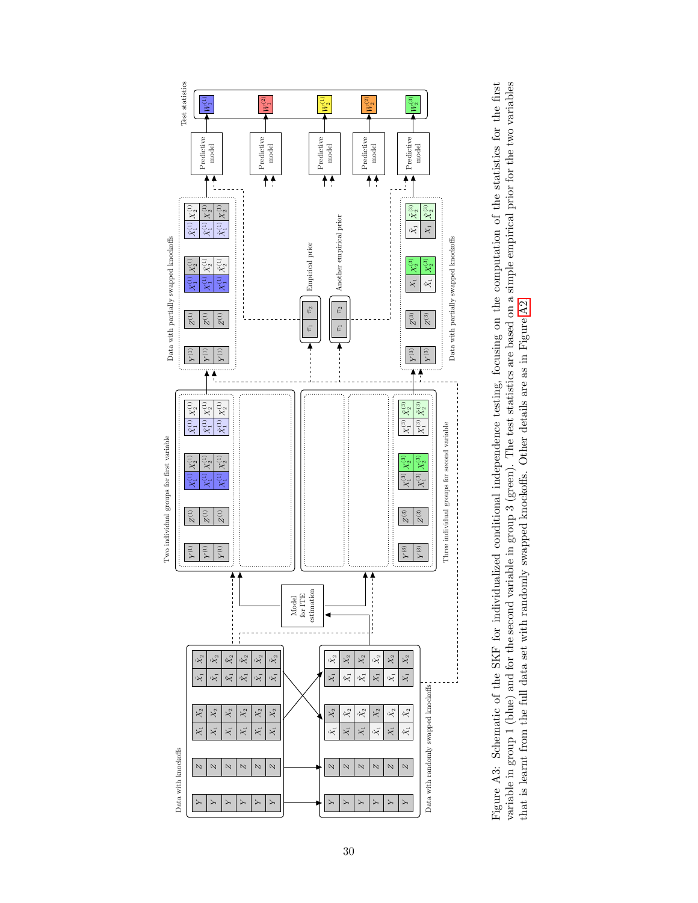Figure A3: Schematic of the SKF for individualized conditional independence testing, focusing on the computation of the statistics for the first variable in group 1 (blue) and for the second variable in group 3 (green). The test statistics are based on a simple empirical prior for the two variables that is learnt from the full data set with randomly swapped knockoffs. Other details are as in Figure A2.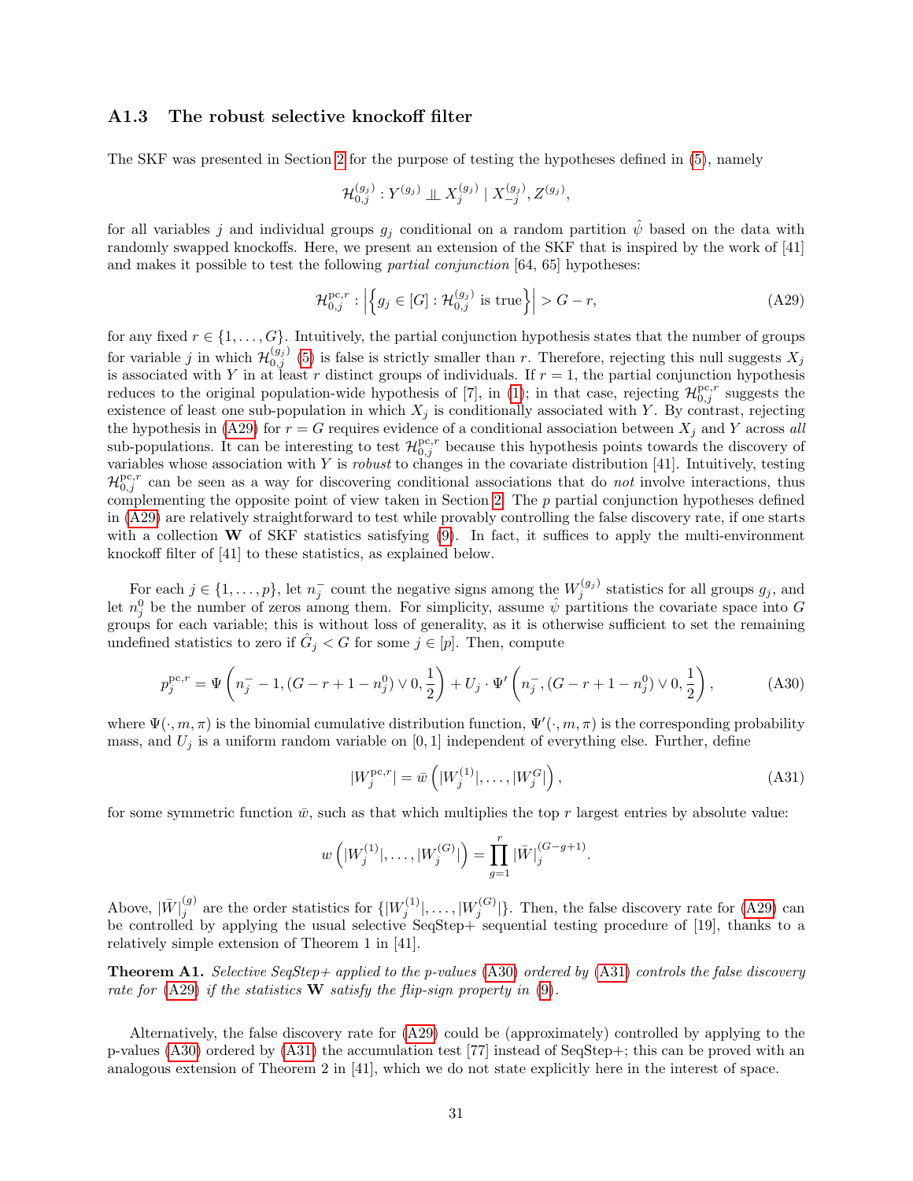### A1.3 The robust selective knockoff filter

The SKF was presented in Section 2 for the purpose of testing the hypotheses defined in (5), namely

$$\mathcal{H}_{0,j}^{(g_j)} : Y^{(g_j)} \perp\!\!\!\perp X_j^{(g_j)} \mid X_{-j}^{(g_j)}, Z^{(g_j)},$$

for all variables $j$ and individual groups $g_j$ conditional on a random partition $\hat{\psi}$ based on the data with randomly swapped knockoffs. Here, we present an extension of the SKF that is inspired by the work of [41] and makes it possible to test the following *partial conjunction* [64, 65] hypotheses:

$$\mathcal{H}_{0,j}^{\text{pc},r} : \left| \left\{ g_j \in [G] : \mathcal{H}_{0,j}^{(g_j)} \text{ is true} \right\} \right| > G - r, \tag{A29}$$

for any fixed $r \in \{1, \ldots, G\}$. Intuitively, the partial conjunction hypothesis states that the number of groups for variable $j$ in which $\mathcal{H}_{0,j}^{(g_j)}$ (5) is false is strictly smaller than $r$. Therefore, rejecting this null suggests $X_j$ is associated with $Y$ in at least $r$ distinct groups of individuals. If $r = 1$, the partial conjunction hypothesis reduces to the original population-wide hypothesis of [7], in (1); in that case, rejecting $\mathcal{H}_{0,j}^{\text{pc},r}$ suggests the existence of least one sub-population in which $X_j$ is conditionally associated with $Y$. By contrast, rejecting the hypothesis in (A29) for $r = G$ requires evidence of a conditional association between $X_j$ and $Y$ across *all* sub-populations. It can be interesting to test $\mathcal{H}_{0,j}^{\text{pc},r}$ because this hypothesis points towards the discovery of variables whose association with $Y$ is *robust* to changes in the covariate distribution [41]. Intuitively, testing $\mathcal{H}_{0,j}^{\text{pc},r}$ can be seen as a way for discovering conditional associations that do *not* involve interactions, thus complementing the opposite point of view taken in Section 2. The $p$ partial conjunction hypotheses defined in (A29) are relatively straightforward to test while provably controlling the false discovery rate, if one starts with a collection $\mathbf{W}$ of SKF statistics satisfying (9). In fact, it suffices to apply the multi-environment knockoff filter of [41] to these statistics, as explained below.

For each $j \in \{1, \ldots, p\}$, let $n_j^-$ count the negative signs among the $W_j^{(g_j)}$ statistics for all groups $g_j$, and let $n_j^0$ be the number of zeros among them. For simplicity, assume $\hat{\psi}$ partitions the covariate space into $G$ groups for each variable; this is without loss of generality, as it is otherwise sufficient to set the remaining undefined statistics to zero if $\hat{G}_j < G$ for some $j \in [p]$. Then, compute

$$p_j^{\text{pc},r} = \Psi\left(n_j^- - 1, (G - r + 1 - n_j^0) \vee 0, \frac{1}{2}\right) + U_j \cdot \Psi'\left(n_j^-, (G - r + 1 - n_j^0) \vee 0, \frac{1}{2}\right), \tag{A30}$$

where $\Psi(\cdot, m, \pi)$ is the binomial cumulative distribution function, $\Psi'(\cdot, m, \pi)$ is the corresponding probability mass, and $U_j$ is a uniform random variable on $[0, 1]$ independent of everything else. Further, define

$$|W_j^{\text{pc},r}| = \bar{w}\left(|W_j^{(1)}|, \ldots, |W_j^G|\right), \tag{A31}$$

for some symmetric function $\bar{w}$, such as that which multiplies the top $r$ largest entries by absolute value:

$$w\left(|W_j^{(1)}|, \ldots, |W_j^{(G)}|\right) = \prod_{g=1}^{r} |\bar{W}|_j^{(G-g+1)}.$$

Above, $|\bar{W}|_j^{(g)}$ are the order statistics for $\{|W_j^{(1)}|, \ldots, |W_j^{(G)}|\}$. Then, the false discovery rate for (A29) can be controlled by applying the usual selective SeqStep+ sequential testing procedure of [19], thanks to a relatively simple extension of Theorem 1 in [41].

**Theorem A1.** *Selective SeqStep+ applied to the p-values (A30) ordered by (A31) controls the false discovery rate for (A29) if the statistics* $\mathbf{W}$ *satisfy the flip-sign property in (9).*

Alternatively, the false discovery rate for (A29) could be (approximately) controlled by applying to the p-values (A30) ordered by (A31) the accumulation test [77] instead of SeqStep+; this can be proved with an analogous extension of Theorem 2 in [41], which we do not state explicitly here in the interest of space.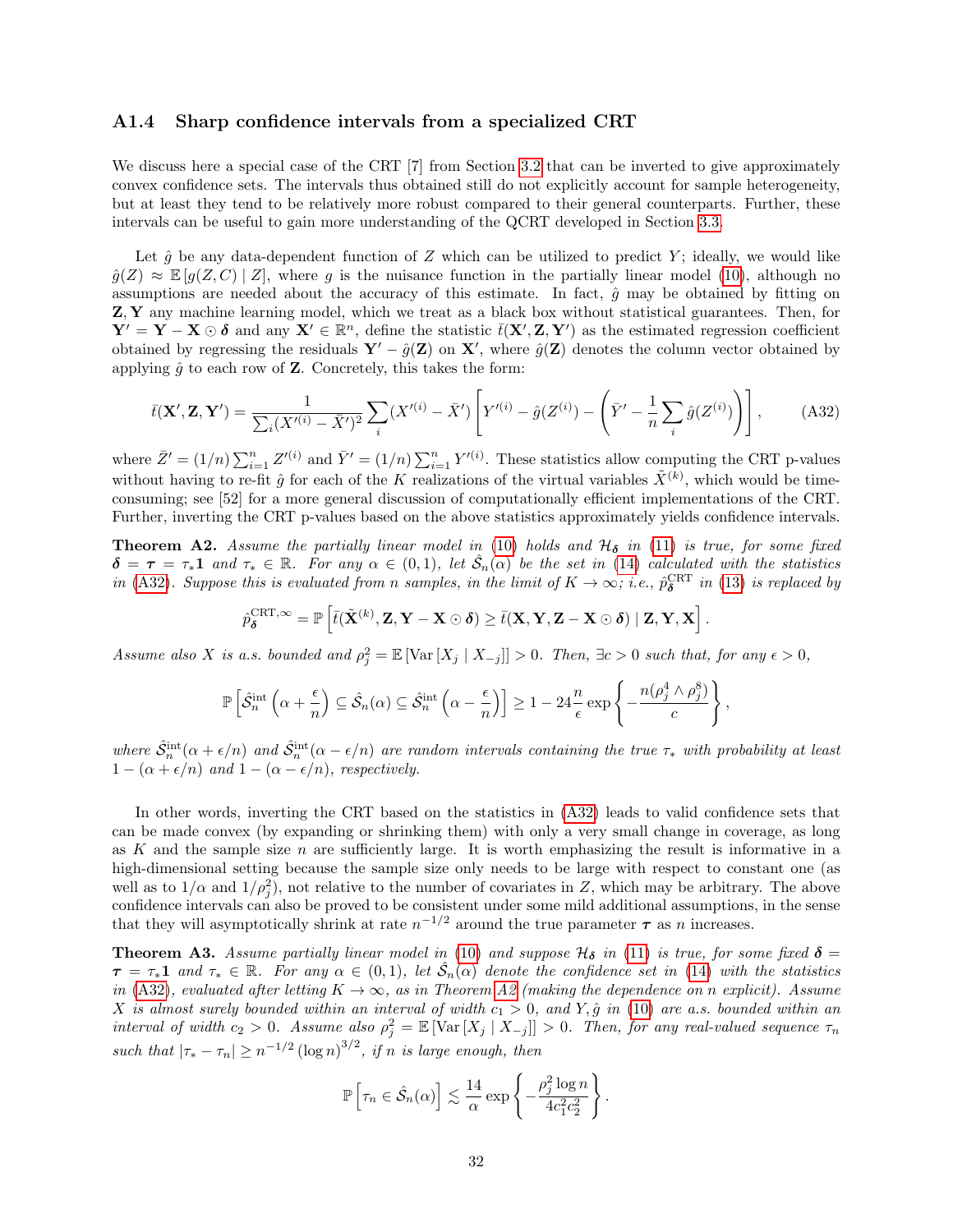### A1.4 Sharp confidence intervals from a specialized CRT

We discuss here a special case of the CRT [7] from Section 3.2 that can be inverted to give approximately convex confidence sets. The intervals thus obtained still do not explicitly account for sample heterogeneity, but at least they tend to be relatively more robust compared to their general counterparts. Further, these intervals can be useful to gain more understanding of the QCRT developed in Section 3.3.

Let $\hat{g}$ be any data-dependent function of $Z$ which can be utilized to predict $Y$; ideally, we would like $\hat{g}(Z) \approx \mathbb{E}[g(Z, C) \mid Z]$, where $g$ is the nuisance function in the partially linear model (10), although no assumptions are needed about the accuracy of this estimate. In fact, $\hat{g}$ may be obtained by fitting on $\mathbf{Z}, \mathbf{Y}$ any machine learning model, which we treat as a black box without statistical guarantees. Then, for $\mathbf{Y}' = \mathbf{Y} - \mathbf{X} \odot \boldsymbol{\delta}$ and any $\mathbf{X}' \in \mathbb{R}^n$, define the statistic $\bar{t}(\mathbf{X}', \mathbf{Z}, \mathbf{Y}')$ as the estimated regression coefficient obtained by regressing the residuals $\mathbf{Y}' - \hat{g}(\mathbf{Z})$ on $\mathbf{X}'$, where $\hat{g}(\mathbf{Z})$ denotes the column vector obtained by applying $\hat{g}$ to each row of $\mathbf{Z}$. Concretely, this takes the form:

$$\bar{t}(\mathbf{X}', \mathbf{Z}, \mathbf{Y}') = \frac{1}{\sum_i (X'^{(i)} - \bar{X}')^2} \sum_i (X'^{(i)} - \bar{X}') \left[ Y'^{(i)} - \hat{g}(Z^{(i)}) - \left( \bar{Y}' - \frac{1}{n} \sum_i \hat{g}(Z^{(i)}) \right) \right], \tag{A32}$$

where $\bar{Z}' = (1/n) \sum_{i=1}^n Z'^{(i)}$ and $\bar{Y}' = (1/n) \sum_{i=1}^n Y'^{(i)}$. These statistics allow computing the CRT p-values without having to re-fit $\hat{g}$ for each of the $K$ realizations of the virtual variables $\tilde{X}^{(k)}$, which would be time-consuming; see [52] for a more general discussion of computationally efficient implementations of the CRT. Further, inverting the CRT p-values based on the above statistics approximately yields confidence intervals.

**Theorem A2.** *Assume the partially linear model in (10) holds and $\mathcal{H}_{\boldsymbol{\delta}}$ in (11) is true, for some fixed $\boldsymbol{\delta} = \boldsymbol{\tau} = \tau_* \mathbf{1}$ and $\tau_* \in \mathbb{R}$. For any $\alpha \in (0,1)$, let $\hat{\mathcal{S}}_n(\alpha)$ be the set in (14) calculated with the statistics in (A32). Suppose this is evaluated from $n$ samples, in the limit of $K \to \infty$; i.e., $\hat{p}^{\mathrm{CRT}}_{\boldsymbol{\delta}}$ in (13) is replaced by*

$$\hat{p}^{\mathrm{CRT},\infty}_{\boldsymbol{\delta}} = \mathbb{P}\left[ \bar{t}(\tilde{\mathbf{X}}^{(k)}, \mathbf{Z}, \mathbf{Y} - \mathbf{X} \odot \boldsymbol{\delta}) \geq \bar{t}(\mathbf{X}, \mathbf{Y}, \mathbf{Z} - \mathbf{X} \odot \boldsymbol{\delta}) \mid \mathbf{Z}, \mathbf{Y}, \mathbf{X} \right].$$

*Assume also $X$ is a.s. bounded and $\rho_j^2 = \mathbb{E}[\mathrm{Var}[X_j \mid X_{-j}]] > 0$. Then, $\exists c > 0$ such that, for any $\epsilon > 0$,*

$$\mathbb{P}\left[ \hat{\mathcal{S}}^{\mathrm{int}}_n\left(\alpha + \frac{\epsilon}{n}\right) \subseteq \hat{\mathcal{S}}_n(\alpha) \subseteq \hat{\mathcal{S}}^{\mathrm{int}}_n\left(\alpha - \frac{\epsilon}{n}\right) \right] \geq 1 - 24 \frac{n}{\epsilon} \exp\left\{ - \frac{n(\rho_j^4 \wedge \rho_j^8)}{c} \right\},$$

*where $\hat{\mathcal{S}}^{\mathrm{int}}_n(\alpha + \epsilon/n)$ and $\hat{\mathcal{S}}^{\mathrm{int}}_n(\alpha - \epsilon/n)$ are random intervals containing the true $\tau_*$ with probability at least $1 - (\alpha + \epsilon/n)$ and $1 - (\alpha - \epsilon/n)$, respectively.*

In other words, inverting the CRT based on the statistics in (A32) leads to valid confidence sets that can be made convex (by expanding or shrinking them) with only a very small change in coverage, as long as $K$ and the sample size $n$ are sufficiently large. It is worth emphasizing the result is informative in a high-dimensional setting because the sample size only needs to be large with respect to constant one (as well as to $1/\alpha$ and $1/\rho_j^2$), not relative to the number of covariates in $Z$, which may be arbitrary. The above confidence intervals can also be proved to be consistent under some mild additional assumptions, in the sense that they will asymptotically shrink at rate $n^{-1/2}$ around the true parameter $\boldsymbol{\tau}$ as $n$ increases.

**Theorem A3.** *Assume partially linear model in (10) and suppose $\mathcal{H}_{\boldsymbol{\delta}}$ in (11) is true, for some fixed $\boldsymbol{\delta} = \boldsymbol{\tau} = \tau_* \mathbf{1}$ and $\tau_* \in \mathbb{R}$. For any $\alpha \in (0,1)$, let $\hat{\mathcal{S}}_n(\alpha)$ denote the confidence set in (14) with the statistics in (A32), evaluated after letting $K \to \infty$, as in Theorem A2 (making the dependence on $n$ explicit). Assume $X$ is almost surely bounded within an interval of width $c_1 > 0$, and $Y, \hat{g}$ in (10) are a.s. bounded within an interval of width $c_2 > 0$. Assume also $\rho_j^2 = \mathbb{E}[\mathrm{Var}[X_j \mid X_{-j}]] > 0$. Then, for any real-valued sequence $\tau_n$ such that $|\tau_* - \tau_n| \geq n^{-1/2} (\log n)^{3/2}$, if $n$ is large enough, then*

$$\mathbb{P}\left[ \tau_n \in \hat{\mathcal{S}}_n(\alpha) \right] \lesssim \frac{14}{\alpha} \exp\left\{ - \frac{\rho_j^2 \log n}{4 c_1^2 c_2^2} \right\}.$$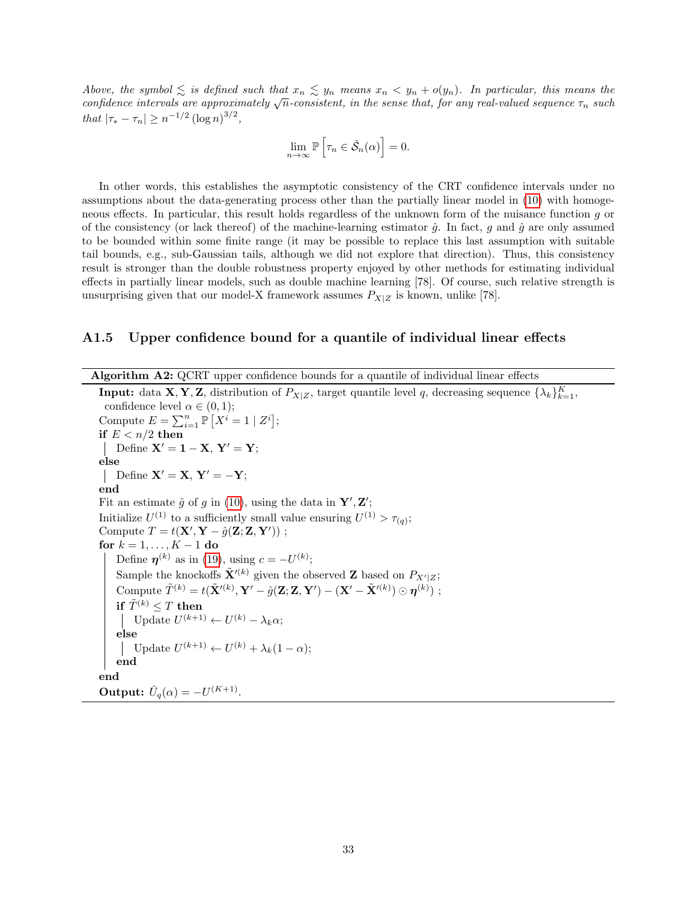*Above, the symbol $\lesssim$ is defined such that $x_n \lesssim y_n$ means $x_n < y_n + o(y_n)$. In particular, this means the confidence intervals are approximately $\sqrt{n}$-consistent, in the sense that, for any real-valued sequence $\tau_n$ such that $|\tau_* - \tau_n| \geq n^{-1/2} (\log n)^{3/2}$,*

$$\lim_{n \to \infty} \mathbb{P}\left[\tau_n \in \hat{\mathcal{S}}_n(\alpha)\right] = 0.$$

In other words, this establishes the asymptotic consistency of the CRT confidence intervals under no assumptions about the data-generating process other than the partially linear model in (10) with homogeneous effects. In particular, this result holds regardless of the unknown form of the nuisance function $g$ or of the consistency (or lack thereof) of the machine-learning estimator $\hat{g}$. In fact, $g$ and $\hat{g}$ are only assumed to be bounded within some finite range (it may be possible to replace this last assumption with suitable tail bounds, e.g., sub-Gaussian tails, although we did not explore that direction). Thus, this consistency result is stronger than the double robustness property enjoyed by other methods for estimating individual effects in partially linear models, such as double machine learning [78]. Of course, such relative strength is unsurprising given that our model-X framework assumes $P_{X|Z}$ is known, unlike [78].

## A1.5 Upper confidence bound for a quantile of individual linear effects

**Algorithm A2:** QCRT upper confidence bounds for a quantile of individual linear effects

```
Input: data X, Y, Z, distribution of P_{X|Z}, target quantile level q, decreasing sequence {λ_k}_{k=1}^K,
  confidence level α ∈ (0, 1);
Compute E = Σ_{i=1}^n P[X^i = 1 | Z^i];
if E < n/2 then
  | Define X' = 1 − X, Y' = Y;
else
  | Define X' = X, Y' = −Y;
end
Fit an estimate ĝ of g in (10), using the data in Y', Z';
Initialize U^(1) to a sufficiently small value ensuring U^(1) > τ_(q);
Compute T = t(X', Y − ĝ(Z; Z, Y')) ;
for k = 1, ..., K − 1 do
  Define η^(k) as in (19), using c = −U^(k);
  Sample the knockoffs X̃'^(k) given the observed Z based on P_{X'|Z};
  Compute T̃^(k) = t(X̃'^(k), Y' − ĝ(Z; Z, Y') − (X' − X̃'^(k)) ⊙ η^(k)) ;
  if T̃^(k) ≤ T then
    | Update U^(k+1) ← U^(k) − λ_k α;
  else
    | Update U^(k+1) ← U^(k) + λ_k (1 − α);
  end
end
Output: Û_q(α) = −U^(K+1).
```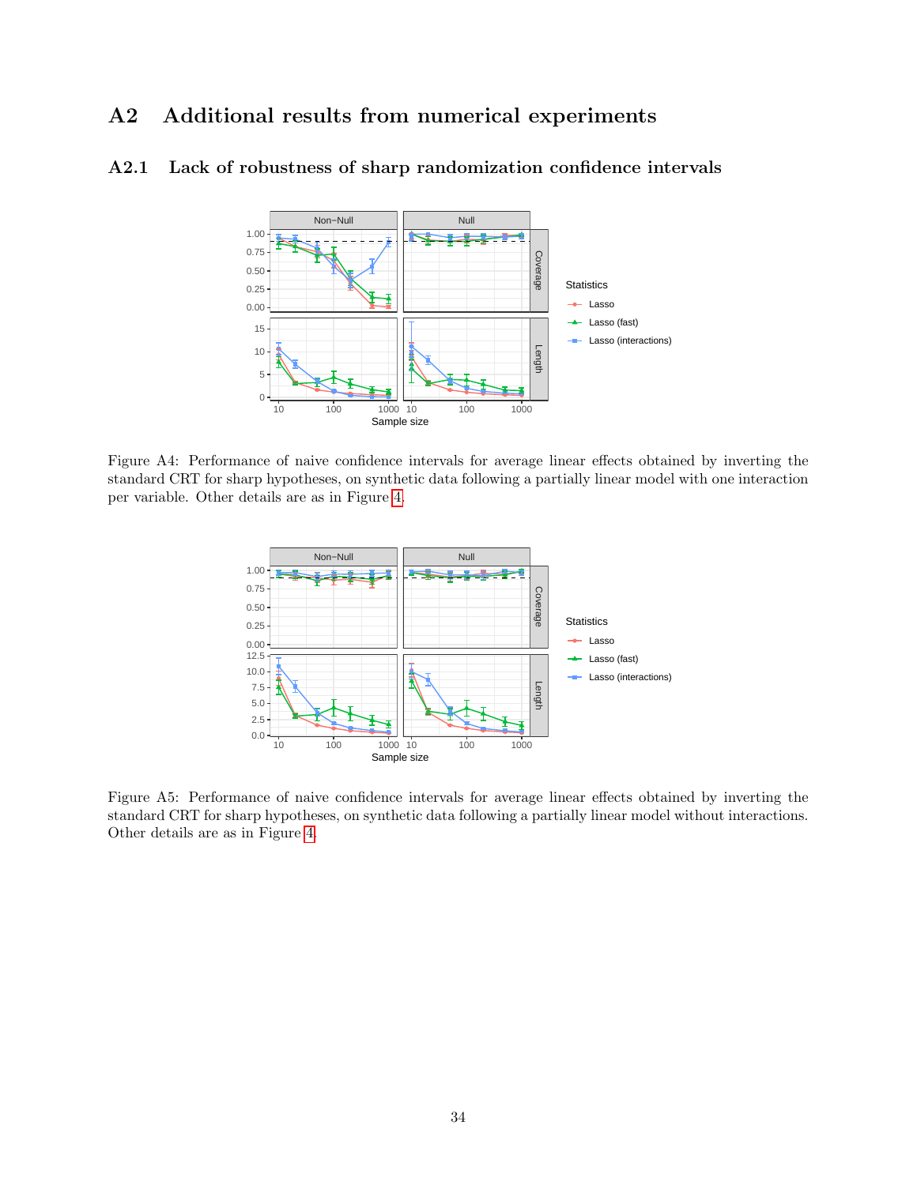## A2 Additional results from numerical experiments

### A2.1 Lack of robustness of sharp randomization confidence intervals

Figure A4: Performance of naive confidence intervals for average linear effects obtained by inverting the standard CRT for sharp hypotheses, on synthetic data following a partially linear model with one interaction per variable. Other details are as in Figure 4.

Figure A5: Performance of naive confidence intervals for average linear effects obtained by inverting the standard CRT for sharp hypotheses, on synthetic data following a partially linear model without interactions. Other details are as in Figure 4.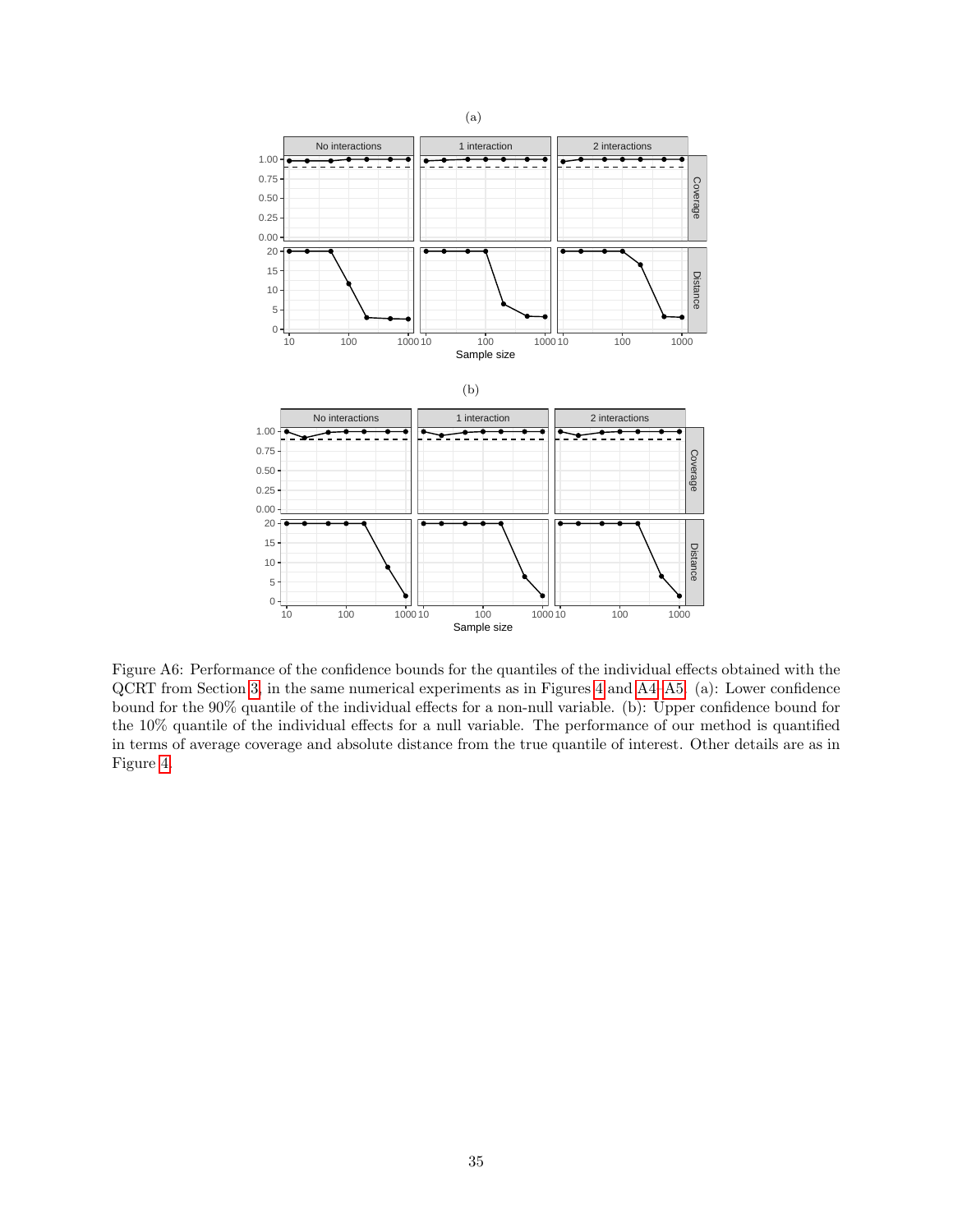Figure A6: Performance of the confidence bounds for the quantiles of the individual effects obtained with the QCRT from Section 3, in the same numerical experiments as in Figures 4 and A4–A5. (a): Lower confidence bound for the 90% quantile of the individual effects for a non-null variable. (b): Upper confidence bound for the 10% quantile of the individual effects for a null variable. The performance of our method is quantified in terms of average coverage and absolute distance from the true quantile of interest. Other details are as in Figure 4.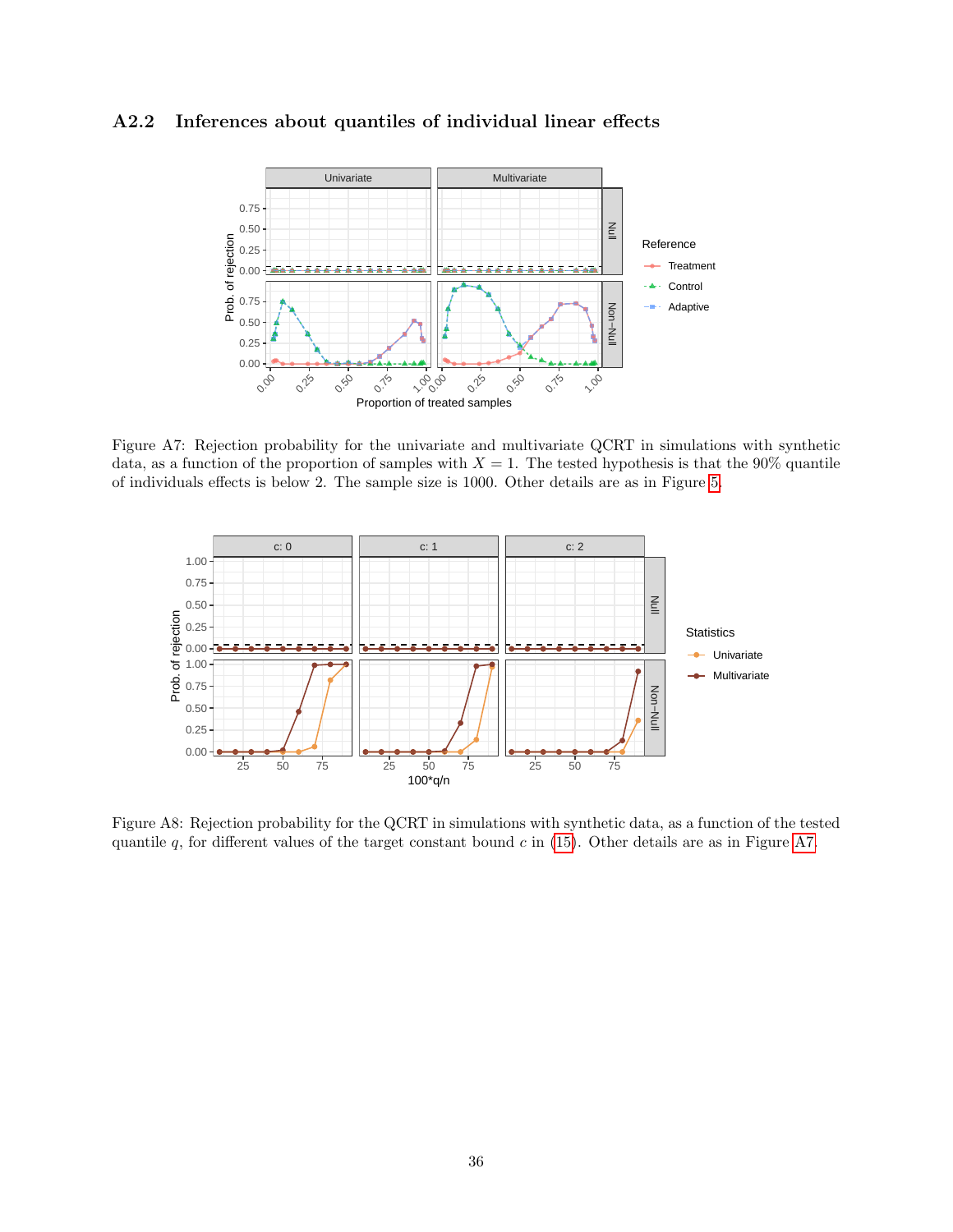### A2.2 Inferences about quantiles of individual linear effects

Figure A7: Rejection probability for the univariate and multivariate QCRT in simulations with synthetic data, as a function of the proportion of samples with $X = 1$. The tested hypothesis is that the 90% quantile of individuals effects is below 2. The sample size is 1000. Other details are as in Figure 5.

Figure A8: Rejection probability for the QCRT in simulations with synthetic data, as a function of the tested quantile $q$, for different values of the target constant bound $c$ in (15). Other details are as in Figure A7.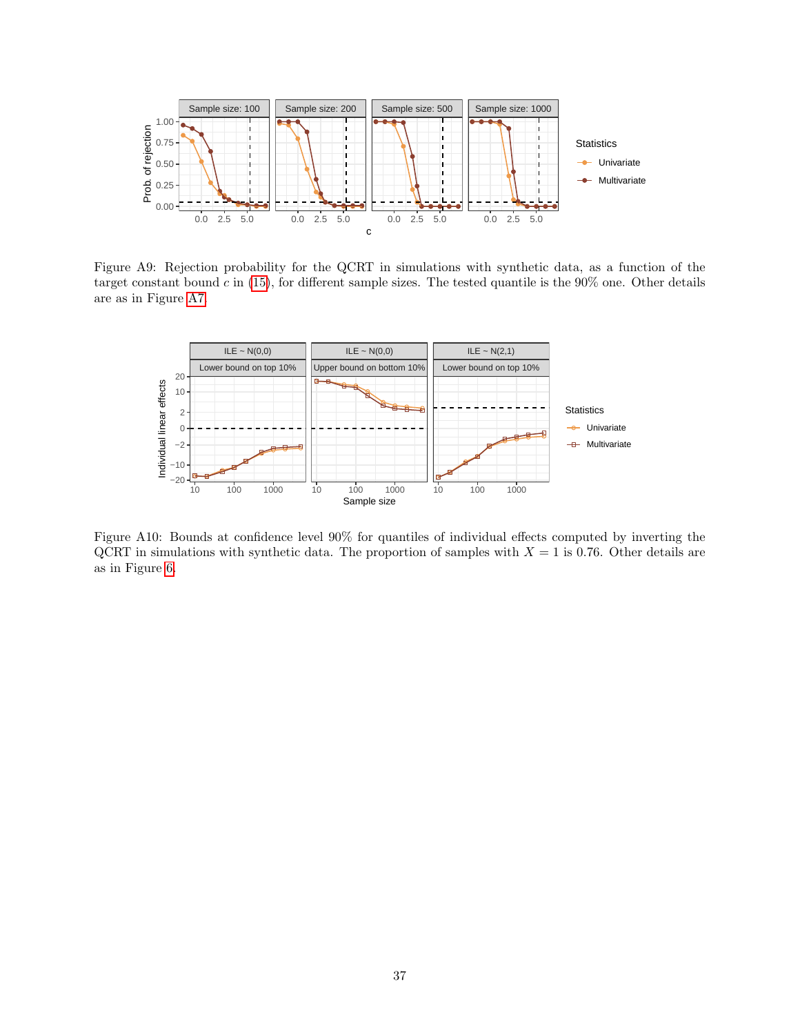Figure A9: Rejection probability for the QCRT in simulations with synthetic data, as a function of the target constant bound $c$ in (15), for different sample sizes. The tested quantile is the 90% one. Other details are as in Figure A7.

Figure A10: Bounds at confidence level 90% for quantiles of individual effects computed by inverting the QCRT in simulations with synthetic data. The proportion of samples with $X = 1$ is 0.76. Other details are as in Figure 6.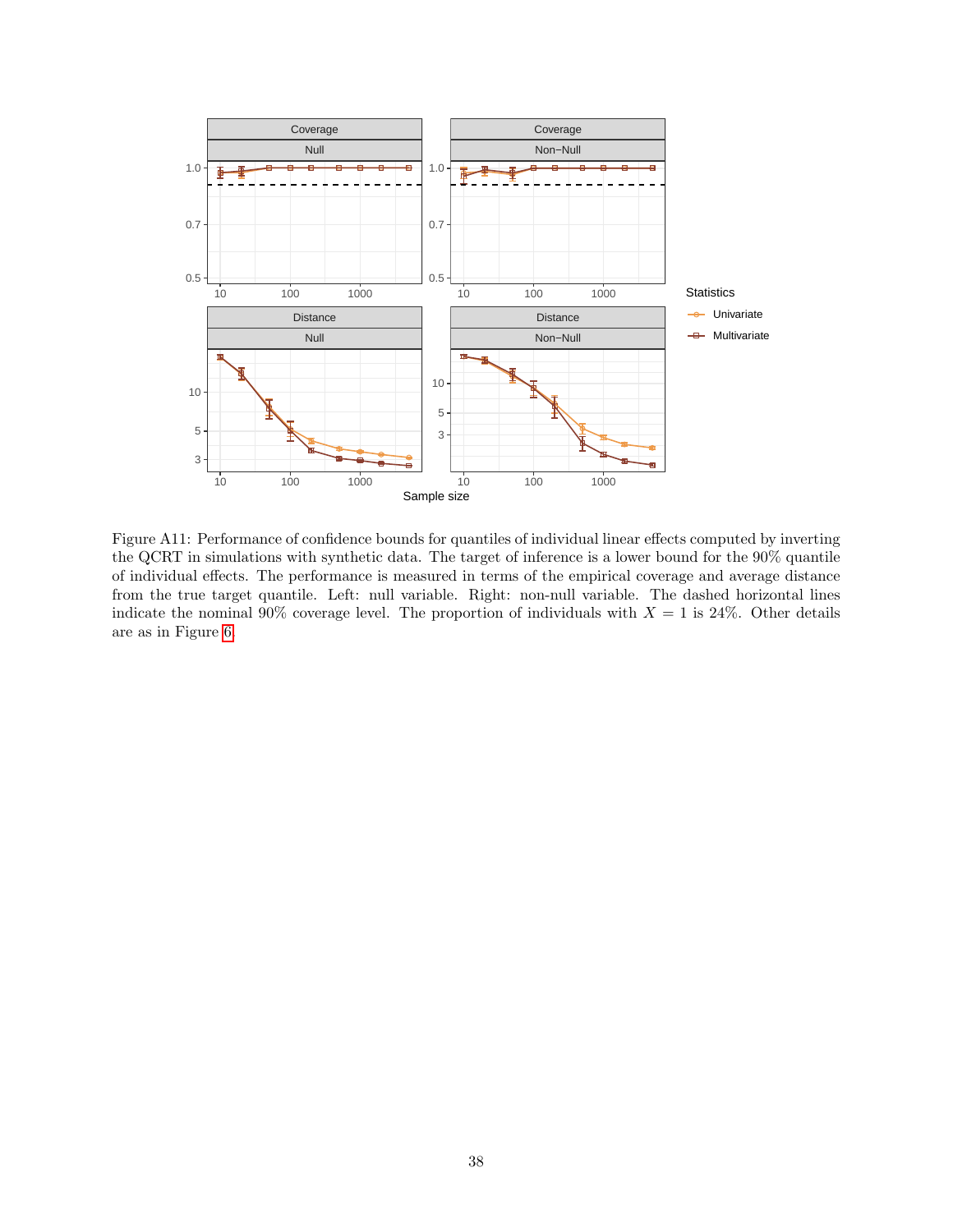Figure A11: Performance of confidence bounds for quantiles of individual linear effects computed by inverting the QCRT in simulations with synthetic data. The target of inference is a lower bound for the 90% quantile of individual effects. The performance is measured in terms of the empirical coverage and average distance from the true target quantile. Left: null variable. Right: non-null variable. The dashed horizontal lines indicate the nominal 90% coverage level. The proportion of individuals with $X = 1$ is 24%. Other details are as in Figure 6.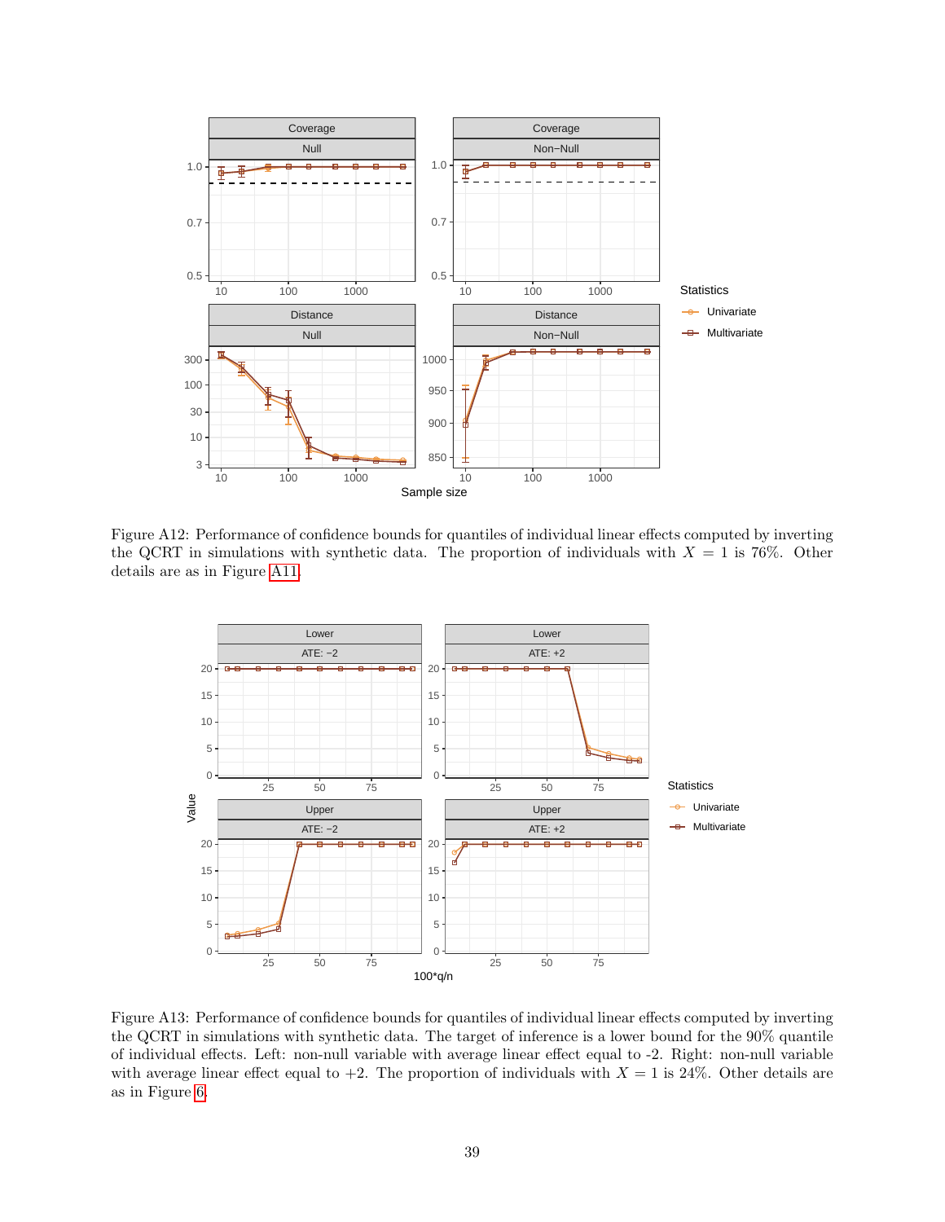Figure A12: Performance of confidence bounds for quantiles of individual linear effects computed by inverting the QCRT in simulations with synthetic data. The proportion of individuals with $X = 1$ is 76%. Other details are as in Figure A11.

Figure A13: Performance of confidence bounds for quantiles of individual linear effects computed by inverting the QCRT in simulations with synthetic data. The target of inference is a lower bound for the 90% quantile of individual effects. Left: non-null variable with average linear effect equal to -2. Right: non-null variable with average linear effect equal to +2. The proportion of individuals with $X = 1$ is 24%. Other details are as in Figure 6.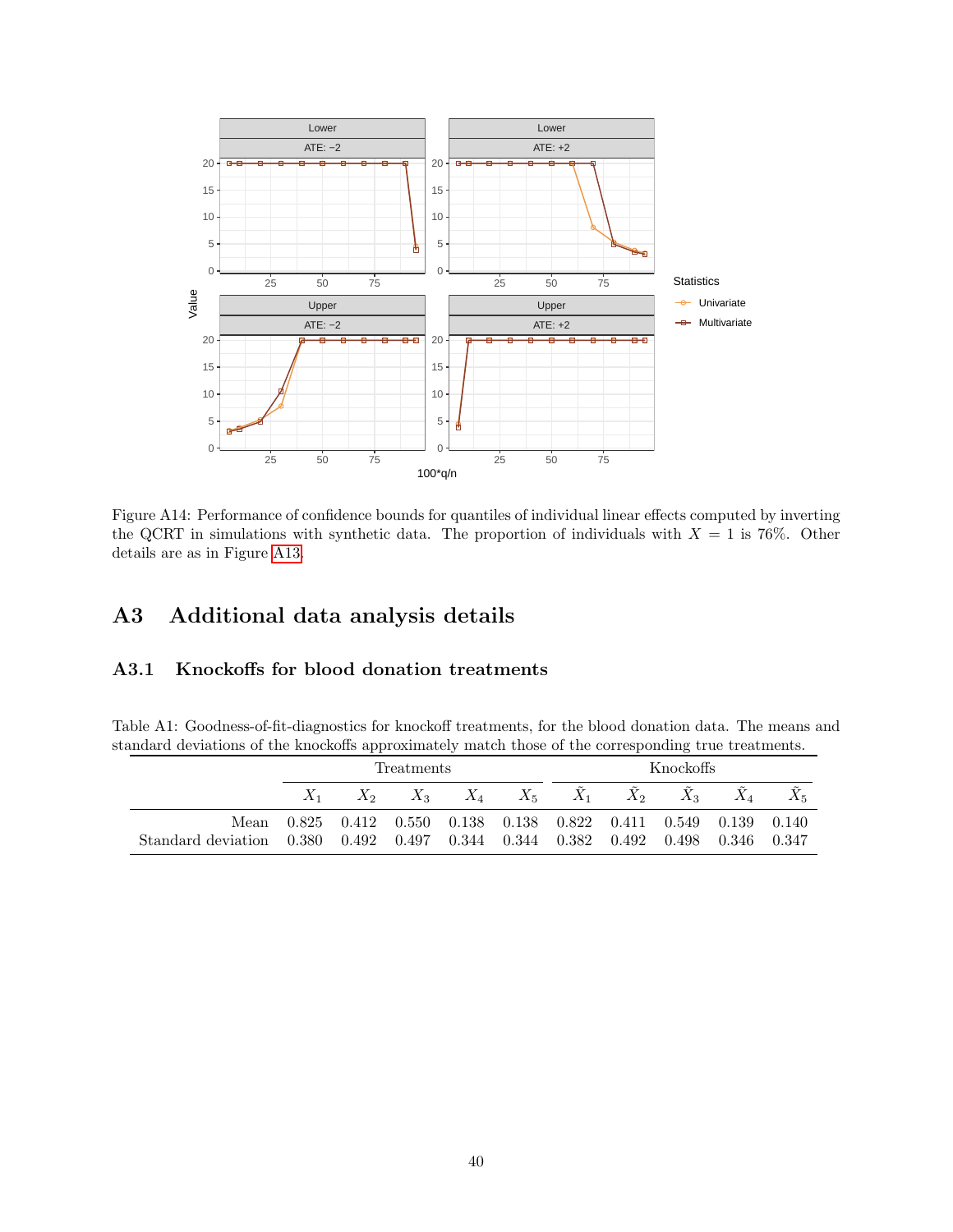Figure A14: Performance of confidence bounds for quantiles of individual linear effects computed by inverting the QCRT in simulations with synthetic data. The proportion of individuals with $X = 1$ is 76%. Other details are as in Figure A13.

# A3 Additional data analysis details

## A3.1 Knockoffs for blood donation treatments

Table A1: Goodness-of-fit-diagnostics for knockoff treatments, for the blood donation data. The means and standard deviations of the knockoffs approximately match those of the corresponding true treatments.

| | Treatments | | | | | Knockoffs | | | | |
|---|---|---|---|---|---|---|---|---|---|---|
| | $X_1$ | $X_2$ | $X_3$ | $X_4$ | $X_5$ | $\tilde{X}_1$ | $\tilde{X}_2$ | $\tilde{X}_3$ | $\tilde{X}_4$ | $\tilde{X}_5$ |
| Mean | 0.825 | 0.412 | 0.550 | 0.138 | 0.138 | 0.822 | 0.411 | 0.549 | 0.139 | 0.140 |
| Standard deviation | 0.380 | 0.492 | 0.497 | 0.344 | 0.344 | 0.382 | 0.492 | 0.498 | 0.346 | 0.347 |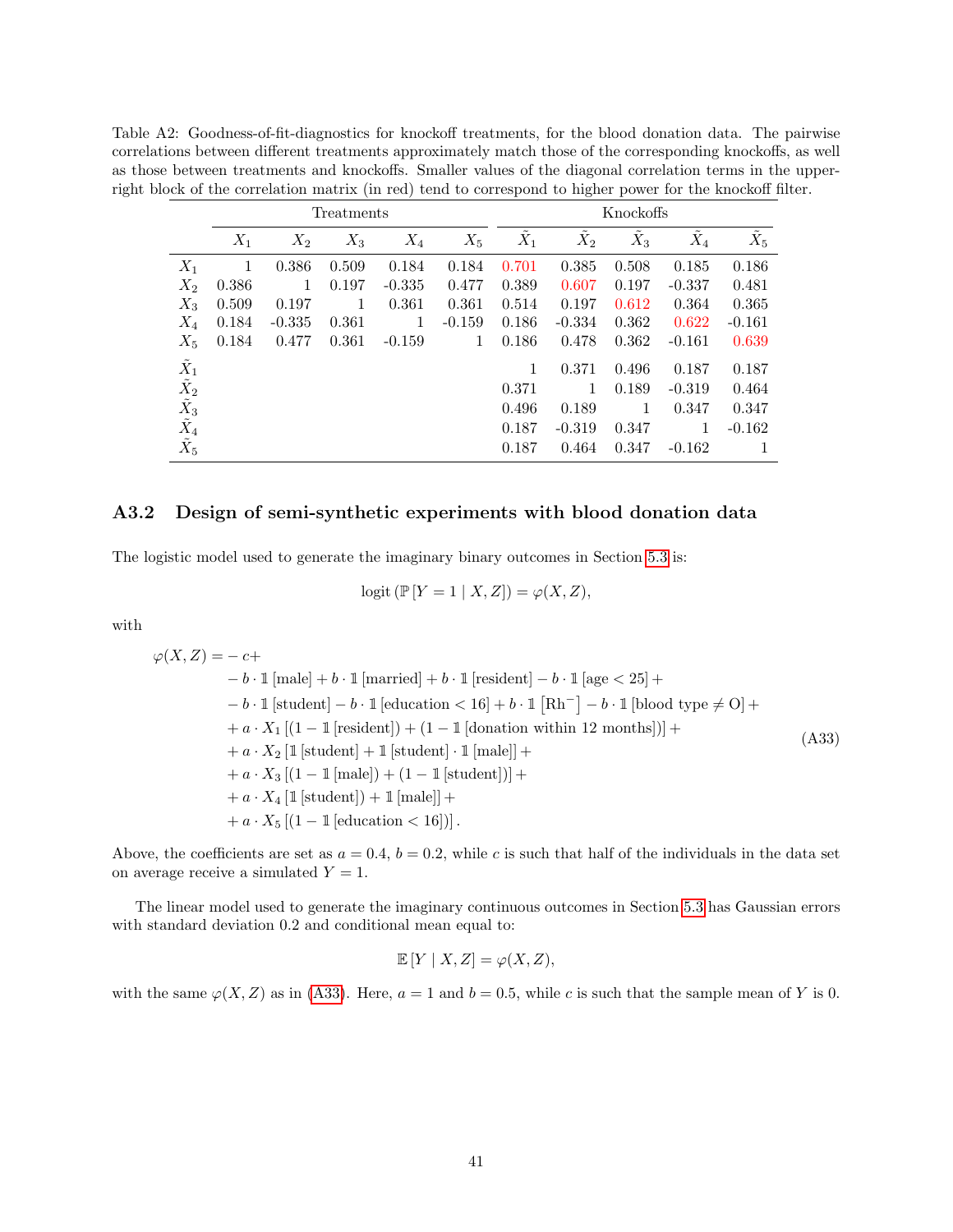Table A2: Goodness-of-fit-diagnostics for knockoff treatments, for the blood donation data. The pairwise correlations between different treatments approximately match those of the corresponding knockoffs, as well as those between treatments and knockoffs. Smaller values of the diagonal correlation terms in the upper-right block of the correlation matrix (in red) tend to correspond to higher power for the knockoff filter.

| | Treatments | | | | | Knockoffs | | | | |
|---|---|---|---|---|---|---|---|---|---|---|
| | $X_1$ | $X_2$ | $X_3$ | $X_4$ | $X_5$ | $\tilde{X}_1$ | $\tilde{X}_2$ | $\tilde{X}_3$ | $\tilde{X}_4$ | $\tilde{X}_5$ |
| $X_1$ | 1 | 0.386 | 0.509 | 0.184 | 0.184 | 0.701 | 0.385 | 0.508 | 0.185 | 0.186 |
| $X_2$ | 0.386 | 1 | 0.197 | -0.335 | 0.477 | 0.389 | 0.607 | 0.197 | -0.337 | 0.481 |
| $X_3$ | 0.509 | 0.197 | 1 | 0.361 | 0.361 | 0.514 | 0.197 | 0.612 | 0.364 | 0.365 |
| $X_4$ | 0.184 | -0.335 | 0.361 | 1 | -0.159 | 0.186 | -0.334 | 0.362 | 0.622 | -0.161 |
| $X_5$ | 0.184 | 0.477 | 0.361 | -0.159 | 1 | 0.186 | 0.478 | 0.362 | -0.161 | 0.639 |
| $\tilde{X}_1$ | | | | | | 1 | 0.371 | 0.496 | 0.187 | 0.187 |
| $\tilde{X}_2$ | | | | | | 0.371 | 1 | 0.189 | -0.319 | 0.464 |
| $\tilde{X}_3$ | | | | | | 0.496 | 0.189 | 1 | 0.347 | 0.347 |
| $\tilde{X}_4$ | | | | | | 0.187 | -0.319 | 0.347 | 1 | -0.162 |
| $\tilde{X}_5$ | | | | | | 0.187 | 0.464 | 0.347 | -0.162 | 1 |

### A3.2 Design of semi-synthetic experiments with blood donation data

The logistic model used to generate the imaginary binary outcomes in Section 5.3 is:

$$\text{logit}\left(\mathbb{P}\left[Y=1 \mid X, Z\right]\right) = \varphi(X, Z),$$

with

$$\begin{aligned}
\varphi(X, Z) = & -c + \\
& - b \cdot \mathbb{1}\left[\text{male}\right] + b \cdot \mathbb{1}\left[\text{married}\right] + b \cdot \mathbb{1}\left[\text{resident}\right] - b \cdot \mathbb{1}\left[\text{age} < 25\right] + \\
& - b \cdot \mathbb{1}\left[\text{student}\right] - b \cdot \mathbb{1}\left[\text{education} < 16\right] + b \cdot \mathbb{1}\left[\text{Rh}^{-}\right] - b \cdot \mathbb{1}\left[\text{blood type} \neq \text{O}\right] + \\
& + a \cdot X_1 \left[(1 - \mathbb{1}\left[\text{resident}\right]) + (1 - \mathbb{1}\left[\text{donation within 12 months}\right])\right] + \\
& + a \cdot X_2 \left[\mathbb{1}\left[\text{student}\right] + \mathbb{1}\left[\text{student}\right] \cdot \mathbb{1}\left[\text{male}\right]\right] + \\
& + a \cdot X_3 \left[(1 - \mathbb{1}\left[\text{male}\right]) + (1 - \mathbb{1}\left[\text{student}\right])\right] + \\
& + a \cdot X_4 \left[\mathbb{1}\left[\text{student}\right]) + \mathbb{1}\left[\text{male}\right]\right] + \\
& + a \cdot X_5 \left[(1 - \mathbb{1}\left[\text{education} < 16\right])\right].
\end{aligned} \tag{A33}$$

Above, the coefficients are set as $a = 0.4$, $b = 0.2$, while $c$ is such that half of the individuals in the data set on average receive a simulated $Y = 1$.

The linear model used to generate the imaginary continuous outcomes in Section 5.3 has Gaussian errors with standard deviation 0.2 and conditional mean equal to:

$$\mathbb{E}\left[Y \mid X, Z\right] = \varphi(X, Z),$$

with the same $\varphi(X, Z)$ as in (A33). Here, $a = 1$ and $b = 0.5$, while $c$ is such that the sample mean of $Y$ is 0.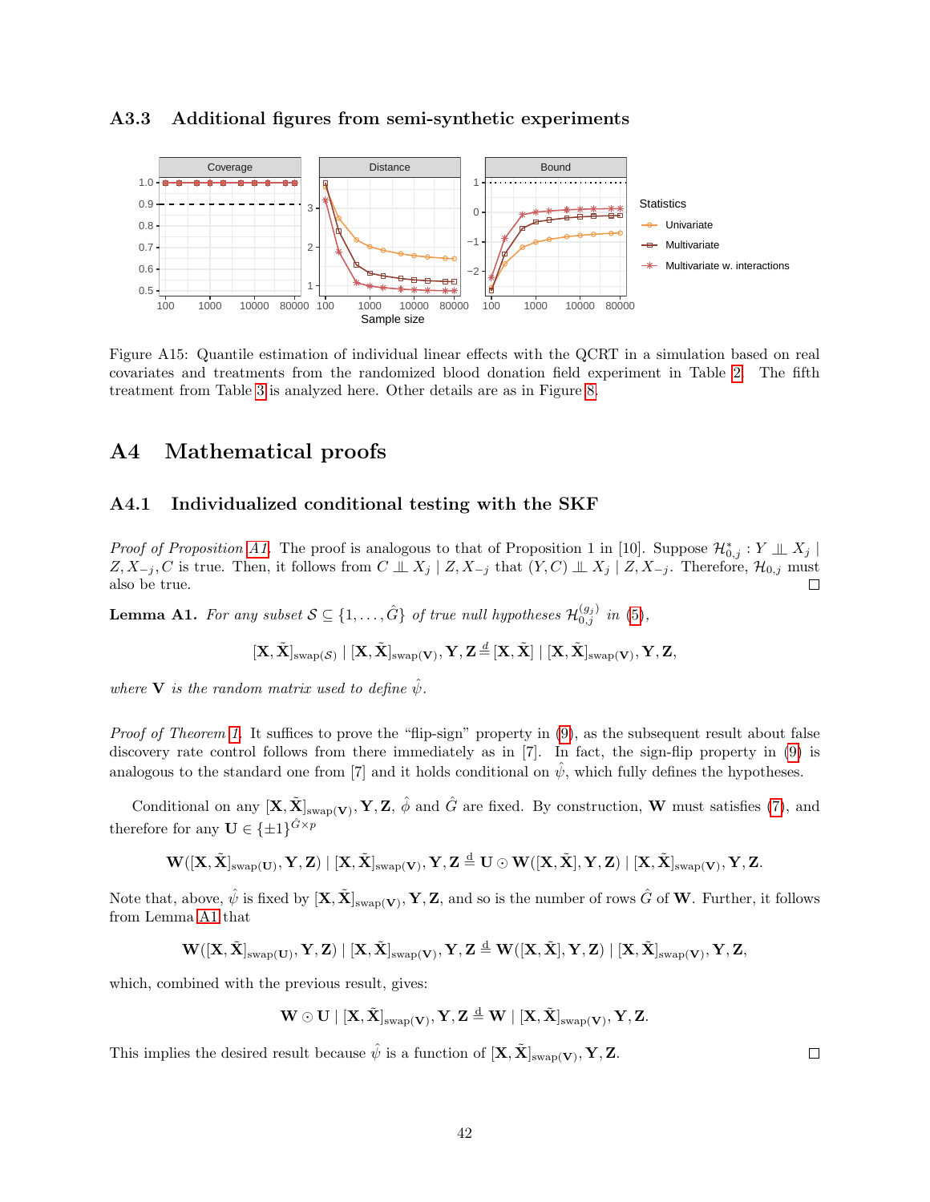### A3.3 Additional figures from semi-synthetic experiments

Figure A15: Quantile estimation of individual linear effects with the QCRT in a simulation based on real covariates and treatments from the randomized blood donation field experiment in Table 2. The fifth treatment from Table 3 is analyzed here. Other details are as in Figure 8.

## A4 Mathematical proofs

### A4.1 Individualized conditional testing with the SKF

*Proof of Proposition A1.* The proof is analogous to that of Proposition 1 in [10]. Suppose $\mathcal{H}^*_{0,j} : Y \perp\!\!\!\perp X_j \mid Z, X_{-j}, C$ is true. Then, it follows from $C \perp\!\!\!\perp X_j \mid Z, X_{-j}$ that $(Y, C) \perp\!\!\!\perp X_j \mid Z, X_{-j}$. Therefore, $\mathcal{H}_{0,j}$ must also be true. □

**Lemma A1.** *For any subset $\mathcal{S} \subseteq \{1, \ldots, \hat{G}\}$ of true null hypotheses $\mathcal{H}^{(g_j)}_{0,j}$ in (5),*

$$[\mathbf{X}, \tilde{\mathbf{X}}]_{\text{swap}(\mathcal{S})} \mid [\mathbf{X}, \tilde{\mathbf{X}}]_{\text{swap}(\mathbf{V})}, \mathbf{Y}, \mathbf{Z} \stackrel{d}{=} [\mathbf{X}, \tilde{\mathbf{X}}] \mid [\mathbf{X}, \tilde{\mathbf{X}}]_{\text{swap}(\mathbf{V})}, \mathbf{Y}, \mathbf{Z},$$

*where $\mathbf{V}$ is the random matrix used to define $\hat{\psi}$.*

*Proof of Theorem 1.* It suffices to prove the "flip-sign" property in (9), as the subsequent result about false discovery rate control follows from there immediately as in [7]. In fact, the sign-flip property in (9) is analogous to the standard one from [7] and it holds conditional on $\hat{\psi}$, which fully defines the hypotheses.

Conditional on any $[\mathbf{X}, \tilde{\mathbf{X}}]_{\text{swap}(\mathbf{V})}, \mathbf{Y}, \mathbf{Z}$, $\hat{\phi}$ and $\hat{G}$ are fixed. By construction, $\mathbf{W}$ must satisfies (7), and therefore for any $\mathbf{U} \in \{\pm 1\}^{\hat{G} \times p}$

$$\mathbf{W}([\mathbf{X}, \tilde{\mathbf{X}}]_{\text{swap}(\mathbf{U})}, \mathbf{Y}, \mathbf{Z}) \mid [\mathbf{X}, \tilde{\mathbf{X}}]_{\text{swap}(\mathbf{V})}, \mathbf{Y}, \mathbf{Z} \stackrel{d}{=} \mathbf{U} \odot \mathbf{W}([\mathbf{X}, \tilde{\mathbf{X}}], \mathbf{Y}, \mathbf{Z}) \mid [\mathbf{X}, \tilde{\mathbf{X}}]_{\text{swap}(\mathbf{V})}, \mathbf{Y}, \mathbf{Z}.$$

Note that, above, $\hat{\psi}$ is fixed by $[\mathbf{X}, \tilde{\mathbf{X}}]_{\text{swap}(\mathbf{V})}, \mathbf{Y}, \mathbf{Z}$, and so is the number of rows $\hat{G}$ of $\mathbf{W}$. Further, it follows from Lemma A1 that

$$\mathbf{W}([\mathbf{X}, \tilde{\mathbf{X}}]_{\text{swap}(\mathbf{U})}, \mathbf{Y}, \mathbf{Z}) \mid [\mathbf{X}, \tilde{\mathbf{X}}]_{\text{swap}(\mathbf{V})}, \mathbf{Y}, \mathbf{Z} \stackrel{d}{=} \mathbf{W}([\mathbf{X}, \tilde{\mathbf{X}}], \mathbf{Y}, \mathbf{Z}) \mid [\mathbf{X}, \tilde{\mathbf{X}}]_{\text{swap}(\mathbf{V})}, \mathbf{Y}, \mathbf{Z},$$

which, combined with the previous result, gives:

$$\mathbf{W} \odot \mathbf{U} \mid [\mathbf{X}, \tilde{\mathbf{X}}]_{\text{swap}(\mathbf{V})}, \mathbf{Y}, \mathbf{Z} \stackrel{d}{=} \mathbf{W} \mid [\mathbf{X}, \tilde{\mathbf{X}}]_{\text{swap}(\mathbf{V})}, \mathbf{Y}, \mathbf{Z}.$$

This implies the desired result because $\hat{\psi}$ is a function of $[\mathbf{X}, \tilde{\mathbf{X}}]_{\text{swap}(\mathbf{V})}, \mathbf{Y}, \mathbf{Z}$. □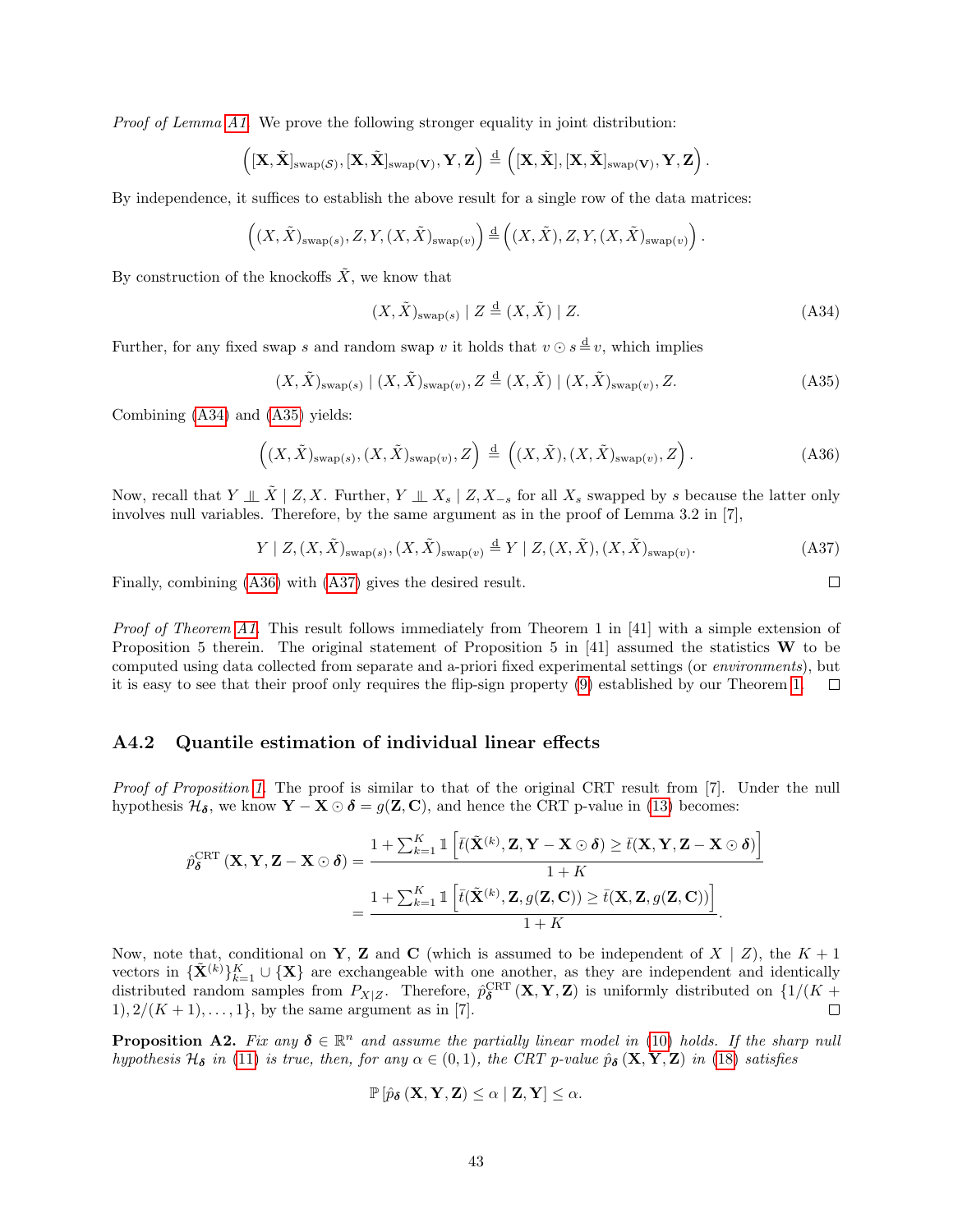*Proof of Lemma A1.* We prove the following stronger equality in joint distribution:

$$\left([\mathbf{X}, \tilde{\mathbf{X}}]_{\text{swap}(\mathcal{S})}, [\mathbf{X}, \tilde{\mathbf{X}}]_{\text{swap}(\mathbf{V})}, \mathbf{Y}, \mathbf{Z}\right) \stackrel{\text{d}}{=} \left([\mathbf{X}, \tilde{\mathbf{X}}], [\mathbf{X}, \tilde{\mathbf{X}}]_{\text{swap}(\mathbf{V})}, \mathbf{Y}, \mathbf{Z}\right).$$

By independence, it suffices to establish the above result for a single row of the data matrices:

$$\left((X, \tilde{X})_{\text{swap}(s)}, Z, Y, (X, \tilde{X})_{\text{swap}(v)}\right) \stackrel{\text{d}}{=} \left((X, \tilde{X}), Z, Y, (X, \tilde{X})_{\text{swap}(v)}\right).$$

By construction of the knockoffs $\tilde{X}$, we know that

$$(X, \tilde{X})_{\text{swap}(s)} \mid Z \stackrel{\text{d}}{=} (X, \tilde{X}) \mid Z. \tag{A34}$$

Further, for any fixed swap $s$ and random swap $v$ it holds that $v \odot s \stackrel{\text{d}}{=} v$, which implies

$$(X, \tilde{X})_{\text{swap}(s)} \mid (X, \tilde{X})_{\text{swap}(v)}, Z \stackrel{\text{d}}{=} (X, \tilde{X}) \mid (X, \tilde{X})_{\text{swap}(v)}, Z. \tag{A35}$$

Combining (A34) and (A35) yields:

$$\left((X, \tilde{X})_{\text{swap}(s)}, (X, \tilde{X})_{\text{swap}(v)}, Z\right) \stackrel{\text{d}}{=} \left((X, \tilde{X}), (X, \tilde{X})_{\text{swap}(v)}, Z\right). \tag{A36}$$

Now, recall that $Y \perp\!\!\!\perp \tilde{X} \mid Z, X$. Further, $Y \perp\!\!\!\perp X_s \mid Z, X_{-s}$ for all $X_s$ swapped by $s$ because the latter only involves null variables. Therefore, by the same argument as in the proof of Lemma 3.2 in [7],

$$Y \mid Z, (X, \tilde{X})_{\text{swap}(s)}, (X, \tilde{X})_{\text{swap}(v)} \stackrel{\text{d}}{=} Y \mid Z, (X, \tilde{X}), (X, \tilde{X})_{\text{swap}(v)}. \tag{A37}$$

Finally, combining (A36) with (A37) gives the desired result. □

*Proof of Theorem A1.* This result follows immediately from Theorem 1 in [41] with a simple extension of Proposition 5 therein. The original statement of Proposition 5 in [41] assumed the statistics $\mathbf{W}$ to be computed using data collected from separate and a-priori fixed experimental settings (or *environments*), but it is easy to see that their proof only requires the flip-sign property (9) established by our Theorem 1. □

### A4.2 Quantile estimation of individual linear effects

*Proof of Proposition 1.* The proof is similar to that of the original CRT result from [7]. Under the null hypothesis $\mathcal{H}_{\boldsymbol{\delta}}$, we know $\mathbf{Y} - \mathbf{X} \odot \boldsymbol{\delta} = g(\mathbf{Z}, \mathbf{C})$, and hence the CRT p-value in (13) becomes:

$$\begin{aligned}
\hat{p}^{\text{CRT}}_{\boldsymbol{\delta}}\left(\mathbf{X}, \mathbf{Y}, \mathbf{Z} - \mathbf{X} \odot \boldsymbol{\delta}\right) &= \frac{1 + \sum_{k=1}^{K} \mathbb{1}\left[\bar{t}(\tilde{\mathbf{X}}^{(k)}, \mathbf{Z}, \mathbf{Y} - \mathbf{X} \odot \boldsymbol{\delta}) \geq \bar{t}(\mathbf{X}, \mathbf{Y}, \mathbf{Z} - \mathbf{X} \odot \boldsymbol{\delta})\right]}{1 + K} \\
&= \frac{1 + \sum_{k=1}^{K} \mathbb{1}\left[\bar{t}(\tilde{\mathbf{X}}^{(k)}, \mathbf{Z}, g(\mathbf{Z}, \mathbf{C})) \geq \bar{t}(\mathbf{X}, \mathbf{Z}, g(\mathbf{Z}, \mathbf{C}))\right]}{1 + K}.
\end{aligned}$$

Now, note that, conditional on $\mathbf{Y}$, $\mathbf{Z}$ and $\mathbf{C}$ (which is assumed to be independent of $X \mid Z$), the $K + 1$ vectors in $\{\tilde{\mathbf{X}}^{(k)}\}_{k=1}^{K} \cup \{\mathbf{X}\}$ are exchangeable with one another, as they are independent and identically distributed random samples from $P_{X|Z}$. Therefore, $\hat{p}^{\text{CRT}}_{\boldsymbol{\delta}}(\mathbf{X}, \mathbf{Y}, \mathbf{Z})$ is uniformly distributed on $\{1/(K + 1), 2/(K + 1), \ldots, 1\}$, by the same argument as in [7]. □

**Proposition A2.** *Fix any $\boldsymbol{\delta} \in \mathbb{R}^n$ and assume the partially linear model in (10) holds. If the sharp null hypothesis $\mathcal{H}_{\boldsymbol{\delta}}$ in (11) is true, then, for any $\alpha \in (0, 1)$, the CRT p-value $\hat{p}_{\boldsymbol{\delta}}(\mathbf{X}, \mathbf{Y}, \mathbf{Z})$ in (18) satisfies*

$$\mathbb{P}\left[\hat{p}_{\boldsymbol{\delta}}(\mathbf{X}, \mathbf{Y}, \mathbf{Z}) \leq \alpha \mid \mathbf{Z}, \mathbf{Y}\right] \leq \alpha.$$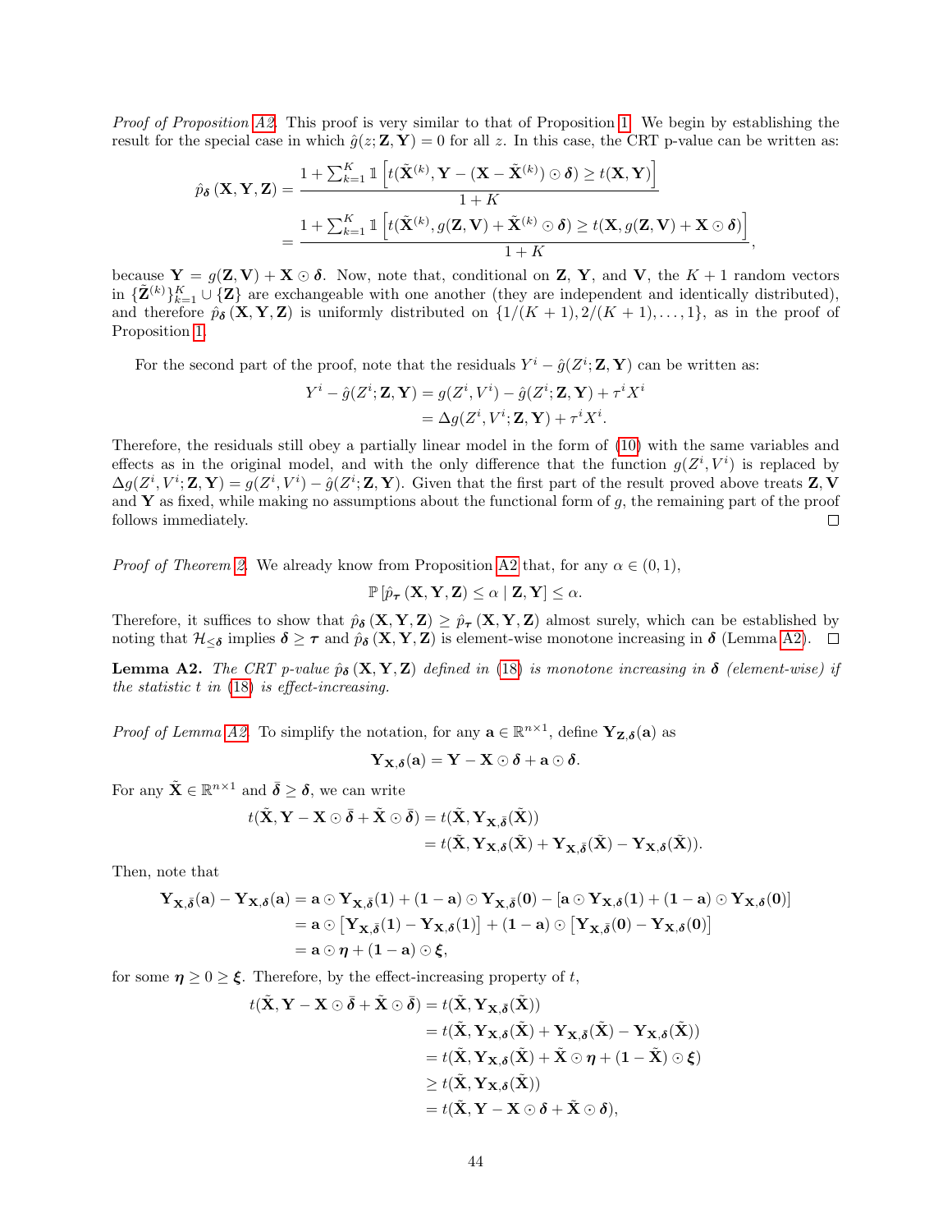*Proof of Proposition A2.* This proof is very similar to that of Proposition 1. We begin by establishing the result for the special case in which $\hat{g}(z; \mathbf{Z}, \mathbf{Y}) = 0$ for all $z$. In this case, the CRT p-value can be written as:

$$
\begin{aligned}
\hat{p}_{\boldsymbol{\delta}}(\mathbf{X}, \mathbf{Y}, \mathbf{Z}) &= \frac{1 + \sum_{k=1}^{K} \mathbb{1}\left[t(\tilde{\mathbf{X}}^{(k)}, \mathbf{Y} - (\mathbf{X} - \tilde{\mathbf{X}}^{(k)}) \odot \boldsymbol{\delta}) \geq t(\mathbf{X}, \mathbf{Y})\right]}{1+K} \\
&= \frac{1 + \sum_{k=1}^{K} \mathbb{1}\left[t(\tilde{\mathbf{X}}^{(k)}, g(\mathbf{Z}, \mathbf{V}) + \tilde{\mathbf{X}}^{(k)} \odot \boldsymbol{\delta}) \geq t(\mathbf{X}, g(\mathbf{Z}, \mathbf{V}) + \mathbf{X} \odot \boldsymbol{\delta})\right]}{1+K},
\end{aligned}
$$

because $\mathbf{Y} = g(\mathbf{Z}, \mathbf{V}) + \mathbf{X} \odot \boldsymbol{\delta}$. Now, note that, conditional on $\mathbf{Z}$, $\mathbf{Y}$, and $\mathbf{V}$, the $K+1$ random vectors in $\{\tilde{\mathbf{Z}}^{(k)}\}_{k=1}^{K} \cup \{\mathbf{Z}\}$ are exchangeable with one another (they are independent and identically distributed), and therefore $\hat{p}_{\boldsymbol{\delta}}(\mathbf{X}, \mathbf{Y}, \mathbf{Z})$ is uniformly distributed on $\{1/(K+1), 2/(K+1), \ldots, 1\}$, as in the proof of Proposition 1.

For the second part of the proof, note that the residuals $Y^i - \hat{g}(Z^i; \mathbf{Z}, \mathbf{Y})$ can be written as:

$$
\begin{aligned}
Y^i - \hat{g}(Z^i; \mathbf{Z}, \mathbf{Y}) &= g(Z^i, V^i) - \hat{g}(Z^i; \mathbf{Z}, \mathbf{Y}) + \tau^i X^i \\
&= \Delta g(Z^i, V^i; \mathbf{Z}, \mathbf{Y}) + \tau^i X^i.
\end{aligned}
$$

Therefore, the residuals still obey a partially linear model in the form of (10) with the same variables and effects as in the original model, and with the only difference that the function $g(Z^i, V^i)$ is replaced by $\Delta g(Z^i, V^i; \mathbf{Z}, \mathbf{Y}) = g(Z^i, V^i) - \hat{g}(Z^i; \mathbf{Z}, \mathbf{Y})$. Given that the first part of the result proved above treats $\mathbf{Z}, \mathbf{V}$ and $\mathbf{Y}$ as fixed, while making no assumptions about the functional form of $g$, the remaining part of the proof follows immediately. □

*Proof of Theorem 2.* We already know from Proposition A2 that, for any $\alpha \in (0, 1)$,

$$
\mathbb{P}\left[\hat{p}_{\boldsymbol{\tau}}(\mathbf{X}, \mathbf{Y}, \mathbf{Z}) \leq \alpha \mid \mathbf{Z}, \mathbf{Y}\right] \leq \alpha.
$$

Therefore, it suffices to show that $\hat{p}_{\boldsymbol{\delta}}(\mathbf{X}, \mathbf{Y}, \mathbf{Z}) \geq \hat{p}_{\boldsymbol{\tau}}(\mathbf{X}, \mathbf{Y}, \mathbf{Z})$ almost surely, which can be established by noting that $\mathcal{H}_{\leq \boldsymbol{\delta}}$ implies $\boldsymbol{\delta} \geq \boldsymbol{\tau}$ and $\hat{p}_{\boldsymbol{\delta}}(\mathbf{X}, \mathbf{Y}, \mathbf{Z})$ is element-wise monotone increasing in $\boldsymbol{\delta}$ (Lemma A2). □

**Lemma A2.** *The CRT p-value $\hat{p}_{\boldsymbol{\delta}}(\mathbf{X}, \mathbf{Y}, \mathbf{Z})$ defined in (18) is monotone increasing in $\boldsymbol{\delta}$ (element-wise) if the statistic $t$ in (18) is effect-increasing.*

*Proof of Lemma A2.* To simplify the notation, for any $\mathbf{a} \in \mathbb{R}^{n \times 1}$, define $\mathbf{Y}_{\mathbf{Z}, \boldsymbol{\delta}}(\mathbf{a})$ as

$$
\mathbf{Y}_{\mathbf{X}, \boldsymbol{\delta}}(\mathbf{a}) = \mathbf{Y} - \mathbf{X} \odot \boldsymbol{\delta} + \mathbf{a} \odot \boldsymbol{\delta}.
$$

For any $\tilde{\mathbf{X}} \in \mathbb{R}^{n \times 1}$ and $\bar{\boldsymbol{\delta}} \geq \boldsymbol{\delta}$, we can write

$$
\begin{aligned}
t(\tilde{\mathbf{X}}, \mathbf{Y} - \mathbf{X} \odot \bar{\boldsymbol{\delta}} + \tilde{\mathbf{X}} \odot \bar{\boldsymbol{\delta}}) &= t(\tilde{\mathbf{X}}, \mathbf{Y}_{\mathbf{X}, \bar{\boldsymbol{\delta}}}(\tilde{\mathbf{X}})) \\
&= t(\tilde{\mathbf{X}}, \mathbf{Y}_{\mathbf{X}, \boldsymbol{\delta}}(\tilde{\mathbf{X}}) + \mathbf{Y}_{\mathbf{X}, \bar{\boldsymbol{\delta}}}(\tilde{\mathbf{X}}) - \mathbf{Y}_{\mathbf{X}, \boldsymbol{\delta}}(\tilde{\mathbf{X}})).
\end{aligned}
$$

Then, note that

$$
\begin{aligned}
\mathbf{Y}_{\mathbf{X}, \bar{\boldsymbol{\delta}}}(\mathbf{a}) - \mathbf{Y}_{\mathbf{X}, \boldsymbol{\delta}}(\mathbf{a}) &= \mathbf{a} \odot \mathbf{Y}_{\mathbf{X}, \bar{\boldsymbol{\delta}}}(\mathbf{1}) + (\mathbf{1} - \mathbf{a}) \odot \mathbf{Y}_{\mathbf{X}, \bar{\boldsymbol{\delta}}}(\mathbf{0}) - [\mathbf{a} \odot \mathbf{Y}_{\mathbf{X}, \boldsymbol{\delta}}(\mathbf{1}) + (\mathbf{1} - \mathbf{a}) \odot \mathbf{Y}_{\mathbf{X}, \boldsymbol{\delta}}(\mathbf{0})] \\
&= \mathbf{a} \odot \left[\mathbf{Y}_{\mathbf{X}, \bar{\boldsymbol{\delta}}}(\mathbf{1}) - \mathbf{Y}_{\mathbf{X}, \boldsymbol{\delta}}(\mathbf{1})\right] + (\mathbf{1} - \mathbf{a}) \odot \left[\mathbf{Y}_{\mathbf{X}, \bar{\boldsymbol{\delta}}}(\mathbf{0}) - \mathbf{Y}_{\mathbf{X}, \boldsymbol{\delta}}(\mathbf{0})\right] \\
&= \mathbf{a} \odot \boldsymbol{\eta} + (\mathbf{1} - \mathbf{a}) \odot \boldsymbol{\xi},
\end{aligned}
$$

for some $\boldsymbol{\eta} \geq 0 \geq \boldsymbol{\xi}$. Therefore, by the effect-increasing property of $t$,

$$
\begin{aligned}
t(\tilde{\mathbf{X}}, \mathbf{Y} - \mathbf{X} \odot \bar{\boldsymbol{\delta}} + \tilde{\mathbf{X}} \odot \bar{\boldsymbol{\delta}}) &= t(\tilde{\mathbf{X}}, \mathbf{Y}_{\mathbf{X}, \bar{\boldsymbol{\delta}}}(\tilde{\mathbf{X}})) \\
&= t(\tilde{\mathbf{X}}, \mathbf{Y}_{\mathbf{X}, \boldsymbol{\delta}}(\tilde{\mathbf{X}}) + \mathbf{Y}_{\mathbf{X}, \bar{\boldsymbol{\delta}}}(\tilde{\mathbf{X}}) - \mathbf{Y}_{\mathbf{X}, \boldsymbol{\delta}}(\tilde{\mathbf{X}})) \\
&= t(\tilde{\mathbf{X}}, \mathbf{Y}_{\mathbf{X}, \boldsymbol{\delta}}(\tilde{\mathbf{X}}) + \tilde{\mathbf{X}} \odot \boldsymbol{\eta} + (\mathbf{1} - \tilde{\mathbf{X}}) \odot \boldsymbol{\xi}) \\
&\geq t(\tilde{\mathbf{X}}, \mathbf{Y}_{\mathbf{X}, \boldsymbol{\delta}}(\tilde{\mathbf{X}})) \\
&= t(\tilde{\mathbf{X}}, \mathbf{Y} - \mathbf{X} \odot \boldsymbol{\delta} + \tilde{\mathbf{X}} \odot \boldsymbol{\delta}),
\end{aligned}
$$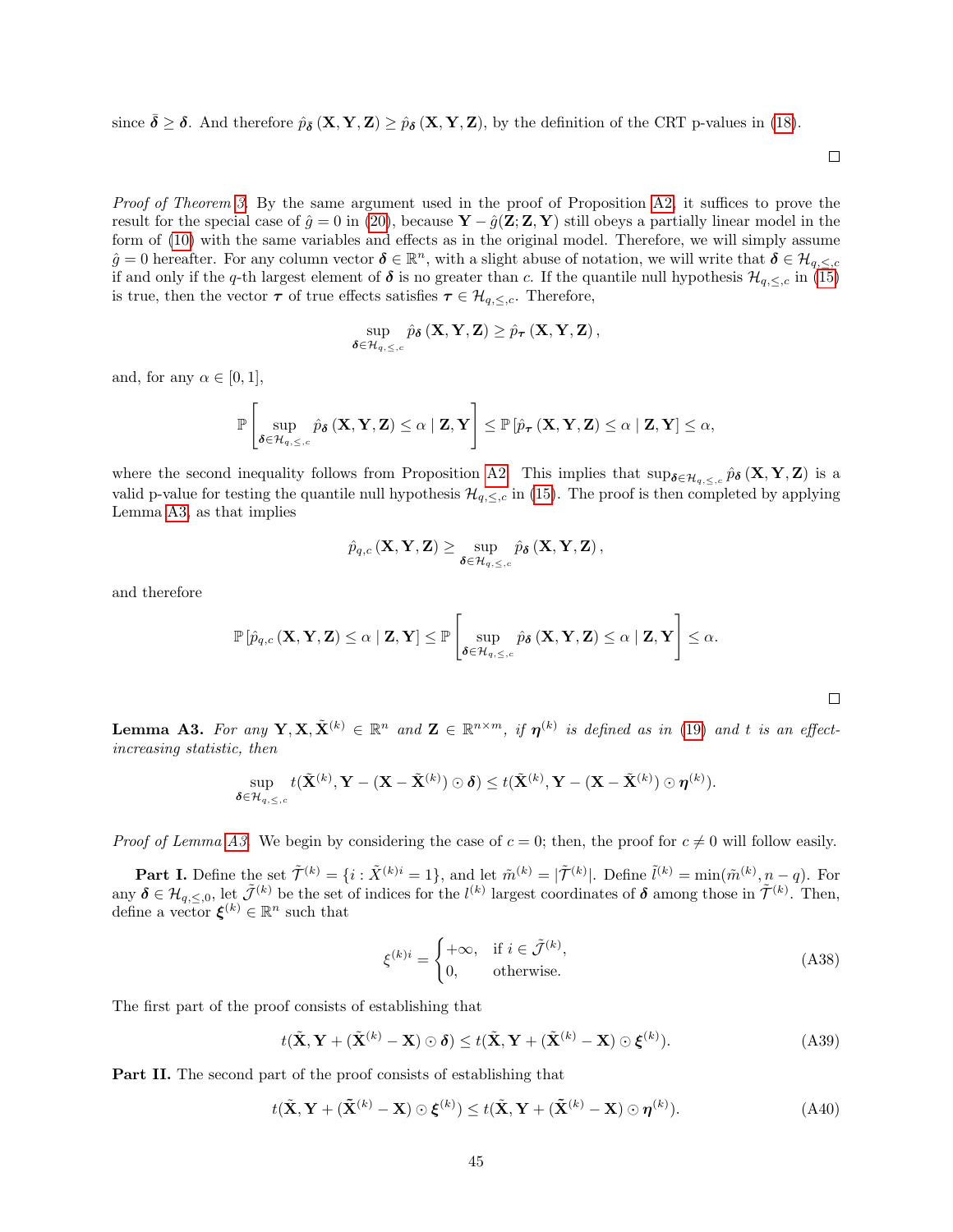since $\bar{\boldsymbol{\delta}} \geq \boldsymbol{\delta}$. And therefore $\hat{p}_{\bar{\boldsymbol{\delta}}}(\mathbf{X}, \mathbf{Y}, \mathbf{Z}) \geq \hat{p}_{\boldsymbol{\delta}}(\mathbf{X}, \mathbf{Y}, \mathbf{Z})$, by the definition of the CRT p-values in (18).

□

*Proof of Theorem 3.* By the same argument used in the proof of Proposition A2, it suffices to prove the result for the special case of $\hat{g} = 0$ in (20), because $\mathbf{Y} - \hat{g}(\mathbf{Z}; \mathbf{Z}, \mathbf{Y})$ still obeys a partially linear model in the form of (10) with the same variables and effects as in the original model. Therefore, we will simply assume $\hat{g} = 0$ hereafter. For any column vector $\boldsymbol{\delta} \in \mathbb{R}^n$, with a slight abuse of notation, we will write that $\boldsymbol{\delta} \in \mathcal{H}_{q,\leq,c}$ if and only if the $q$-th largest element of $\boldsymbol{\delta}$ is no greater than $c$. If the quantile null hypothesis $\mathcal{H}_{q,\leq,c}$ in (15) is true, then the vector $\boldsymbol{\tau}$ of true effects satisfies $\boldsymbol{\tau} \in \mathcal{H}_{q,\leq,c}$. Therefore,

$$\sup_{\boldsymbol{\delta} \in \mathcal{H}_{q,\leq,c}} \hat{p}_{\boldsymbol{\delta}}(\mathbf{X}, \mathbf{Y}, \mathbf{Z}) \geq \hat{p}_{\boldsymbol{\tau}}(\mathbf{X}, \mathbf{Y}, \mathbf{Z}),$$

and, for any $\alpha \in [0, 1]$,

$$\mathbb{P}\left[\sup_{\boldsymbol{\delta} \in \mathcal{H}_{q,\leq,c}} \hat{p}_{\boldsymbol{\delta}}(\mathbf{X}, \mathbf{Y}, \mathbf{Z}) \leq \alpha \mid \mathbf{Z}, \mathbf{Y}\right] \leq \mathbb{P}\left[\hat{p}_{\boldsymbol{\tau}}(\mathbf{X}, \mathbf{Y}, \mathbf{Z}) \leq \alpha \mid \mathbf{Z}, \mathbf{Y}\right] \leq \alpha,$$

where the second inequality follows from Proposition A2. This implies that $\sup_{\boldsymbol{\delta} \in \mathcal{H}_{q,\leq,c}} \hat{p}_{\boldsymbol{\delta}}(\mathbf{X}, \mathbf{Y}, \mathbf{Z})$ is a valid p-value for testing the quantile null hypothesis $\mathcal{H}_{q,\leq,c}$ in (15). The proof is then completed by applying Lemma A3, as that implies

$$\hat{p}_{q,c}(\mathbf{X}, \mathbf{Y}, \mathbf{Z}) \geq \sup_{\boldsymbol{\delta} \in \mathcal{H}_{q,\leq,c}} \hat{p}_{\boldsymbol{\delta}}(\mathbf{X}, \mathbf{Y}, \mathbf{Z}),$$

and therefore

$$\mathbb{P}\left[\hat{p}_{q,c}(\mathbf{X}, \mathbf{Y}, \mathbf{Z}) \leq \alpha \mid \mathbf{Z}, \mathbf{Y}\right] \leq \mathbb{P}\left[\sup_{\boldsymbol{\delta} \in \mathcal{H}_{q,\leq,c}} \hat{p}_{\boldsymbol{\delta}}(\mathbf{X}, \mathbf{Y}, \mathbf{Z}) \leq \alpha \mid \mathbf{Z}, \mathbf{Y}\right] \leq \alpha.$$

□

**Lemma A3.** *For any $\mathbf{Y}, \mathbf{X}, \tilde{\mathbf{X}}^{(k)} \in \mathbb{R}^n$ and $\mathbf{Z} \in \mathbb{R}^{n \times m}$, if $\boldsymbol{\eta}^{(k)}$ is defined as in (19) and $t$ is an effect-increasing statistic, then*

$$\sup_{\boldsymbol{\delta} \in \mathcal{H}_{q,\leq,c}} t(\tilde{\mathbf{X}}^{(k)}, \mathbf{Y} - (\mathbf{X} - \tilde{\mathbf{X}}^{(k)}) \odot \boldsymbol{\delta}) \leq t(\tilde{\mathbf{X}}^{(k)}, \mathbf{Y} - (\mathbf{X} - \tilde{\mathbf{X}}^{(k)}) \odot \boldsymbol{\eta}^{(k)}).$$

*Proof of Lemma A3.* We begin by considering the case of $c = 0$; then, the proof for $c \neq 0$ will follow easily.

**Part I.** Define the set $\tilde{\mathcal{T}}^{(k)} = \{i : \tilde{X}^{(k)i} = 1\}$, and let $\tilde{m}^{(k)} = |\tilde{\mathcal{T}}^{(k)}|$. Define $\tilde{l}^{(k)} = \min(\tilde{m}^{(k)}, n - q)$. For any $\boldsymbol{\delta} \in \mathcal{H}_{q,\leq,0}$, let $\tilde{\mathcal{J}}^{(k)}$ be the set of indices for the $l^{(k)}$ largest coordinates of $\boldsymbol{\delta}$ among those in $\tilde{\mathcal{T}}^{(k)}$. Then, define a vector $\boldsymbol{\xi}^{(k)} \in \mathbb{R}^n$ such that

$$\xi^{(k)i} = \begin{cases} +\infty, & \text{if } i \in \tilde{\mathcal{J}}^{(k)}, \\ 0, & \text{otherwise.} \end{cases} \tag{A38}$$

The first part of the proof consists of establishing that

$$t(\tilde{\mathbf{X}}, \mathbf{Y} + (\tilde{\mathbf{X}}^{(k)} - \mathbf{X}) \odot \boldsymbol{\delta}) \leq t(\tilde{\mathbf{X}}, \mathbf{Y} + (\tilde{\mathbf{X}}^{(k)} - \mathbf{X}) \odot \boldsymbol{\xi}^{(k)}). \tag{A39}$$

**Part II.** The second part of the proof consists of establishing that

$$t(\tilde{\mathbf{X}}, \mathbf{Y} + (\tilde{\mathbf{X}}^{(k)} - \mathbf{X}) \odot \boldsymbol{\xi}^{(k)}) \leq t(\tilde{\mathbf{X}}, \mathbf{Y} + (\tilde{\mathbf{X}}^{(k)} - \mathbf{X}) \odot \boldsymbol{\eta}^{(k)}). \tag{A40}$$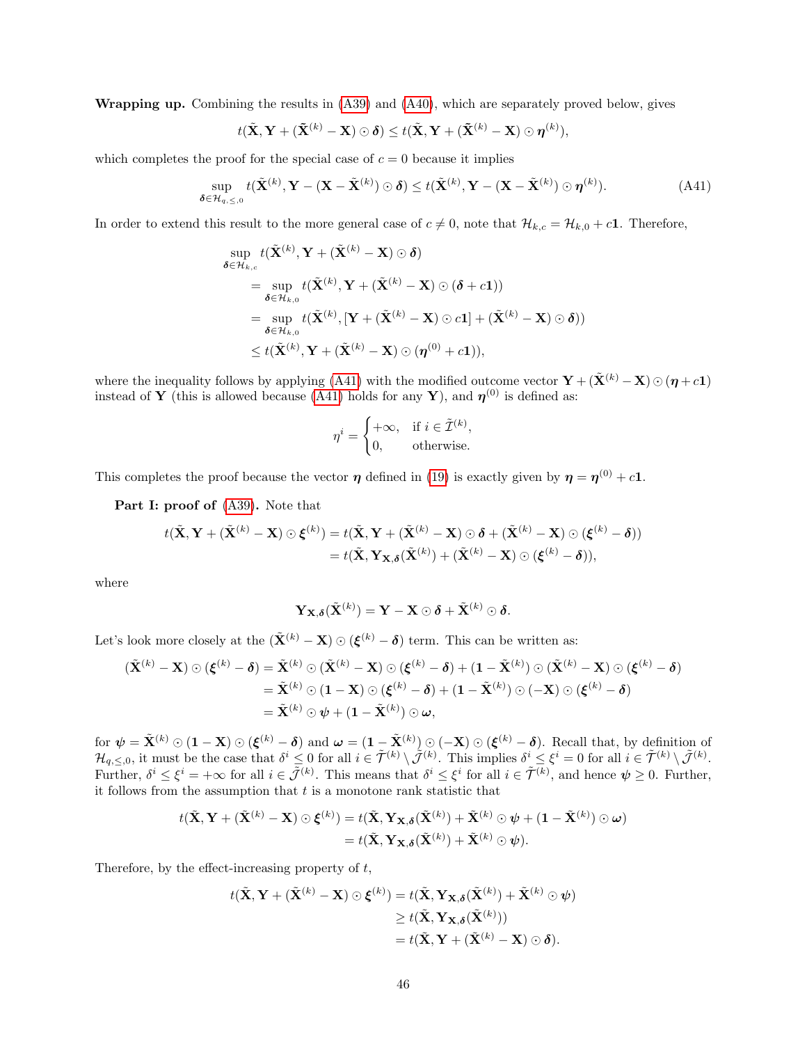**Wrapping up.** Combining the results in (A39) and (A40), which are separately proved below, gives

$$t(\tilde{\mathbf{X}}, \mathbf{Y} + (\tilde{\mathbf{X}}^{(k)} - \mathbf{X}) \odot \boldsymbol{\delta}) \leq t(\tilde{\mathbf{X}}, \mathbf{Y} + (\tilde{\mathbf{X}}^{(k)} - \mathbf{X}) \odot \boldsymbol{\eta}^{(k)}),$$

which completes the proof for the special case of $c = 0$ because it implies

$$\sup_{\boldsymbol{\delta} \in \mathcal{H}_{q,\leq,0}} t(\tilde{\mathbf{X}}^{(k)}, \mathbf{Y} - (\mathbf{X} - \tilde{\mathbf{X}}^{(k)}) \odot \boldsymbol{\delta}) \leq t(\tilde{\mathbf{X}}^{(k)}, \mathbf{Y} - (\mathbf{X} - \tilde{\mathbf{X}}^{(k)}) \odot \boldsymbol{\eta}^{(k)}). \tag{A41}$$

In order to extend this result to the more general case of $c \neq 0$, note that $\mathcal{H}_{k,c} = \mathcal{H}_{k,0} + c\mathbf{1}$. Therefore,

$$\begin{aligned}
&\sup_{\boldsymbol{\delta} \in \mathcal{H}_{k,c}} t(\tilde{\mathbf{X}}^{(k)}, \mathbf{Y} + (\tilde{\mathbf{X}}^{(k)} - \mathbf{X}) \odot \boldsymbol{\delta}) \\
&\quad = \sup_{\boldsymbol{\delta} \in \mathcal{H}_{k,0}} t(\tilde{\mathbf{X}}^{(k)}, \mathbf{Y} + (\tilde{\mathbf{X}}^{(k)} - \mathbf{X}) \odot (\boldsymbol{\delta} + c\mathbf{1})) \\
&\quad = \sup_{\boldsymbol{\delta} \in \mathcal{H}_{k,0}} t(\tilde{\mathbf{X}}^{(k)}, [\mathbf{Y} + (\tilde{\mathbf{X}}^{(k)} - \mathbf{X}) \odot c\mathbf{1}] + (\tilde{\mathbf{X}}^{(k)} - \mathbf{X}) \odot \boldsymbol{\delta})) \\
&\quad \leq t(\tilde{\mathbf{X}}^{(k)}, \mathbf{Y} + (\tilde{\mathbf{X}}^{(k)} - \mathbf{X}) \odot (\boldsymbol{\eta}^{(0)} + c\mathbf{1})),
\end{aligned}$$

where the inequality follows by applying (A41) with the modified outcome vector $\mathbf{Y} + (\tilde{\mathbf{X}}^{(k)} - \mathbf{X}) \odot (\boldsymbol{\eta} + c\mathbf{1})$ instead of $\mathbf{Y}$ (this is allowed because (A41) holds for any $\mathbf{Y}$), and $\boldsymbol{\eta}^{(0)}$ is defined as:

$$\eta^i = \begin{cases} +\infty, & \text{if } i \in \tilde{\mathcal{I}}^{(k)}, \\ 0, & \text{otherwise.} \end{cases}$$

This completes the proof because the vector $\boldsymbol{\eta}$ defined in (19) is exactly given by $\boldsymbol{\eta} = \boldsymbol{\eta}^{(0)} + c\mathbf{1}$.

**Part I: proof of (A39).** Note that

$$\begin{aligned}
t(\tilde{\mathbf{X}}, \mathbf{Y} + (\tilde{\mathbf{X}}^{(k)} - \mathbf{X}) \odot \boldsymbol{\xi}^{(k)}) &= t(\tilde{\mathbf{X}}, \mathbf{Y} + (\tilde{\mathbf{X}}^{(k)} - \mathbf{X}) \odot \boldsymbol{\delta} + (\tilde{\mathbf{X}}^{(k)} - \mathbf{X}) \odot (\boldsymbol{\xi}^{(k)} - \boldsymbol{\delta})) \\
&= t(\tilde{\mathbf{X}}, \mathbf{Y}_{\mathbf{X},\boldsymbol{\delta}}(\tilde{\mathbf{X}}^{(k)}) + (\tilde{\mathbf{X}}^{(k)} - \mathbf{X}) \odot (\boldsymbol{\xi}^{(k)} - \boldsymbol{\delta})),
\end{aligned}$$

where

$$\mathbf{Y}_{\mathbf{X},\boldsymbol{\delta}}(\tilde{\mathbf{X}}^{(k)}) = \mathbf{Y} - \mathbf{X} \odot \boldsymbol{\delta} + \tilde{\mathbf{X}}^{(k)} \odot \boldsymbol{\delta}.$$

Let's look more closely at the $(\tilde{\mathbf{X}}^{(k)} - \mathbf{X}) \odot (\boldsymbol{\xi}^{(k)} - \boldsymbol{\delta})$ term. This can be written as:

$$\begin{aligned}
(\tilde{\mathbf{X}}^{(k)} - \mathbf{X}) \odot (\boldsymbol{\xi}^{(k)} - \boldsymbol{\delta}) &= \tilde{\mathbf{X}}^{(k)} \odot (\tilde{\mathbf{X}}^{(k)} - \mathbf{X}) \odot (\boldsymbol{\xi}^{(k)} - \boldsymbol{\delta}) + (\mathbf{1} - \tilde{\mathbf{X}}^{(k)}) \odot (\tilde{\mathbf{X}}^{(k)} - \mathbf{X}) \odot (\boldsymbol{\xi}^{(k)} - \boldsymbol{\delta}) \\
&= \tilde{\mathbf{X}}^{(k)} \odot (\mathbf{1} - \mathbf{X}) \odot (\boldsymbol{\xi}^{(k)} - \boldsymbol{\delta}) + (\mathbf{1} - \tilde{\mathbf{X}}^{(k)}) \odot (-\mathbf{X}) \odot (\boldsymbol{\xi}^{(k)} - \boldsymbol{\delta}) \\
&= \tilde{\mathbf{X}}^{(k)} \odot \boldsymbol{\psi} + (\mathbf{1} - \tilde{\mathbf{X}}^{(k)}) \odot \boldsymbol{\omega},
\end{aligned}$$

for $\boldsymbol{\psi} = \tilde{\mathbf{X}}^{(k)} \odot (\mathbf{1} - \mathbf{X}) \odot (\boldsymbol{\xi}^{(k)} - \boldsymbol{\delta})$ and $\boldsymbol{\omega} = (\mathbf{1} - \tilde{\mathbf{X}}^{(k)}) \odot (-\mathbf{X}) \odot (\boldsymbol{\xi}^{(k)} - \boldsymbol{\delta})$. Recall that, by definition of $\mathcal{H}_{q,\leq,0}$, it must be the case that $\delta^i \leq 0$ for all $i \in \tilde{\mathcal{T}}^{(k)} \setminus \tilde{\mathcal{J}}^{(k)}$. This implies $\delta^i \leq \xi^i = 0$ for all $i \in \tilde{\mathcal{T}}^{(k)} \setminus \tilde{\mathcal{J}}^{(k)}$. Further, $\delta^i \leq \xi^i = +\infty$ for all $i \in \tilde{\mathcal{J}}^{(k)}$. This means that $\delta^i \leq \xi^i$ for all $i \in \tilde{\mathcal{T}}^{(k)}$, and hence $\boldsymbol{\psi} \geq 0$. Further, it follows from the assumption that $t$ is a monotone rank statistic that

$$\begin{aligned}
t(\tilde{\mathbf{X}}, \mathbf{Y} + (\tilde{\mathbf{X}}^{(k)} - \mathbf{X}) \odot \boldsymbol{\xi}^{(k)}) &= t(\tilde{\mathbf{X}}, \mathbf{Y}_{\mathbf{X},\boldsymbol{\delta}}(\tilde{\mathbf{X}}^{(k)}) + \tilde{\mathbf{X}}^{(k)} \odot \boldsymbol{\psi} + (\mathbf{1} - \tilde{\mathbf{X}}^{(k)}) \odot \boldsymbol{\omega}) \\
&= t(\tilde{\mathbf{X}}, \mathbf{Y}_{\mathbf{X},\boldsymbol{\delta}}(\tilde{\mathbf{X}}^{(k)}) + \tilde{\mathbf{X}}^{(k)} \odot \boldsymbol{\psi}).
\end{aligned}$$

Therefore, by the effect-increasing property of $t$,

$$\begin{aligned}
t(\tilde{\mathbf{X}}, \mathbf{Y} + (\tilde{\mathbf{X}}^{(k)} - \mathbf{X}) \odot \boldsymbol{\xi}^{(k)}) &= t(\tilde{\mathbf{X}}, \mathbf{Y}_{\mathbf{X},\boldsymbol{\delta}}(\tilde{\mathbf{X}}^{(k)}) + \tilde{\mathbf{X}}^{(k)} \odot \boldsymbol{\psi}) \\
&\geq t(\tilde{\mathbf{X}}, \mathbf{Y}_{\mathbf{X},\boldsymbol{\delta}}(\tilde{\mathbf{X}}^{(k)})) \\
&= t(\tilde{\mathbf{X}}, \mathbf{Y} + (\tilde{\mathbf{X}}^{(k)} - \mathbf{X}) \odot \boldsymbol{\delta}).
\end{aligned}$$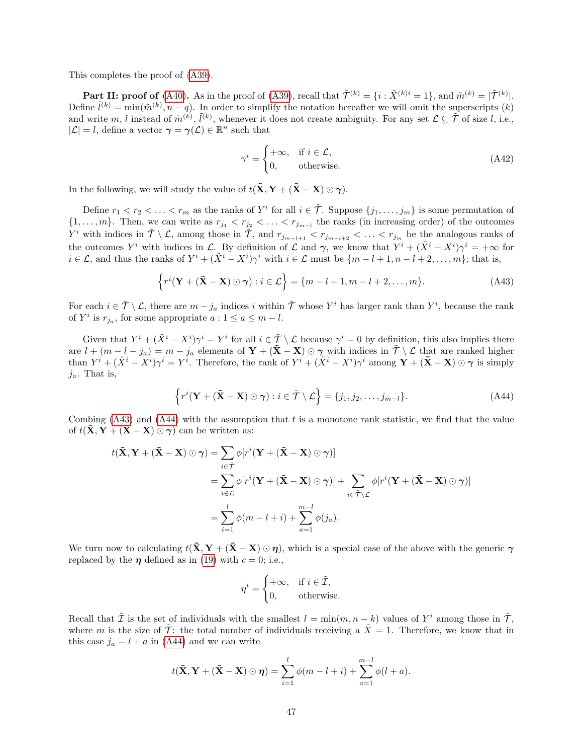This completes the proof of (A39).

**Part II: proof of** (A40)**.** As in the proof of (A39), recall that $\tilde{\mathcal{T}}^{(k)} = \{i : \tilde{X}^{(k)i} = 1\}$, and $\tilde{m}^{(k)} = |\tilde{\mathcal{T}}^{(k)}|$. Define $\tilde{l}^{(k)} = \min(\tilde{m}^{(k)}, n-q)$. In order to simplify the notation hereafter we will omit the superscripts $(k)$ and write $m$, $l$ instead of $\tilde{m}^{(k)}$, $\tilde{l}^{(k)}$, whenever it does not create ambiguity. For any set $\mathcal{L} \subseteq \tilde{\mathcal{T}}$ of size $l$, i.e., $|\mathcal{L}| = l$, define a vector $\boldsymbol{\gamma} = \boldsymbol{\gamma}(\mathcal{L}) \in \mathbb{R}^n$ such that

$$
\gamma^i = \begin{cases} +\infty, & \text{if } i \in \mathcal{L}, \\ 0, & \text{otherwise.} \end{cases} \tag{A42}
$$

In the following, we will study the value of $t(\tilde{\mathbf{X}}, \mathbf{Y} + (\tilde{\mathbf{X}} - \mathbf{X}) \odot \boldsymbol{\gamma})$.

Define $r_1 < r_2 < \ldots < r_m$ as the ranks of $Y^i$ for all $i \in \tilde{\mathcal{T}}$. Suppose $\{j_1, \ldots, j_m\}$ is some permutation of $\{1, \ldots, m\}$. Then, we can write as $r_{j_1} < r_{j_2} < \ldots < r_{j_{m-l}}$ the ranks (in increasing order) of the outcomes $Y^i$ with indices in $\tilde{\mathcal{T}} \setminus \mathcal{L}$, among those in $\tilde{\mathcal{T}}$, and $r_{j_{m-l+1}} < r_{j_{m-l+2}} < \ldots < r_{j_m}$ be the analogous ranks of the outcomes $Y^i$ with indices in $\mathcal{L}$. By definition of $\mathcal{L}$ and $\boldsymbol{\gamma}$, we know that $Y^i + (\tilde{X}^i - X^i)\gamma^i = +\infty$ for $i \in \mathcal{L}$, and thus the ranks of $Y^i + (\tilde{X}^i - X^i)\gamma^i$ with $i \in \mathcal{L}$ must be $\{m-l+1, n-l+2, \ldots, m\}$; that is,

$$
\left\{ r^i(\mathbf{Y} + (\tilde{\mathbf{X}} - \mathbf{X}) \odot \boldsymbol{\gamma}) : i \in \mathcal{L} \right\} = \{m-l+1, m-l+2, \ldots, m\}. \tag{A43}
$$

For each $i \in \tilde{\mathcal{T}} \setminus \mathcal{L}$, there are $m - j_a$ indices $i$ within $\tilde{\mathcal{T}}$ whose $Y^i$ has larger rank than $Y^i$, because the rank of $Y^i$ is $r_{j_a}$, for some appropriate $a : 1 \leq a \leq m-l$.

Given that $Y^i + (\tilde{X}^i - X^i)\gamma^i = Y^i$ for all $i \in \tilde{\mathcal{T}} \setminus \mathcal{L}$ because $\gamma^i = 0$ by definition, this also implies there are $l + (m - l - j_a) = m - j_a$ elements of $\mathbf{Y} + (\tilde{\mathbf{X}} - \mathbf{X}) \odot \boldsymbol{\gamma}$ with indices in $\tilde{\mathcal{T}} \setminus \mathcal{L}$ that are ranked higher than $Y^i + (\tilde{X}^i - X^i)\gamma^i = Y^i$. Therefore, the rank of $Y^i + (\tilde{X}^i - X^i)\gamma^i$ among $\mathbf{Y} + (\tilde{\mathbf{X}} - \mathbf{X}) \odot \boldsymbol{\gamma}$ is simply $j_a$. That is,

$$
\left\{ r^i(\mathbf{Y} + (\tilde{\mathbf{X}} - \mathbf{X}) \odot \boldsymbol{\gamma}) : i \in \tilde{\mathcal{T}} \setminus \mathcal{L} \right\} = \{j_1, j_2, \ldots, j_{m-l}\}. \tag{A44}
$$

Combing (A43) and (A44) with the assumption that $t$ is a monotone rank statistic, we find that the value of $t(\tilde{\mathbf{X}}, \mathbf{Y} + (\tilde{\mathbf{X}} - \mathbf{X}) \odot \boldsymbol{\gamma})$ can be written as:

$$
\begin{aligned}
t(\tilde{\mathbf{X}}, \mathbf{Y} + (\tilde{\mathbf{X}} - \mathbf{X}) \odot \boldsymbol{\gamma}) &= \sum_{i \in \tilde{\mathcal{T}}} \phi[r^i(\mathbf{Y} + (\tilde{\mathbf{X}} - \mathbf{X}) \odot \boldsymbol{\gamma})] \\
&= \sum_{i \in \mathcal{L}} \phi[r^i(\mathbf{Y} + (\tilde{\mathbf{X}} - \mathbf{X}) \odot \boldsymbol{\gamma})] + \sum_{i \in \tilde{\mathcal{T}} \setminus \mathcal{L}} \phi[r^i(\mathbf{Y} + (\tilde{\mathbf{X}} - \mathbf{X}) \odot \boldsymbol{\gamma})] \\
&= \sum_{i=1}^{l} \phi(m - l + i) + \sum_{a=1}^{m-l} \phi(j_a).
\end{aligned}
$$

We turn now to calculating $t(\tilde{\mathbf{X}}, \mathbf{Y} + (\tilde{\mathbf{X}} - \mathbf{X}) \odot \boldsymbol{\eta})$, which is a special case of the above with the generic $\boldsymbol{\gamma}$ replaced by the $\boldsymbol{\eta}$ defined as in (19) with $c = 0$; i.e.,

$$
\eta^i = \begin{cases} +\infty, & \text{if } i \in \tilde{\mathcal{I}}, \\ 0, & \text{otherwise.} \end{cases}
$$

Recall that $\tilde{\mathcal{I}}$ is the set of individuals with the smallest $l = \min(m, n-k)$ values of $Y^i$ among those in $\tilde{\mathcal{T}}$, where $m$ is the size of $\tilde{\mathcal{T}}$: the total number of individuals receiving a $\tilde{X} = 1$. Therefore, we know that in this case $j_a = l + a$ in (A44) and we can write

$$
t(\tilde{\mathbf{X}}, \mathbf{Y} + (\tilde{\mathbf{X}} - \mathbf{X}) \odot \boldsymbol{\eta}) = \sum_{i=1}^{l} \phi(m - l + i) + \sum_{a=1}^{m-l} \phi(l + a).
$$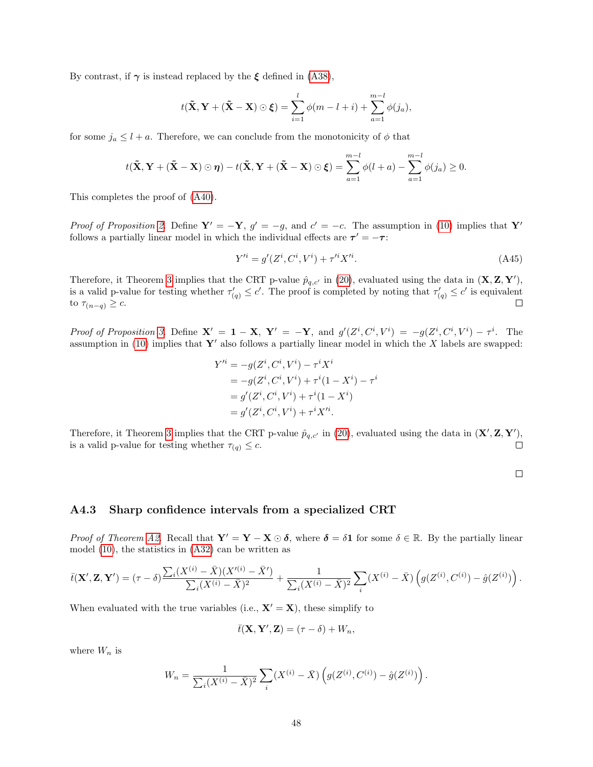By contrast, if $\boldsymbol{\gamma}$ is instead replaced by the $\boldsymbol{\xi}$ defined in (A38),

$$t(\tilde{\mathbf{X}}, \mathbf{Y} + (\tilde{\mathbf{X}} - \mathbf{X}) \odot \boldsymbol{\xi}) = \sum_{i=1}^{l} \phi(m - l + i) + \sum_{a=1}^{m-l} \phi(j_a),$$

for some $j_a \leq l + a$. Therefore, we can conclude from the monotonicity of $\phi$ that

$$t(\tilde{\mathbf{X}}, \mathbf{Y} + (\tilde{\mathbf{X}} - \mathbf{X}) \odot \boldsymbol{\eta}) - t(\tilde{\mathbf{X}}, \mathbf{Y} + (\tilde{\mathbf{X}} - \mathbf{X}) \odot \boldsymbol{\xi}) = \sum_{a=1}^{m-l} \phi(l + a) - \sum_{a=1}^{m-l} \phi(j_a) \geq 0.$$

This completes the proof of (A40).

*Proof of Proposition 2.* Define $\mathbf{Y}' = -\mathbf{Y}$, $g' = -g$, and $c' = -c$. The assumption in (10) implies that $\mathbf{Y}'$ follows a partially linear model in which the individual effects are $\boldsymbol{\tau}' = -\boldsymbol{\tau}$:

$$Y'^i = g'(Z^i, C^i, V^i) + \tau'^i X'^i. \tag{A45}$$

Therefore, it Theorem 3 implies that the CRT p-value $\hat{p}_{q,c'}$ in (20), evaluated using the data in $(\mathbf{X}, \mathbf{Z}, \mathbf{Y}')$, is a valid p-value for testing whether $\tau'_{(q)} \leq c'$. The proof is completed by noting that $\tau'_{(q)} \leq c'$ is equivalent to $\tau_{(n-q)} \geq c$. □

*Proof of Proposition 3.* Define $\mathbf{X}' = \mathbf{1} - \mathbf{X}$, $\mathbf{Y}' = -\mathbf{Y}$, and $g'(Z^i, C^i, V^i) = -g(Z^i, C^i, V^i) - \tau^i$. The assumption in (10) implies that $\mathbf{Y}'$ also follows a partially linear model in which the $X$ labels are swapped:

$$\begin{aligned}
Y'^i &= -g(Z^i, C^i, V^i) - \tau^i X^i \\
&= -g(Z^i, C^i, V^i) + \tau^i (1 - X^i) - \tau^i \\
&= g'(Z^i, C^i, V^i) + \tau^i (1 - X^i) \\
&= g'(Z^i, C^i, V^i) + \tau^i X'^i.
\end{aligned}$$

Therefore, it Theorem 3 implies that the CRT p-value $\hat{p}_{q,c'}$ in (20), evaluated using the data in $(\mathbf{X}', \mathbf{Z}, \mathbf{Y}')$, is a valid p-value for testing whether $\tau_{(q)} \leq c$. □

□

### A4.3 Sharp confidence intervals from a specialized CRT

*Proof of Theorem A2.* Recall that $\mathbf{Y}' = \mathbf{Y} - \mathbf{X} \odot \boldsymbol{\delta}$, where $\boldsymbol{\delta} = \delta \mathbf{1}$ for some $\delta \in \mathbb{R}$. By the partially linear model (10), the statistics in (A32) can be written as

$$\bar{t}(\mathbf{X}', \mathbf{Z}, \mathbf{Y}') = (\tau - \delta) \frac{\sum_i (X^{(i)} - \bar{X})(X'^{(i)} - \bar{X}')}{\sum_i (X^{(i)} - \bar{X})^2} + \frac{1}{\sum_i (X^{(i)} - \bar{X})^2} \sum_i (X^{(i)} - \bar{X}) \left( g(Z^{(i)}, C^{(i)}) - \hat{g}(Z^{(i)}) \right).$$

When evaluated with the true variables (i.e., $\mathbf{X}' = \mathbf{X}$), these simplify to

$$\bar{t}(\mathbf{X}, \mathbf{Y}', \mathbf{Z}) = (\tau - \delta) + W_n,$$

where $W_n$ is

$$W_n = \frac{1}{\sum_i (X^{(i)} - \bar{X})^2} \sum_i (X^{(i)} - \bar{X}) \left( g(Z^{(i)}, C^{(i)}) - \hat{g}(Z^{(i)}) \right).$$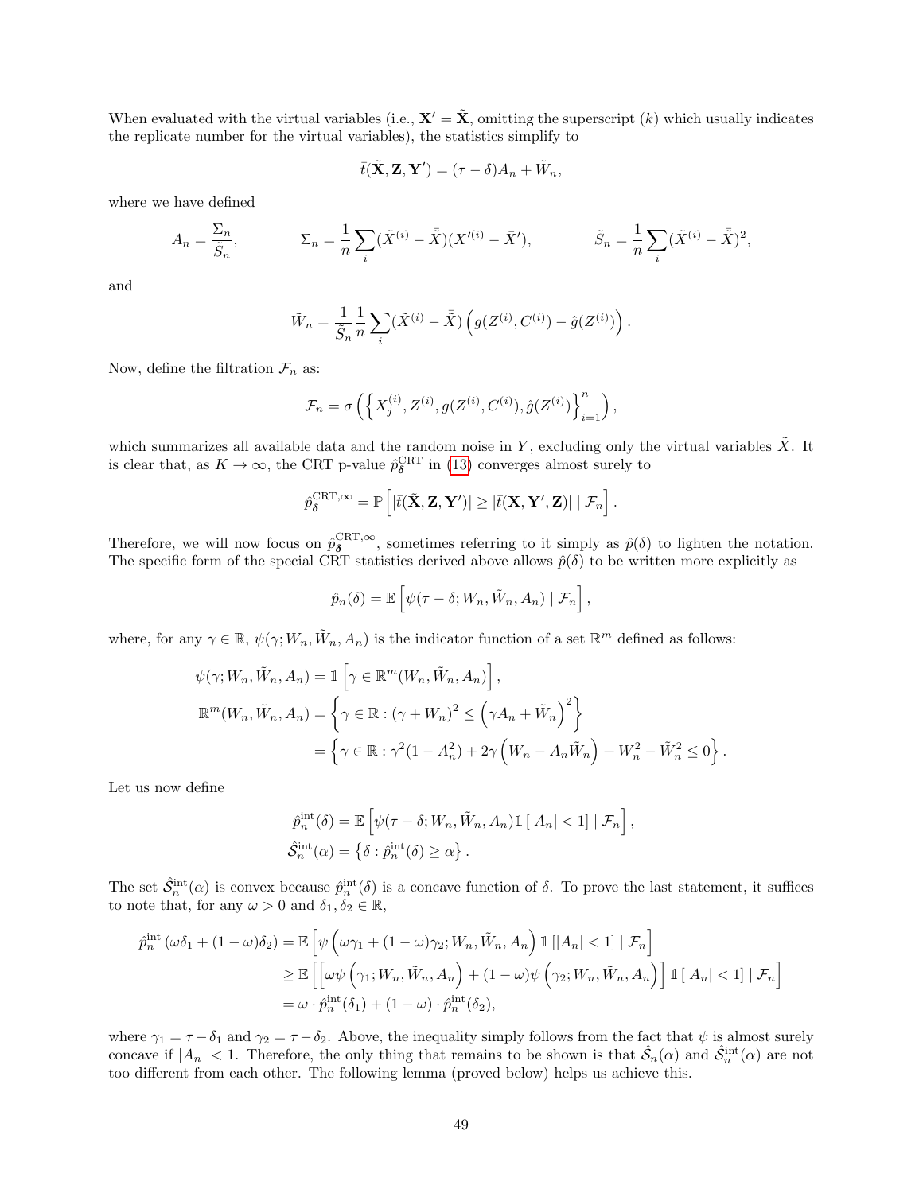When evaluated with the virtual variables (i.e., $\mathbf{X}' = \tilde{\mathbf{X}}$, omitting the superscript $(k)$ which usually indicates the replicate number for the virtual variables), the statistics simplify to

$$\bar{t}(\tilde{\mathbf{X}}, \mathbf{Z}, \mathbf{Y}') = (\tau - \delta)A_n + \tilde{W}_n,$$

where we have defined

$$A_n = \frac{\Sigma_n}{\tilde{S}_n}, \qquad \Sigma_n = \frac{1}{n}\sum_i (\tilde{X}^{(i)} - \bar{\tilde{X}})(X'^{(i)} - \bar{X}'), \qquad \tilde{S}_n = \frac{1}{n}\sum_i (\tilde{X}^{(i)} - \bar{\tilde{X}})^2,$$

and

$$\tilde{W}_n = \frac{1}{\tilde{S}_n}\frac{1}{n}\sum_i (\tilde{X}^{(i)} - \bar{\tilde{X}})\left(g(Z^{(i)}, C^{(i)}) - \hat{g}(Z^{(i)})\right).$$

Now, define the filtration $\mathcal{F}_n$ as:

$$\mathcal{F}_n = \sigma\left(\left\{X_j^{(i)}, Z^{(i)}, g(Z^{(i)}, C^{(i)}), \hat{g}(Z^{(i)})\right\}_{i=1}^n\right),$$

which summarizes all available data and the random noise in $Y$, excluding only the virtual variables $\tilde{X}$. It is clear that, as $K \to \infty$, the CRT p-value $\hat{p}_{\boldsymbol{\delta}}^{\text{CRT}}$ in (13) converges almost surely to

$$\hat{p}_{\boldsymbol{\delta}}^{\text{CRT},\infty} = \mathbb{P}\left[|\bar{t}(\tilde{\mathbf{X}}, \mathbf{Z}, \mathbf{Y}')| \geq |\bar{t}(\mathbf{X}, \mathbf{Y}', \mathbf{Z})| \mid \mathcal{F}_n\right].$$

Therefore, we will now focus on $\hat{p}_{\boldsymbol{\delta}}^{\text{CRT},\infty}$, sometimes referring to it simply as $\hat{p}(\delta)$ to lighten the notation. The specific form of the special CRT statistics derived above allows $\hat{p}(\delta)$ to be written more explicitly as

$$\hat{p}_n(\delta) = \mathbb{E}\left[\psi(\tau - \delta; W_n, \tilde{W}_n, A_n) \mid \mathcal{F}_n\right],$$

where, for any $\gamma \in \mathbb{R}$, $\psi(\gamma; W_n, \tilde{W}_n, A_n)$ is the indicator function of a set $\mathbb{R}^m$ defined as follows:

$$\begin{aligned}
\psi(\gamma; W_n, \tilde{W}_n, A_n) &= \mathbb{1}\left[\gamma \in \mathbb{R}^m(W_n, \tilde{W}_n, A_n)\right], \\
\mathbb{R}^m(W_n, \tilde{W}_n, A_n) &= \left\{\gamma \in \mathbb{R} : (\gamma + W_n)^2 \leq \left(\gamma A_n + \tilde{W}_n\right)^2\right\} \\
&= \left\{\gamma \in \mathbb{R} : \gamma^2(1 - A_n^2) + 2\gamma\left(W_n - A_n\tilde{W}_n\right) + W_n^2 - \tilde{W}_n^2 \leq 0\right\}.
\end{aligned}$$

Let us now define

$$\begin{aligned}
\hat{p}_n^{\text{int}}(\delta) &= \mathbb{E}\left[\psi(\tau - \delta; W_n, \tilde{W}_n, A_n)\mathbb{1}\left[|A_n| < 1\right] \mid \mathcal{F}_n\right], \\
\hat{\mathcal{S}}_n^{\text{int}}(\alpha) &= \left\{\delta : \hat{p}_n^{\text{int}}(\delta) \geq \alpha\right\}.
\end{aligned}$$

The set $\hat{\mathcal{S}}_n^{\text{int}}(\alpha)$ is convex because $\hat{p}_n^{\text{int}}(\delta)$ is a concave function of $\delta$. To prove the last statement, it suffices to note that, for any $\omega > 0$ and $\delta_1, \delta_2 \in \mathbb{R}$,

$$\begin{aligned}
\hat{p}_n^{\text{int}}(\omega\delta_1 + (1 - \omega)\delta_2) &= \mathbb{E}\left[\psi\left(\omega\gamma_1 + (1 - \omega)\gamma_2; W_n, \tilde{W}_n, A_n\right)\mathbb{1}\left[|A_n| < 1\right] \mid \mathcal{F}_n\right] \\
&\geq \mathbb{E}\left[\left[\omega\psi\left(\gamma_1; W_n, \tilde{W}_n, A_n\right) + (1 - \omega)\psi\left(\gamma_2; W_n, \tilde{W}_n, A_n\right)\right]\mathbb{1}\left[|A_n| < 1\right] \mid \mathcal{F}_n\right] \\
&= \omega \cdot \hat{p}_n^{\text{int}}(\delta_1) + (1 - \omega) \cdot \hat{p}_n^{\text{int}}(\delta_2),
\end{aligned}$$

where $\gamma_1 = \tau - \delta_1$ and $\gamma_2 = \tau - \delta_2$. Above, the inequality simply follows from the fact that $\psi$ is almost surely concave if $|A_n| < 1$. Therefore, the only thing that remains to be shown is that $\hat{\mathcal{S}}_n(\alpha)$ and $\hat{\mathcal{S}}_n^{\text{int}}(\alpha)$ are not too different from each other. The following lemma (proved below) helps us achieve this.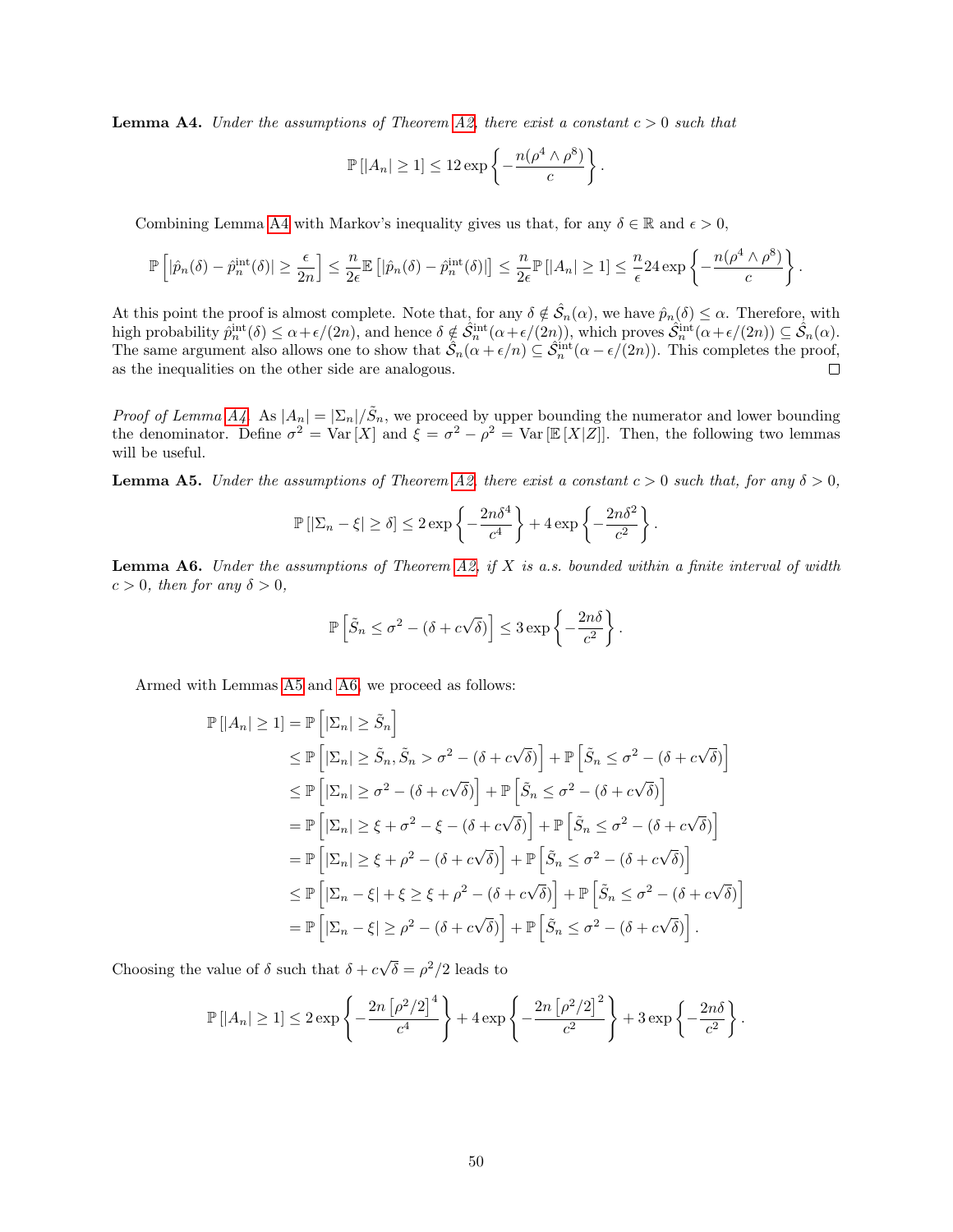**Lemma A4.** *Under the assumptions of Theorem A2, there exist a constant $c > 0$ such that*

$$\mathbb{P}\left[|A_n| \geq 1\right] \leq 12 \exp\left\{-\frac{n(\rho^4 \wedge \rho^8)}{c}\right\}.$$

Combining Lemma A4 with Markov's inequality gives us that, for any $\delta \in \mathbb{R}$ and $\epsilon > 0$,

$$\mathbb{P}\left[|\hat{p}_n(\delta) - \hat{p}_n^{\text{int}}(\delta)| \geq \frac{\epsilon}{2n}\right] \leq \frac{n}{2\epsilon}\mathbb{E}\left[|\hat{p}_n(\delta) - \hat{p}_n^{\text{int}}(\delta)|\right] \leq \frac{n}{2\epsilon}\mathbb{P}\left[|A_n| \geq 1\right] \leq \frac{n}{\epsilon} 24 \exp\left\{-\frac{n(\rho^4 \wedge \rho^8)}{c}\right\}.$$

At this point the proof is almost complete. Note that, for any $\delta \notin \hat{\mathcal{S}}_n(\alpha)$, we have $\hat{p}_n(\delta) \leq \alpha$. Therefore, with high probability $\hat{p}_n^{\text{int}}(\delta) \leq \alpha + \epsilon/(2n)$, and hence $\delta \notin \hat{\mathcal{S}}_n^{\text{int}}(\alpha + \epsilon/(2n))$, which proves $\hat{\mathcal{S}}_n^{\text{int}}(\alpha + \epsilon/(2n)) \subseteq \hat{\mathcal{S}}_n(\alpha)$. The same argument also allows one to show that $\hat{\mathcal{S}}_n(\alpha + \epsilon/n) \subseteq \hat{\mathcal{S}}_n^{\text{int}}(\alpha - \epsilon/(2n))$. This completes the proof, as the inequalities on the other side are analogous. $\square$

*Proof of Lemma A4.* As $|A_n| = |\Sigma_n|/\tilde{S}_n$, we proceed by upper bounding the numerator and lower bounding the denominator. Define $\sigma^2 = \text{Var}[X]$ and $\xi = \sigma^2 - \rho^2 = \text{Var}[\mathbb{E}[X|Z]]$. Then, the following two lemmas will be useful.

**Lemma A5.** *Under the assumptions of Theorem A2, there exist a constant $c > 0$ such that, for any $\delta > 0$,*

$$\mathbb{P}\left[|\Sigma_n - \xi| \geq \delta\right] \leq 2 \exp\left\{-\frac{2n\delta^4}{c^4}\right\} + 4 \exp\left\{-\frac{2n\delta^2}{c^2}\right\}.$$

**Lemma A6.** *Under the assumptions of Theorem A2, if $X$ is a.s. bounded within a finite interval of width $c > 0$, then for any $\delta > 0$,*

$$\mathbb{P}\left[\tilde{S}_n \leq \sigma^2 - (\delta + c\sqrt{\delta})\right] \leq 3 \exp\left\{-\frac{2n\delta}{c^2}\right\}.$$

Armed with Lemmas A5 and A6, we proceed as follows:

$$\begin{aligned}
\mathbb{P}\left[|A_n| \geq 1\right] &= \mathbb{P}\left[|\Sigma_n| \geq \tilde{S}_n\right] \\
&\leq \mathbb{P}\left[|\Sigma_n| \geq \tilde{S}_n, \tilde{S}_n > \sigma^2 - (\delta + c\sqrt{\delta})\right] + \mathbb{P}\left[\tilde{S}_n \leq \sigma^2 - (\delta + c\sqrt{\delta})\right] \\
&\leq \mathbb{P}\left[|\Sigma_n| \geq \sigma^2 - (\delta + c\sqrt{\delta})\right] + \mathbb{P}\left[\tilde{S}_n \leq \sigma^2 - (\delta + c\sqrt{\delta})\right] \\
&= \mathbb{P}\left[|\Sigma_n| \geq \xi + \sigma^2 - \xi - (\delta + c\sqrt{\delta})\right] + \mathbb{P}\left[\tilde{S}_n \leq \sigma^2 - (\delta + c\sqrt{\delta})\right] \\
&= \mathbb{P}\left[|\Sigma_n| \geq \xi + \rho^2 - (\delta + c\sqrt{\delta})\right] + \mathbb{P}\left[\tilde{S}_n \leq \sigma^2 - (\delta + c\sqrt{\delta})\right] \\
&\leq \mathbb{P}\left[|\Sigma_n - \xi| + \xi \geq \xi + \rho^2 - (\delta + c\sqrt{\delta})\right] + \mathbb{P}\left[\tilde{S}_n \leq \sigma^2 - (\delta + c\sqrt{\delta})\right] \\
&= \mathbb{P}\left[|\Sigma_n - \xi| \geq \rho^2 - (\delta + c\sqrt{\delta})\right] + \mathbb{P}\left[\tilde{S}_n \leq \sigma^2 - (\delta + c\sqrt{\delta})\right].
\end{aligned}$$

Choosing the value of $\delta$ such that $\delta + c\sqrt{\delta} = \rho^2/2$ leads to

$$\mathbb{P}\left[|A_n| \geq 1\right] \leq 2 \exp\left\{-\frac{2n\left[\rho^2/2\right]^4}{c^4}\right\} + 4 \exp\left\{-\frac{2n\left[\rho^2/2\right]^2}{c^2}\right\} + 3 \exp\left\{-\frac{2n\delta}{c^2}\right\}.$$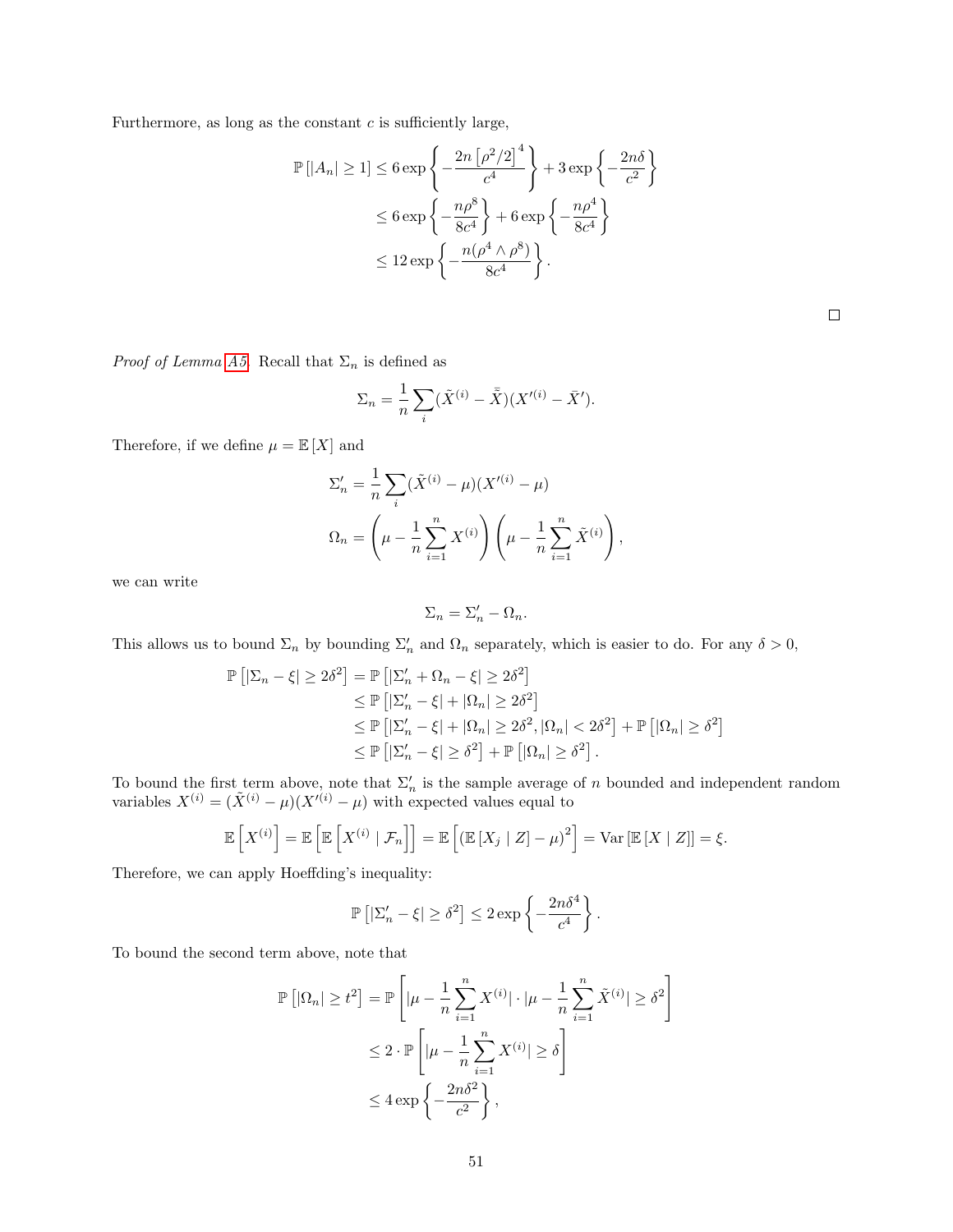Furthermore, as long as the constant $c$ is sufficiently large,

$$
\begin{aligned}
\mathbb{P}\left[|A_n| \geq 1\right] &\leq 6 \exp\left\{-\frac{2n\left[\rho^2/2\right]^4}{c^4}\right\} + 3\exp\left\{-\frac{2n\delta}{c^2}\right\} \\
&\leq 6\exp\left\{-\frac{n\rho^8}{8c^4}\right\} + 6\exp\left\{-\frac{n\rho^4}{8c^4}\right\} \\
&\leq 12\exp\left\{-\frac{n(\rho^4 \wedge \rho^8)}{8c^4}\right\}.
\end{aligned}
$$

□

*Proof of Lemma A5.* Recall that $\Sigma_n$ is defined as

$$
\Sigma_n = \frac{1}{n}\sum_i (\tilde{X}^{(i)} - \bar{\tilde{X}})(X'^{(i)} - \bar{X}').
$$

Therefore, if we define $\mu = \mathbb{E}\left[X\right]$ and

$$
\begin{aligned}
\Sigma_n' &= \frac{1}{n}\sum_i (\tilde{X}^{(i)} - \mu)(X'^{(i)} - \mu) \\
\Omega_n &= \left(\mu - \frac{1}{n}\sum_{i=1}^n X^{(i)}\right)\left(\mu - \frac{1}{n}\sum_{i=1}^n \tilde{X}^{(i)}\right),
\end{aligned}
$$

we can write

$$
\Sigma_n = \Sigma_n' - \Omega_n.
$$

This allows us to bound $\Sigma_n$ by bounding $\Sigma_n'$ and $\Omega_n$ separately, which is easier to do. For any $\delta > 0$,

$$
\begin{aligned}
\mathbb{P}\left[|\Sigma_n - \xi| \geq 2\delta^2\right] &= \mathbb{P}\left[|\Sigma_n' + \Omega_n - \xi| \geq 2\delta^2\right] \\
&\leq \mathbb{P}\left[|\Sigma_n' - \xi| + |\Omega_n| \geq 2\delta^2\right] \\
&\leq \mathbb{P}\left[|\Sigma_n' - \xi| + |\Omega_n| \geq 2\delta^2, |\Omega_n| < 2\delta^2\right] + \mathbb{P}\left[|\Omega_n| \geq \delta^2\right] \\
&\leq \mathbb{P}\left[|\Sigma_n' - \xi| \geq \delta^2\right] + \mathbb{P}\left[|\Omega_n| \geq \delta^2\right].
\end{aligned}
$$

To bound the first term above, note that $\Sigma_n'$ is the sample average of $n$ bounded and independent random variables $X^{(i)} = (\tilde{X}^{(i)} - \mu)(X'^{(i)} - \mu)$ with expected values equal to

$$
\mathbb{E}\left[X^{(i)}\right] = \mathbb{E}\left[\mathbb{E}\left[X^{(i)} \mid \mathcal{F}_n\right]\right] = \mathbb{E}\left[\left(\mathbb{E}\left[X_j \mid Z\right] - \mu\right)^2\right] = \mathrm{Var}\left[\mathbb{E}\left[X \mid Z\right]\right] = \xi.
$$

Therefore, we can apply Hoeffding's inequality:

$$
\mathbb{P}\left[|\Sigma_n' - \xi| \geq \delta^2\right] \leq 2\exp\left\{-\frac{2n\delta^4}{c^4}\right\}.
$$

To bound the second term above, note that

$$
\begin{aligned}
\mathbb{P}\left[|\Omega_n| \geq t^2\right] &= \mathbb{P}\left[|\mu - \frac{1}{n}\sum_{i=1}^n X^{(i)}| \cdot |\mu - \frac{1}{n}\sum_{i=1}^n \tilde{X}^{(i)}| \geq \delta^2\right] \\
&\leq 2 \cdot \mathbb{P}\left[|\mu - \frac{1}{n}\sum_{i=1}^n X^{(i)}| \geq \delta\right] \\
&\leq 4\exp\left\{-\frac{2n\delta^2}{c^2}\right\},
\end{aligned}
$$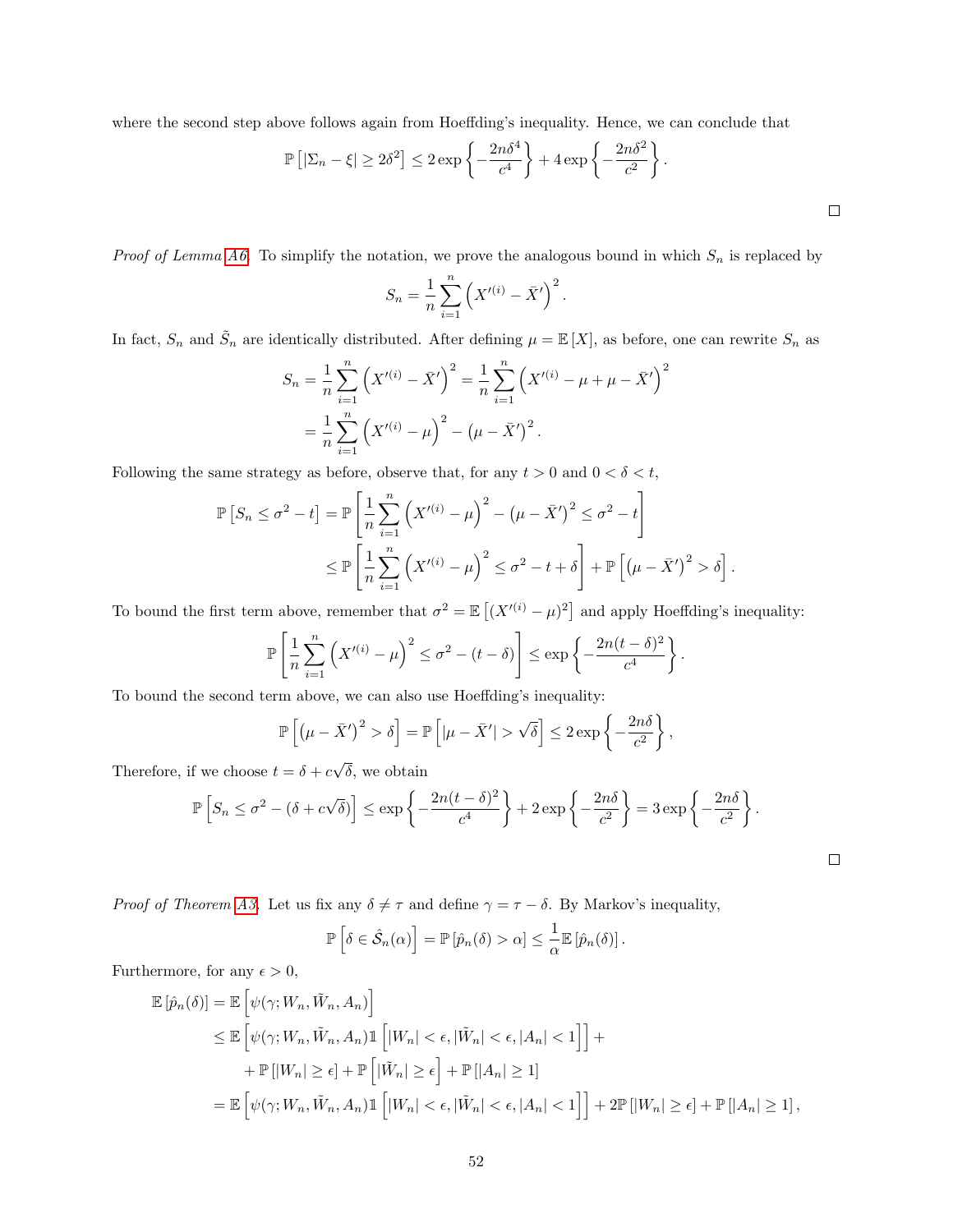where the second step above follows again from Hoeffding's inequality. Hence, we can conclude that

$$\mathbb{P}\left[|\Sigma_n - \xi| \geq 2\delta^2\right] \leq 2\exp\left\{-\frac{2n\delta^4}{c^4}\right\} + 4\exp\left\{-\frac{2n\delta^2}{c^2}\right\}.$$

□

*Proof of Lemma A6.* To simplify the notation, we prove the analogous bound in which $S_n$ is replaced by

$$S_n = \frac{1}{n}\sum_{i=1}^{n}\left(X'^{(i)} - \bar{X}'\right)^2.$$

In fact, $S_n$ and $\tilde{S}_n$ are identically distributed. After defining $\mu = \mathbb{E}[X]$, as before, one can rewrite $S_n$ as

$$\begin{aligned}
S_n &= \frac{1}{n}\sum_{i=1}^{n}\left(X'^{(i)} - \bar{X}'\right)^2 = \frac{1}{n}\sum_{i=1}^{n}\left(X'^{(i)} - \mu + \mu - \bar{X}'\right)^2 \\
&= \frac{1}{n}\sum_{i=1}^{n}\left(X'^{(i)} - \mu\right)^2 - \left(\mu - \bar{X}'\right)^2.
\end{aligned}$$

Following the same strategy as before, observe that, for any $t > 0$ and $0 < \delta < t$,

$$\begin{aligned}
\mathbb{P}\left[S_n \leq \sigma^2 - t\right] &= \mathbb{P}\left[\frac{1}{n}\sum_{i=1}^{n}\left(X'^{(i)} - \mu\right)^2 - \left(\mu - \bar{X}'\right)^2 \leq \sigma^2 - t\right] \\
&\leq \mathbb{P}\left[\frac{1}{n}\sum_{i=1}^{n}\left(X'^{(i)} - \mu\right)^2 \leq \sigma^2 - t + \delta\right] + \mathbb{P}\left[\left(\mu - \bar{X}'\right)^2 > \delta\right].
\end{aligned}$$

To bound the first term above, remember that $\sigma^2 = \mathbb{E}\left[(X'^{(i)} - \mu)^2\right]$ and apply Hoeffding's inequality:

$$\mathbb{P}\left[\frac{1}{n}\sum_{i=1}^{n}\left(X'^{(i)} - \mu\right)^2 \leq \sigma^2 - (t - \delta)\right] \leq \exp\left\{-\frac{2n(t-\delta)^2}{c^4}\right\}.$$

To bound the second term above, we can also use Hoeffding's inequality:

$$\mathbb{P}\left[\left(\mu - \bar{X}'\right)^2 > \delta\right] = \mathbb{P}\left[|\mu - \bar{X}'| > \sqrt{\delta}\right] \leq 2\exp\left\{-\frac{2n\delta}{c^2}\right\},$$

Therefore, if we choose $t = \delta + c\sqrt{\delta}$, we obtain

$$\mathbb{P}\left[S_n \leq \sigma^2 - (\delta + c\sqrt{\delta})\right] \leq \exp\left\{-\frac{2n(t-\delta)^2}{c^4}\right\} + 2\exp\left\{-\frac{2n\delta}{c^2}\right\} = 3\exp\left\{-\frac{2n\delta}{c^2}\right\}.$$

□

*Proof of Theorem A3.* Let us fix any $\delta \neq \tau$ and define $\gamma = \tau - \delta$. By Markov's inequality,

$$\mathbb{P}\left[\delta \in \hat{\mathcal{S}}_n(\alpha)\right] = \mathbb{P}\left[\hat{p}_n(\delta) > \alpha\right] \leq \frac{1}{\alpha}\mathbb{E}\left[\hat{p}_n(\delta)\right].$$

Furthermore, for any $\epsilon > 0$,

$$\begin{aligned}
\mathbb{E}\left[\hat{p}_n(\delta)\right] &= \mathbb{E}\left[\psi(\gamma; W_n, \tilde{W}_n, A_n)\right] \\
&\leq \mathbb{E}\left[\psi(\gamma; W_n, \tilde{W}_n, A_n)\mathbb{1}\left[|W_n| < \epsilon, |\tilde{W}_n| < \epsilon, |A_n| < 1\right]\right] + \\
&\quad + \mathbb{P}\left[|W_n| \geq \epsilon\right] + \mathbb{P}\left[|\tilde{W}_n| \geq \epsilon\right] + \mathbb{P}\left[|A_n| \geq 1\right] \\
&= \mathbb{E}\left[\psi(\gamma; W_n, \tilde{W}_n, A_n)\mathbb{1}\left[|W_n| < \epsilon, |\tilde{W}_n| < \epsilon, |A_n| < 1\right]\right] + 2\mathbb{P}\left[|W_n| \geq \epsilon\right] + \mathbb{P}\left[|A_n| \geq 1\right],
\end{aligned}$$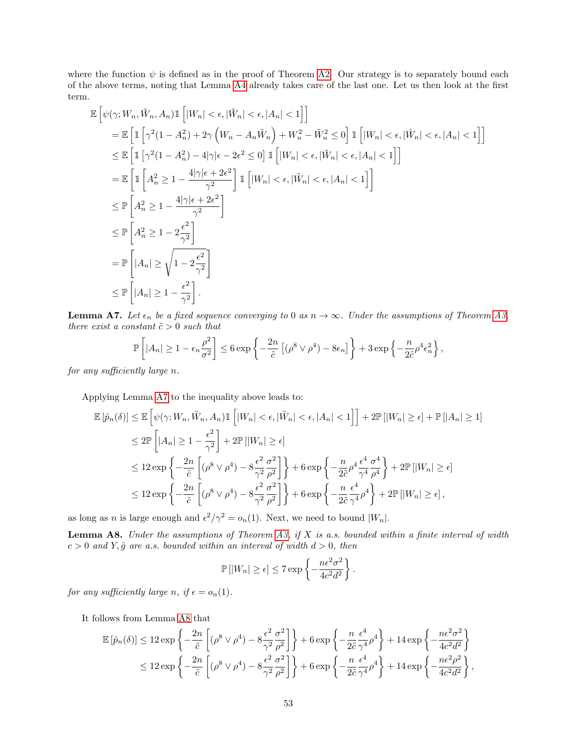where the function $\psi$ is defined as in the proof of Theorem A2. Our strategy is to separately bound each of the above terms, noting that Lemma A4 already takes care of the last one. Let us then look at the first term.

$$
\begin{aligned}
&\mathbb{E}\left[\psi(\gamma; W_n, \tilde{W}_n, A_n)\mathbb{1}\left[|W_n| < \epsilon, |\tilde{W}_n| < \epsilon, |A_n| < 1\right]\right] \\
&= \mathbb{E}\left[\mathbb{1}\left[\gamma^2(1-A_n^2) + 2\gamma\left(W_n - A_n\tilde{W}_n\right) + W_n^2 - \tilde{W}_n^2 \leq 0\right]\mathbb{1}\left[|W_n| < \epsilon, |\tilde{W}_n| < \epsilon, |A_n| < 1\right]\right] \\
&\leq \mathbb{E}\left[\mathbb{1}\left[\gamma^2(1-A_n^2) - 4|\gamma|\epsilon - 2\epsilon^2 \leq 0\right]\mathbb{1}\left[|W_n| < \epsilon, |\tilde{W}_n| < \epsilon, |A_n| < 1\right]\right] \\
&= \mathbb{E}\left[\mathbb{1}\left[A_n^2 \geq 1 - \frac{4|\gamma|\epsilon + 2\epsilon^2}{\gamma^2}\right]\mathbb{1}\left[|W_n| < \epsilon, |\tilde{W}_n| < \epsilon, |A_n| < 1\right]\right] \\
&\leq \mathbb{P}\left[A_n^2 \geq 1 - \frac{4|\gamma|\epsilon + 2\epsilon^2}{\gamma^2}\right] \\
&\leq \mathbb{P}\left[A_n^2 \geq 1 - 2\frac{\epsilon^2}{\gamma^2}\right] \\
&= \mathbb{P}\left[|A_n| \geq \sqrt{1 - 2\frac{\epsilon^2}{\gamma^2}}\right] \\
&\leq \mathbb{P}\left[|A_n| \geq 1 - \frac{\epsilon^2}{\gamma^2}\right].
\end{aligned}
$$

**Lemma A7.** *Let $\epsilon_n$ be a fixed sequence converging to 0 as $n \to \infty$. Under the assumptions of Theorem A3, there exist a constant $\tilde{c} > 0$ such that*

$$
\mathbb{P}\left[|A_n| \geq 1 - \epsilon_n \frac{\rho^2}{\sigma^2}\right] \leq 6\exp\left\{-\frac{2n}{\tilde{c}}\left[(\rho^8 \vee \rho^4) - 8\epsilon_n\right]\right\} + 3\exp\left\{-\frac{n}{2\tilde{c}}\rho^4\epsilon_n^2\right\},
$$

*for any sufficiently large $n$.*

Applying Lemma A7 to the inequality above leads to:

$$
\begin{aligned}
\mathbb{E}\left[\hat{p}_n(\delta)\right] &\leq \mathbb{E}\left[\psi(\gamma; W_n, \tilde{W}_n, A_n)\mathbb{1}\left[|W_n| < \epsilon, |\tilde{W}_n| < \epsilon, |A_n| < 1\right]\right] + 2\mathbb{P}\left[|W_n| \geq \epsilon\right] + \mathbb{P}\left[|A_n| \geq 1\right] \\
&\leq 2\mathbb{P}\left[|A_n| \geq 1 - \frac{\epsilon^2}{\gamma^2}\right] + 2\mathbb{P}\left[|W_n| \geq \epsilon\right] \\
&\leq 12\exp\left\{-\frac{2n}{\tilde{c}}\left[(\rho^8 \vee \rho^4) - 8\frac{\epsilon^2}{\gamma^2}\frac{\sigma^2}{\rho^2}\right]\right\} + 6\exp\left\{-\frac{n}{2\tilde{c}}\rho^4\frac{\epsilon^4}{\gamma^4}\frac{\sigma^4}{\rho^4}\right\} + 2\mathbb{P}\left[|W_n| \geq \epsilon\right] \\
&\leq 12\exp\left\{-\frac{2n}{\tilde{c}}\left[(\rho^8 \vee \rho^4) - 8\frac{\epsilon^2}{\gamma^2}\frac{\sigma^2}{\rho^2}\right]\right\} + 6\exp\left\{-\frac{n}{2\tilde{c}}\frac{\epsilon^4}{\gamma^4}\rho^4\right\} + 2\mathbb{P}\left[|W_n| \geq \epsilon\right],
\end{aligned}
$$

as long as $n$ is large enough and $\epsilon^2/\gamma^2 = o_n(1)$. Next, we need to bound $|W_n|$.

**Lemma A8.** *Under the assumptions of Theorem A3, if $X$ is a.s. bounded within a finite interval of width $c > 0$ and $Y, \hat{g}$ are a.s. bounded within an interval of width $d > 0$, then*

$$
\mathbb{P}\left[|W_n| \geq \epsilon\right] \leq 7\exp\left\{-\frac{n\epsilon^2\sigma^2}{4c^2d^2}\right\}.
$$

*for any sufficiently large $n$, if $\epsilon = o_n(1)$.*

It follows from Lemma A8 that

$$
\begin{aligned}
\mathbb{E}\left[\hat{p}_n(\delta)\right] &\leq 12\exp\left\{-\frac{2n}{\tilde{c}}\left[(\rho^8 \vee \rho^4) - 8\frac{\epsilon^2}{\gamma^2}\frac{\sigma^2}{\rho^2}\right]\right\} + 6\exp\left\{-\frac{n}{2\tilde{c}}\frac{\epsilon^4}{\gamma^4}\rho^4\right\} + 14\exp\left\{-\frac{n\epsilon^2\sigma^2}{4c^2d^2}\right\} \\
&\leq 12\exp\left\{-\frac{2n}{\tilde{c}}\left[(\rho^8 \vee \rho^4) - 8\frac{\epsilon^2}{\gamma^2}\frac{\sigma^2}{\rho^2}\right]\right\} + 6\exp\left\{-\frac{n}{2\tilde{c}}\frac{\epsilon^4}{\gamma^4}\rho^4\right\} + 14\exp\left\{-\frac{n\epsilon^2\rho^2}{4c^2d^2}\right\},
\end{aligned}
$$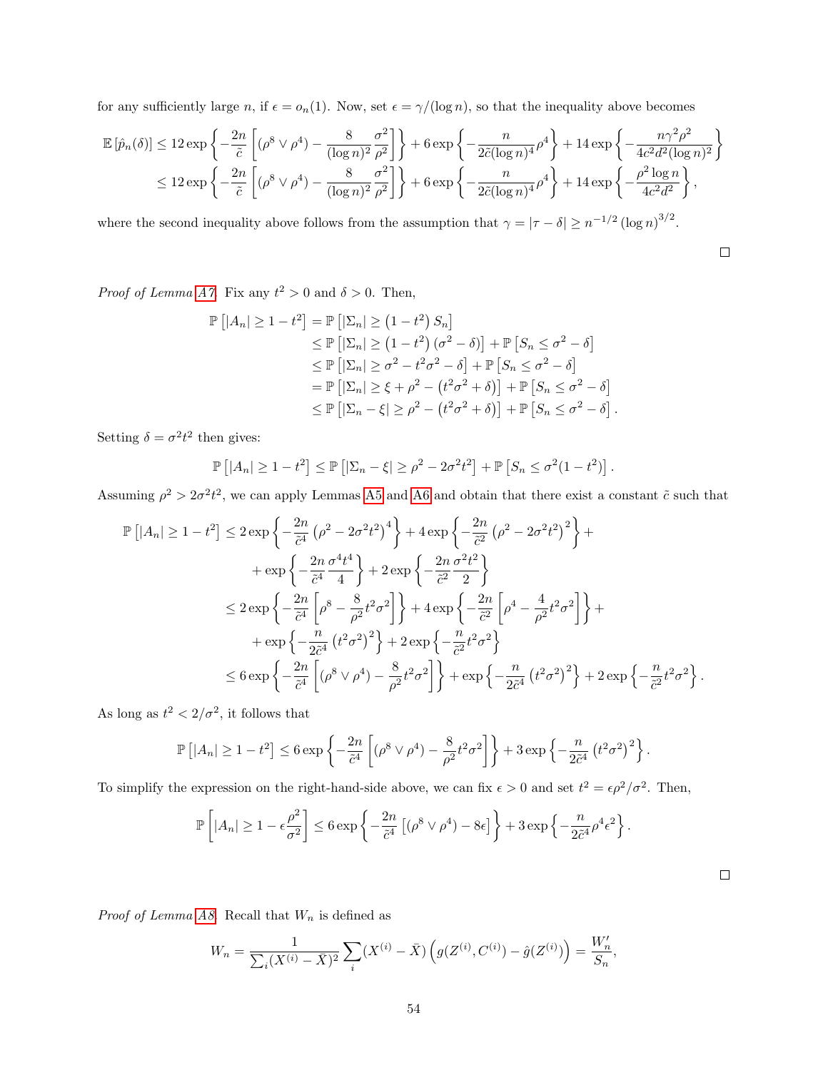for any sufficiently large $n$, if $\epsilon = o_n(1)$. Now, set $\epsilon = \gamma/(\log n)$, so that the inequality above becomes

$$
\begin{aligned}
\mathbb{E}\left[\hat{p}_n(\delta)\right] &\leq 12 \exp\left\{-\frac{2n}{\tilde{c}}\left[(\rho^8 \vee \rho^4) - \frac{8}{(\log n)^2}\frac{\sigma^2}{\rho^2}\right]\right\} + 6\exp\left\{-\frac{n}{2\tilde{c}(\log n)^4}\rho^4\right\} + 14\exp\left\{-\frac{n\gamma^2\rho^2}{4c^2d^2(\log n)^2}\right\} \\
&\leq 12 \exp\left\{-\frac{2n}{\tilde{c}}\left[(\rho^8 \vee \rho^4) - \frac{8}{(\log n)^2}\frac{\sigma^2}{\rho^2}\right]\right\} + 6\exp\left\{-\frac{n}{2\tilde{c}(\log n)^4}\rho^4\right\} + 14\exp\left\{-\frac{\rho^2 \log n}{4c^2d^2}\right\},
\end{aligned}
$$

where the second inequality above follows from the assumption that $\gamma = |\tau - \delta| \geq n^{-1/2}(\log n)^{3/2}$.

□

*Proof of Lemma A7.* Fix any $t^2 > 0$ and $\delta > 0$. Then,

$$
\begin{aligned}
\mathbb{P}\left[|A_n| \geq 1 - t^2\right] &= \mathbb{P}\left[|\Sigma_n| \geq \left(1 - t^2\right) S_n\right] \\
&\leq \mathbb{P}\left[|\Sigma_n| \geq \left(1 - t^2\right)\left(\sigma^2 - \delta\right)\right] + \mathbb{P}\left[S_n \leq \sigma^2 - \delta\right] \\
&\leq \mathbb{P}\left[|\Sigma_n| \geq \sigma^2 - t^2\sigma^2 - \delta\right] + \mathbb{P}\left[S_n \leq \sigma^2 - \delta\right] \\
&= \mathbb{P}\left[|\Sigma_n| \geq \xi + \rho^2 - \left(t^2\sigma^2 + \delta\right)\right] + \mathbb{P}\left[S_n \leq \sigma^2 - \delta\right] \\
&\leq \mathbb{P}\left[|\Sigma_n - \xi| \geq \rho^2 - \left(t^2\sigma^2 + \delta\right)\right] + \mathbb{P}\left[S_n \leq \sigma^2 - \delta\right].
\end{aligned}
$$

Setting $\delta = \sigma^2 t^2$ then gives:

$$
\mathbb{P}\left[|A_n| \geq 1 - t^2\right] \leq \mathbb{P}\left[|\Sigma_n - \xi| \geq \rho^2 - 2\sigma^2 t^2\right] + \mathbb{P}\left[S_n \leq \sigma^2(1 - t^2)\right].
$$

Assuming $\rho^2 > 2\sigma^2 t^2$, we can apply Lemmas A5 and A6 and obtain that there exist a constant $\tilde{c}$ such that

$$
\begin{aligned}
\mathbb{P}\left[|A_n| \geq 1 - t^2\right] &\leq 2\exp\left\{-\frac{2n}{\tilde{c}^4}\left(\rho^2 - 2\sigma^2 t^2\right)^4\right\} + 4\exp\left\{-\frac{2n}{\tilde{c}^2}\left(\rho^2 - 2\sigma^2 t^2\right)^2\right\} + \\
&\quad + \exp\left\{-\frac{2n}{\tilde{c}^4}\frac{\sigma^4 t^4}{4}\right\} + 2\exp\left\{-\frac{2n}{\tilde{c}^2}\frac{\sigma^2 t^2}{2}\right\} \\
&\leq 2\exp\left\{-\frac{2n}{\tilde{c}^4}\left[\rho^8 - \frac{8}{\rho^2}t^2\sigma^2\right]\right\} + 4\exp\left\{-\frac{2n}{\tilde{c}^2}\left[\rho^4 - \frac{4}{\rho^2}t^2\sigma^2\right]\right\} + \\
&\quad + \exp\left\{-\frac{n}{2\tilde{c}^4}\left(t^2\sigma^2\right)^2\right\} + 2\exp\left\{-\frac{n}{\tilde{c}^2}t^2\sigma^2\right\} \\
&\leq 6\exp\left\{-\frac{2n}{\tilde{c}^4}\left[(\rho^8 \vee \rho^4) - \frac{8}{\rho^2}t^2\sigma^2\right]\right\} + \exp\left\{-\frac{n}{2\tilde{c}^4}\left(t^2\sigma^2\right)^2\right\} + 2\exp\left\{-\frac{n}{\tilde{c}^2}t^2\sigma^2\right\}.
\end{aligned}
$$

As long as $t^2 < 2/\sigma^2$, it follows that

$$
\mathbb{P}\left[|A_n| \geq 1 - t^2\right] \leq 6\exp\left\{-\frac{2n}{\tilde{c}^4}\left[(\rho^8 \vee \rho^4) - \frac{8}{\rho^2}t^2\sigma^2\right]\right\} + 3\exp\left\{-\frac{n}{2\tilde{c}^4}\left(t^2\sigma^2\right)^2\right\}.
$$

To simplify the expression on the right-hand-side above, we can fix $\epsilon > 0$ and set $t^2 = \epsilon\rho^2/\sigma^2$. Then,

$$
\mathbb{P}\left[|A_n| \geq 1 - \epsilon\frac{\rho^2}{\sigma^2}\right] \leq 6\exp\left\{-\frac{2n}{\tilde{c}^4}\left[(\rho^8 \vee \rho^4) - 8\epsilon\right]\right\} + 3\exp\left\{-\frac{n}{2\tilde{c}^4}\rho^4\epsilon^2\right\}.
$$

□

*Proof of Lemma A8.* Recall that $W_n$ is defined as

$$
W_n = \frac{1}{\sum_i (X^{(i)} - \bar{X})^2}\sum_i (X^{(i)} - \bar{X})\left(g(Z^{(i)}, C^{(i)}) - \hat{g}(Z^{(i)})\right) = \frac{W_n'}{S_n},
$$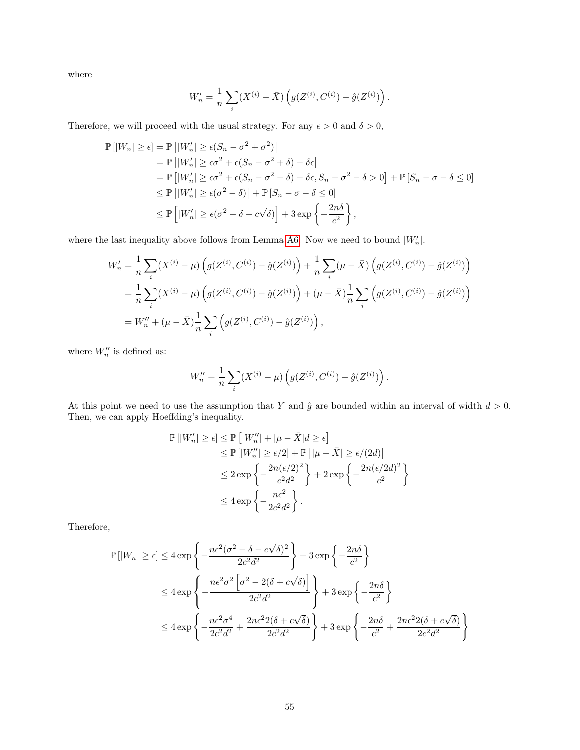where

$$W_n' = \frac{1}{n} \sum_i (X^{(i)} - \bar{X}) \left( g(Z^{(i)}, C^{(i)}) - \hat{g}(Z^{(i)}) \right).$$

Therefore, we will proceed with the usual strategy. For any $\epsilon > 0$ and $\delta > 0$,

$$\begin{aligned}
\mathbb{P}\left[|W_n| \geq \epsilon\right] &= \mathbb{P}\left[|W_n'| \geq \epsilon(S_n - \sigma^2 + \sigma^2)\right] \\
&= \mathbb{P}\left[|W_n'| \geq \epsilon\sigma^2 + \epsilon(S_n - \sigma^2 + \delta) - \delta\epsilon\right] \\
&= \mathbb{P}\left[|W_n'| \geq \epsilon\sigma^2 + \epsilon(S_n - \sigma^2 - \delta) - \delta\epsilon, S_n - \sigma^2 - \delta > 0\right] + \mathbb{P}\left[S_n - \sigma - \delta \leq 0\right] \\
&\leq \mathbb{P}\left[|W_n'| \geq \epsilon(\sigma^2 - \delta)\right] + \mathbb{P}\left[S_n - \sigma - \delta \leq 0\right] \\
&\leq \mathbb{P}\left[|W_n'| \geq \epsilon(\sigma^2 - \delta - c\sqrt{\delta})\right] + 3\exp\left\{-\frac{2n\delta}{c^2}\right\},
\end{aligned}$$

where the last inequality above follows from Lemma A6. Now we need to bound $|W_n'|$.

$$\begin{aligned}
W_n' &= \frac{1}{n}\sum_i (X^{(i)} - \mu)\left(g(Z^{(i)}, C^{(i)}) - \hat{g}(Z^{(i)})\right) + \frac{1}{n}\sum_i (\mu - \bar{X})\left(g(Z^{(i)}, C^{(i)}) - \hat{g}(Z^{(i)})\right) \\
&= \frac{1}{n}\sum_i (X^{(i)} - \mu)\left(g(Z^{(i)}, C^{(i)}) - \hat{g}(Z^{(i)})\right) + (\mu - \bar{X})\frac{1}{n}\sum_i \left(g(Z^{(i)}, C^{(i)}) - \hat{g}(Z^{(i)})\right) \\
&= W_n'' + (\mu - \bar{X})\frac{1}{n}\sum_i \left(g(Z^{(i)}, C^{(i)}) - \hat{g}(Z^{(i)})\right),
\end{aligned}$$

where $W_n''$ is defined as:

$$W_n'' = \frac{1}{n}\sum_i (X^{(i)} - \mu)\left(g(Z^{(i)}, C^{(i)}) - \hat{g}(Z^{(i)})\right).$$

At this point we need to use the assumption that $Y$ and $\hat{g}$ are bounded within an interval of width $d > 0$. Then, we can apply Hoeffding's inequality.

$$\begin{aligned}
\mathbb{P}\left[|W_n'| \geq \epsilon\right] &\leq \mathbb{P}\left[|W_n''| + |\mu - \bar{X}|d \geq \epsilon\right] \\
&\leq \mathbb{P}\left[|W_n''| \geq \epsilon/2\right] + \mathbb{P}\left[|\mu - \bar{X}| \geq \epsilon/(2d)\right] \\
&\leq 2\exp\left\{-\frac{2n(\epsilon/2)^2}{c^2 d^2}\right\} + 2\exp\left\{-\frac{2n(\epsilon/2d)^2}{c^2}\right\} \\
&\leq 4\exp\left\{-\frac{n\epsilon^2}{2c^2 d^2}\right\}.
\end{aligned}$$

Therefore,

$$\begin{aligned}
\mathbb{P}\left[|W_n| \geq \epsilon\right] &\leq 4\exp\left\{-\frac{n\epsilon^2(\sigma^2 - \delta - c\sqrt{\delta})^2}{2c^2 d^2}\right\} + 3\exp\left\{-\frac{2n\delta}{c^2}\right\} \\
&\leq 4\exp\left\{-\frac{n\epsilon^2\sigma^2\left[\sigma^2 - 2(\delta + c\sqrt{\delta})\right]}{2c^2 d^2}\right\} + 3\exp\left\{-\frac{2n\delta}{c^2}\right\} \\
&\leq 4\exp\left\{-\frac{n\epsilon^2\sigma^4}{2c^2 d^2} + \frac{2n\epsilon^2 2(\delta + c\sqrt{\delta})}{2c^2 d^2}\right\} + 3\exp\left\{-\frac{2n\delta}{c^2} + \frac{2n\epsilon^2 2(\delta + c\sqrt{\delta})}{2c^2 d^2}\right\}
\end{aligned}$$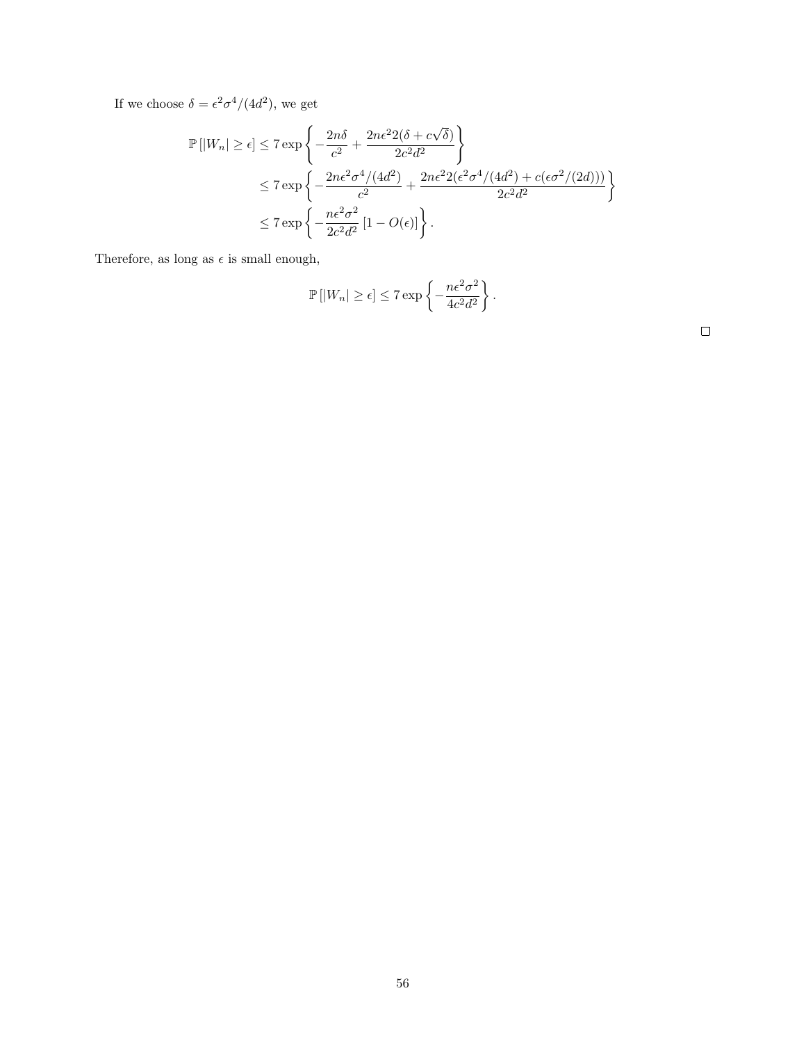If we choose $\delta = \epsilon^2\sigma^4/(4d^2)$, we get

$$
\begin{aligned}
\mathbb{P}\left[|W_n| \geq \epsilon\right] &\leq 7\exp\left\{-\frac{2n\delta}{c^2} + \frac{2n\epsilon^2 2(\delta + c\sqrt{\delta})}{2c^2d^2}\right\} \\
&\leq 7\exp\left\{-\frac{2n\epsilon^2\sigma^4/(4d^2)}{c^2} + \frac{2n\epsilon^2 2(\epsilon^2\sigma^4/(4d^2) + c(\epsilon\sigma^2/(2d)))}{2c^2d^2}\right\} \\
&\leq 7\exp\left\{-\frac{n\epsilon^2\sigma^2}{2c^2d^2}\left[1 - O(\epsilon)\right]\right\}.
\end{aligned}
$$

Therefore, as long as $\epsilon$ is small enough,

$$
\mathbb{P}\left[|W_n| \geq \epsilon\right] \leq 7\exp\left\{-\frac{n\epsilon^2\sigma^2}{4c^2d^2}\right\}.
$$

□